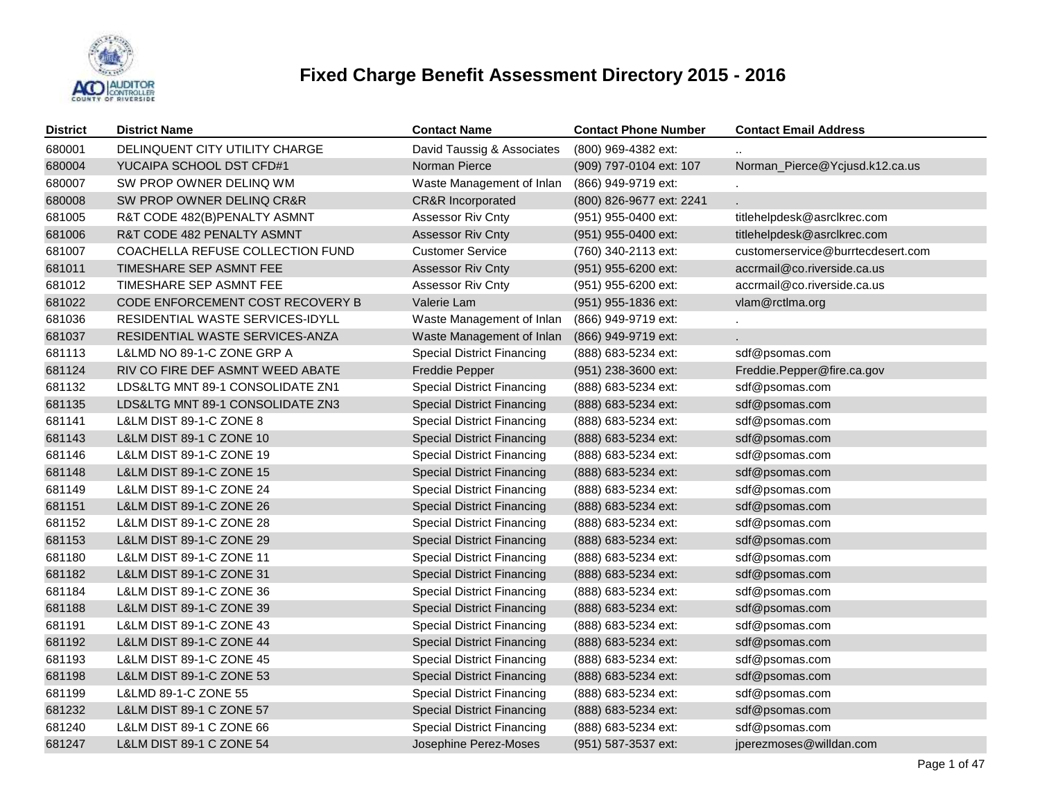# Fixed Charge Benefit Assessment Directory 2015 - 2016

| District | District Name | Contact Name | Contact Phone Number | Contact Email Address |
|---|---|---|---|---|
| 680001 | DELINQUENT CITY UTILITY CHARGE | David Taussig & Associates | (800) 969-4382 ext: | .. |
| 680004 | YUCAIPA SCHOOL DST CFD#1 | Norman Pierce | (909) 797-0104 ext: 107 | Norman_Pierce@Ycjusd.k12.ca.us |
| 680007 | SW PROP OWNER DELINQ WM | Waste Management of Inlan | (866) 949-9719 ext: | . |
| 680008 | SW PROP OWNER DELINQ CR&R | CR&R Incorporated | (800) 826-9677 ext: 2241 | . |
| 681005 | R&T CODE 482(B)PENALTY ASMNT | Assessor Riv Cnty | (951) 955-0400 ext: | titlehelpdesk@asrclkrec.com |
| 681006 | R&T CODE 482 PENALTY ASMNT | Assessor Riv Cnty | (951) 955-0400 ext: | titlehelpdesk@asrclkrec.com |
| 681007 | COACHELLA REFUSE COLLECTION FUND | Customer Service | (760) 340-2113 ext: | customerservice@burrtecdesert.com |
| 681011 | TIMESHARE SEP ASMNT FEE | Assessor Riv Cnty | (951) 955-6200 ext: | accrmail@co.riverside.ca.us |
| 681012 | TIMESHARE SEP ASMNT FEE | Assessor Riv Cnty | (951) 955-6200 ext: | accrmail@co.riverside.ca.us |
| 681022 | CODE ENFORCEMENT COST RECOVERY B | Valerie Lam | (951) 955-1836 ext: | vlam@rctlma.org |
| 681036 | RESIDENTIAL WASTE SERVICES-IDYLL | Waste Management of Inlan | (866) 949-9719 ext: | . |
| 681037 | RESIDENTIAL WASTE SERVICES-ANZA | Waste Management of Inlan | (866) 949-9719 ext: | . |
| 681113 | L&LMD NO 89-1-C ZONE GRP A | Special District Financing | (888) 683-5234 ext: | sdf@psomas.com |
| 681124 | RIV CO FIRE DEF ASMNT WEED ABATE | Freddie Pepper | (951) 238-3600 ext: | Freddie.Pepper@fire.ca.gov |
| 681132 | LDS&LTG MNT 89-1 CONSOLIDATE ZN1 | Special District Financing | (888) 683-5234 ext: | sdf@psomas.com |
| 681135 | LDS&LTG MNT 89-1 CONSOLIDATE ZN3 | Special District Financing | (888) 683-5234 ext: | sdf@psomas.com |
| 681141 | L&LM DIST 89-1-C ZONE 8 | Special District Financing | (888) 683-5234 ext: | sdf@psomas.com |
| 681143 | L&LM DIST 89-1 C ZONE 10 | Special District Financing | (888) 683-5234 ext: | sdf@psomas.com |
| 681146 | L&LM DIST 89-1-C ZONE 19 | Special District Financing | (888) 683-5234 ext: | sdf@psomas.com |
| 681148 | L&LM DIST 89-1-C ZONE 15 | Special District Financing | (888) 683-5234 ext: | sdf@psomas.com |
| 681149 | L&LM DIST 89-1-C ZONE 24 | Special District Financing | (888) 683-5234 ext: | sdf@psomas.com |
| 681151 | L&LM DIST 89-1-C ZONE 26 | Special District Financing | (888) 683-5234 ext: | sdf@psomas.com |
| 681152 | L&LM DIST 89-1-C ZONE 28 | Special District Financing | (888) 683-5234 ext: | sdf@psomas.com |
| 681153 | L&LM DIST 89-1-C ZONE 29 | Special District Financing | (888) 683-5234 ext: | sdf@psomas.com |
| 681180 | L&LM DIST 89-1-C ZONE 11 | Special District Financing | (888) 683-5234 ext: | sdf@psomas.com |
| 681182 | L&LM DIST 89-1-C ZONE 31 | Special District Financing | (888) 683-5234 ext: | sdf@psomas.com |
| 681184 | L&LM DIST 89-1-C ZONE 36 | Special District Financing | (888) 683-5234 ext: | sdf@psomas.com |
| 681188 | L&LM DIST 89-1-C ZONE 39 | Special District Financing | (888) 683-5234 ext: | sdf@psomas.com |
| 681191 | L&LM DIST 89-1-C ZONE 43 | Special District Financing | (888) 683-5234 ext: | sdf@psomas.com |
| 681192 | L&LM DIST 89-1-C ZONE 44 | Special District Financing | (888) 683-5234 ext: | sdf@psomas.com |
| 681193 | L&LM DIST 89-1-C ZONE 45 | Special District Financing | (888) 683-5234 ext: | sdf@psomas.com |
| 681198 | L&LM DIST 89-1-C ZONE 53 | Special District Financing | (888) 683-5234 ext: | sdf@psomas.com |
| 681199 | L&LMD 89-1-C ZONE 55 | Special District Financing | (888) 683-5234 ext: | sdf@psomas.com |
| 681232 | L&LM DIST 89-1 C ZONE 57 | Special District Financing | (888) 683-5234 ext: | sdf@psomas.com |
| 681240 | L&LM DIST 89-1 C ZONE 66 | Special District Financing | (888) 683-5234 ext: | sdf@psomas.com |
| 681247 | L&LM DIST 89-1 C ZONE 54 | Josephine Perez-Moses | (951) 587-3537 ext: | jperezmoses@willdan.com |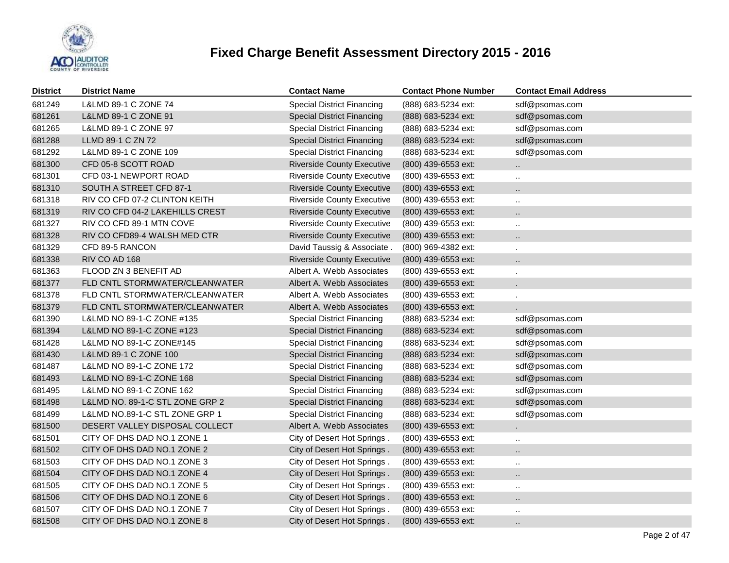# Fixed Charge Benefit Assessment Directory 2015 - 2016

| District | District Name | Contact Name | Contact Phone Number | Contact Email Address |
|---|---|---|---|---|
| 681249 | L&LMD 89-1 C ZONE 74 | Special District Financing | (888) 683-5234 ext: | sdf@psomas.com |
| 681261 | L&LMD 89-1 C ZONE 91 | Special District Financing | (888) 683-5234 ext: | sdf@psomas.com |
| 681265 | L&LMD 89-1 C ZONE 97 | Special District Financing | (888) 683-5234 ext: | sdf@psomas.com |
| 681288 | LLMD 89-1 C ZN 72 | Special District Financing | (888) 683-5234 ext: | sdf@psomas.com |
| 681292 | L&LMD 89-1 C ZONE 109 | Special District Financing | (888) 683-5234 ext: | sdf@psomas.com |
| 681300 | CFD 05-8 SCOTT ROAD | Riverside County Executive | (800) 439-6553 ext: | .. |
| 681301 | CFD 03-1 NEWPORT ROAD | Riverside County Executive | (800) 439-6553 ext: | .. |
| 681310 | SOUTH A STREET CFD 87-1 | Riverside County Executive | (800) 439-6553 ext: | .. |
| 681318 | RIV CO CFD 07-2 CLINTON KEITH | Riverside County Executive | (800) 439-6553 ext: | .. |
| 681319 | RIV CO CFD 04-2 LAKEHILLS CREST | Riverside County Executive | (800) 439-6553 ext: | .. |
| 681327 | RIV CO CFD 89-1 MTN COVE | Riverside County Executive | (800) 439-6553 ext: | .. |
| 681328 | RIV CO CFD89-4 WALSH MED CTR | Riverside County Executive | (800) 439-6553 ext: | .. |
| 681329 | CFD 89-5 RANCON | David Taussig & Associate . | (800) 969-4382 ext: | . |
| 681338 | RIV CO AD 168 | Riverside County Executive | (800) 439-6553 ext: | .. |
| 681363 | FLOOD ZN 3 BENEFIT AD | Albert A. Webb Associates | (800) 439-6553 ext: | . |
| 681377 | FLD CNTL STORMWATER/CLEANWATER | Albert A. Webb Associates | (800) 439-6553 ext: | . |
| 681378 | FLD CNTL STORMWATER/CLEANWATER | Albert A. Webb Associates | (800) 439-6553 ext: | . |
| 681379 | FLD CNTL STORMWATER/CLEANWATER | Albert A. Webb Associates | (800) 439-6553 ext: | . |
| 681390 | L&LMD NO 89-1-C ZONE #135 | Special District Financing | (888) 683-5234 ext: | sdf@psomas.com |
| 681394 | L&LMD NO 89-1-C ZONE #123 | Special District Financing | (888) 683-5234 ext: | sdf@psomas.com |
| 681428 | L&LMD NO 89-1-C ZONE#145 | Special District Financing | (888) 683-5234 ext: | sdf@psomas.com |
| 681430 | L&LMD 89-1 C ZONE 100 | Special District Financing | (888) 683-5234 ext: | sdf@psomas.com |
| 681487 | L&LMD NO 89-1-C ZONE 172 | Special District Financing | (888) 683-5234 ext: | sdf@psomas.com |
| 681493 | L&LMD NO 89-1-C ZONE 168 | Special District Financing | (888) 683-5234 ext: | sdf@psomas.com |
| 681495 | L&LMD NO 89-1-C ZONE 162 | Special District Financing | (888) 683-5234 ext: | sdf@psomas.com |
| 681498 | L&LMD NO. 89-1-C STL ZONE GRP 2 | Special District Financing | (888) 683-5234 ext: | sdf@psomas.com |
| 681499 | L&LMD NO.89-1-C STL ZONE GRP 1 | Special District Financing | (888) 683-5234 ext: | sdf@psomas.com |
| 681500 | DESERT VALLEY DISPOSAL COLLECT | Albert A. Webb Associates | (800) 439-6553 ext: | . |
| 681501 | CITY OF DHS DAD NO.1 ZONE 1 | City of Desert Hot Springs . | (800) 439-6553 ext: | .. |
| 681502 | CITY OF DHS DAD NO.1 ZONE 2 | City of Desert Hot Springs . | (800) 439-6553 ext: | .. |
| 681503 | CITY OF DHS DAD NO.1 ZONE 3 | City of Desert Hot Springs . | (800) 439-6553 ext: | .. |
| 681504 | CITY OF DHS DAD NO.1 ZONE 4 | City of Desert Hot Springs . | (800) 439-6553 ext: | .. |
| 681505 | CITY OF DHS DAD NO.1 ZONE 5 | City of Desert Hot Springs . | (800) 439-6553 ext: | .. |
| 681506 | CITY OF DHS DAD NO.1 ZONE 6 | City of Desert Hot Springs . | (800) 439-6553 ext: | .. |
| 681507 | CITY OF DHS DAD NO.1 ZONE 7 | City of Desert Hot Springs . | (800) 439-6553 ext: | .. |
| 681508 | CITY OF DHS DAD NO.1 ZONE 8 | City of Desert Hot Springs . | (800) 439-6553 ext: | .. |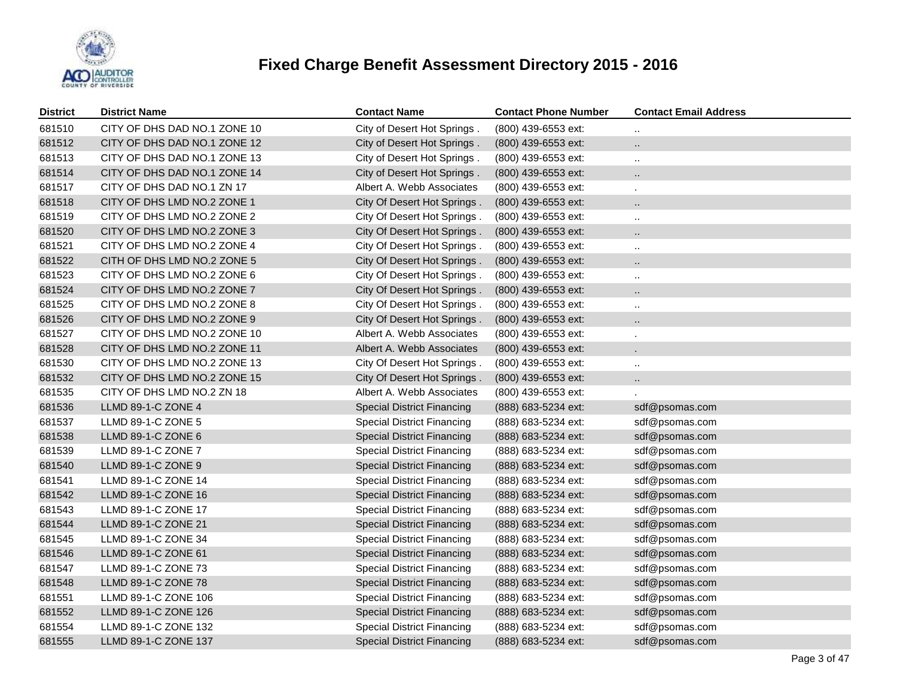# Fixed Charge Benefit Assessment Directory 2015 - 2016

| District | District Name | Contact Name | Contact Phone Number | Contact Email Address |
|---|---|---|---|---|
| 681510 | CITY OF DHS DAD NO.1 ZONE 10 | City of Desert Hot Springs . | (800) 439-6553 ext: | .. |
| 681512 | CITY OF DHS DAD NO.1 ZONE 12 | City of Desert Hot Springs . | (800) 439-6553 ext: | .. |
| 681513 | CITY OF DHS DAD NO.1 ZONE 13 | City of Desert Hot Springs . | (800) 439-6553 ext: | .. |
| 681514 | CITY OF DHS DAD NO.1 ZONE 14 | City of Desert Hot Springs . | (800) 439-6553 ext: | .. |
| 681517 | CITY OF DHS DAD NO.1 ZN 17 | Albert A. Webb Associates | (800) 439-6553 ext: | . |
| 681518 | CITY OF DHS LMD NO.2 ZONE 1 | City Of Desert Hot Springs . | (800) 439-6553 ext: | .. |
| 681519 | CITY OF DHS LMD NO.2 ZONE 2 | City Of Desert Hot Springs . | (800) 439-6553 ext: | .. |
| 681520 | CITY OF DHS LMD NO.2 ZONE 3 | City Of Desert Hot Springs . | (800) 439-6553 ext: | .. |
| 681521 | CITY OF DHS LMD NO.2 ZONE 4 | City Of Desert Hot Springs . | (800) 439-6553 ext: | .. |
| 681522 | CITH OF DHS LMD NO.2 ZONE 5 | City Of Desert Hot Springs . | (800) 439-6553 ext: | .. |
| 681523 | CITY OF DHS LMD NO.2 ZONE 6 | City Of Desert Hot Springs . | (800) 439-6553 ext: | .. |
| 681524 | CITY OF DHS LMD NO.2 ZONE 7 | City Of Desert Hot Springs . | (800) 439-6553 ext: | .. |
| 681525 | CITY OF DHS LMD NO.2 ZONE 8 | City Of Desert Hot Springs . | (800) 439-6553 ext: | .. |
| 681526 | CITY OF DHS LMD NO.2 ZONE 9 | City Of Desert Hot Springs . | (800) 439-6553 ext: | .. |
| 681527 | CITY OF DHS LMD NO.2 ZONE 10 | Albert A. Webb Associates | (800) 439-6553 ext: | . |
| 681528 | CITY OF DHS LMD NO.2 ZONE 11 | Albert A. Webb Associates | (800) 439-6553 ext: | . |
| 681530 | CITY OF DHS LMD NO.2 ZONE 13 | City Of Desert Hot Springs . | (800) 439-6553 ext: | .. |
| 681532 | CITY OF DHS LMD NO.2 ZONE 15 | City Of Desert Hot Springs . | (800) 439-6553 ext: | .. |
| 681535 | CITY OF DHS LMD NO.2 ZN 18 | Albert A. Webb Associates | (800) 439-6553 ext: | . |
| 681536 | LLMD 89-1-C ZONE 4 | Special District Financing | (888) 683-5234 ext: | sdf@psomas.com |
| 681537 | LLMD 89-1-C ZONE 5 | Special District Financing | (888) 683-5234 ext: | sdf@psomas.com |
| 681538 | LLMD 89-1-C ZONE 6 | Special District Financing | (888) 683-5234 ext: | sdf@psomas.com |
| 681539 | LLMD 89-1-C ZONE 7 | Special District Financing | (888) 683-5234 ext: | sdf@psomas.com |
| 681540 | LLMD 89-1-C ZONE 9 | Special District Financing | (888) 683-5234 ext: | sdf@psomas.com |
| 681541 | LLMD 89-1-C ZONE 14 | Special District Financing | (888) 683-5234 ext: | sdf@psomas.com |
| 681542 | LLMD 89-1-C ZONE 16 | Special District Financing | (888) 683-5234 ext: | sdf@psomas.com |
| 681543 | LLMD 89-1-C ZONE 17 | Special District Financing | (888) 683-5234 ext: | sdf@psomas.com |
| 681544 | LLMD 89-1-C ZONE 21 | Special District Financing | (888) 683-5234 ext: | sdf@psomas.com |
| 681545 | LLMD 89-1-C ZONE 34 | Special District Financing | (888) 683-5234 ext: | sdf@psomas.com |
| 681546 | LLMD 89-1-C ZONE 61 | Special District Financing | (888) 683-5234 ext: | sdf@psomas.com |
| 681547 | LLMD 89-1-C ZONE 73 | Special District Financing | (888) 683-5234 ext: | sdf@psomas.com |
| 681548 | LLMD 89-1-C ZONE 78 | Special District Financing | (888) 683-5234 ext: | sdf@psomas.com |
| 681551 | LLMD 89-1-C ZONE 106 | Special District Financing | (888) 683-5234 ext: | sdf@psomas.com |
| 681552 | LLMD 89-1-C ZONE 126 | Special District Financing | (888) 683-5234 ext: | sdf@psomas.com |
| 681554 | LLMD 89-1-C ZONE 132 | Special District Financing | (888) 683-5234 ext: | sdf@psomas.com |
| 681555 | LLMD 89-1-C ZONE 137 | Special District Financing | (888) 683-5234 ext: | sdf@psomas.com |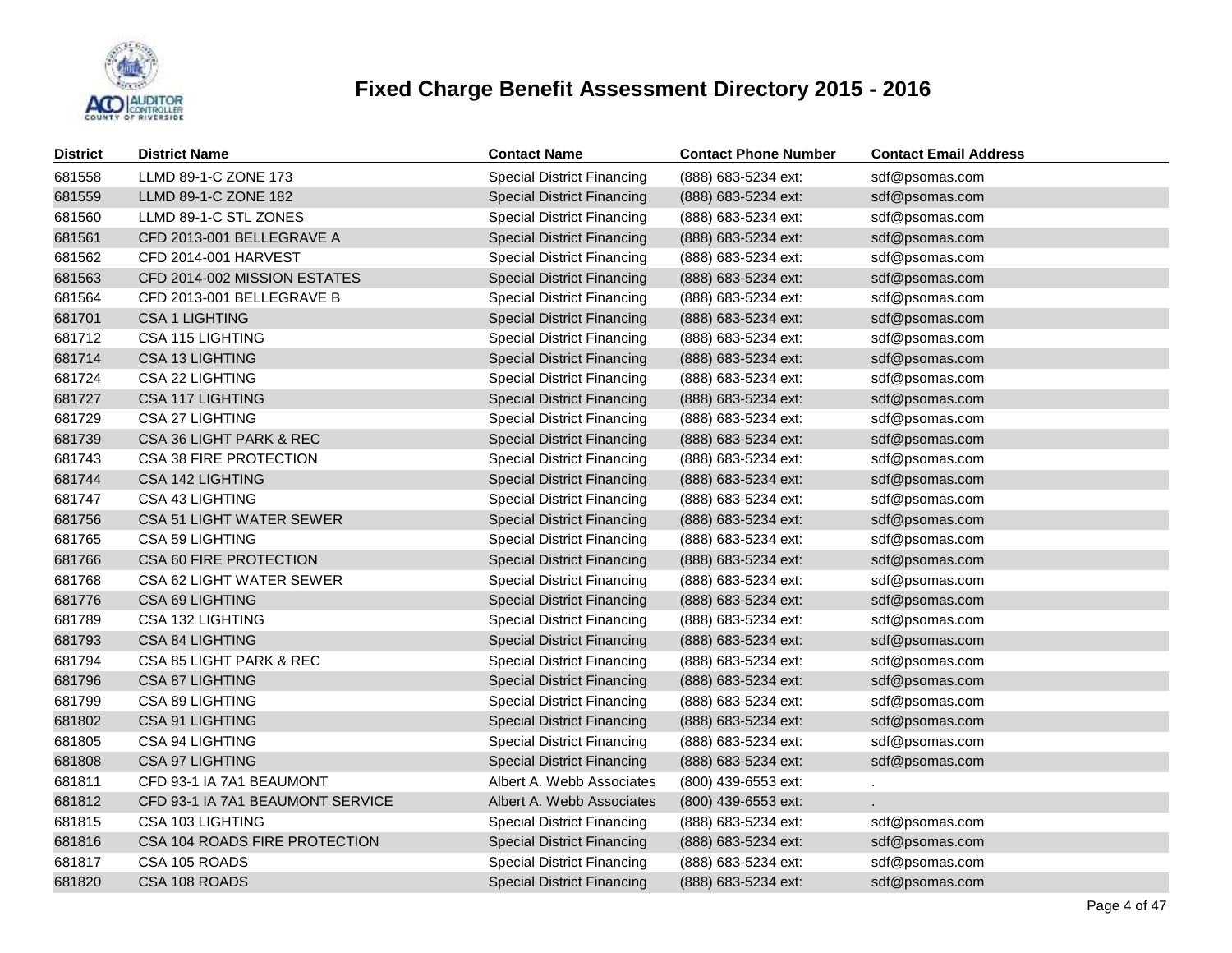# Fixed Charge Benefit Assessment Directory 2015 - 2016

| District | District Name | Contact Name | Contact Phone Number | Contact Email Address |
|---|---|---|---|---|
| 681558 | LLMD 89-1-C ZONE 173 | Special District Financing | (888) 683-5234 ext: | sdf@psomas.com |
| 681559 | LLMD 89-1-C ZONE 182 | Special District Financing | (888) 683-5234 ext: | sdf@psomas.com |
| 681560 | LLMD 89-1-C STL ZONES | Special District Financing | (888) 683-5234 ext: | sdf@psomas.com |
| 681561 | CFD 2013-001 BELLEGRAVE A | Special District Financing | (888) 683-5234 ext: | sdf@psomas.com |
| 681562 | CFD 2014-001 HARVEST | Special District Financing | (888) 683-5234 ext: | sdf@psomas.com |
| 681563 | CFD 2014-002 MISSION ESTATES | Special District Financing | (888) 683-5234 ext: | sdf@psomas.com |
| 681564 | CFD 2013-001 BELLEGRAVE B | Special District Financing | (888) 683-5234 ext: | sdf@psomas.com |
| 681701 | CSA 1 LIGHTING | Special District Financing | (888) 683-5234 ext: | sdf@psomas.com |
| 681712 | CSA 115 LIGHTING | Special District Financing | (888) 683-5234 ext: | sdf@psomas.com |
| 681714 | CSA 13 LIGHTING | Special District Financing | (888) 683-5234 ext: | sdf@psomas.com |
| 681724 | CSA 22 LIGHTING | Special District Financing | (888) 683-5234 ext: | sdf@psomas.com |
| 681727 | CSA 117 LIGHTING | Special District Financing | (888) 683-5234 ext: | sdf@psomas.com |
| 681729 | CSA 27 LIGHTING | Special District Financing | (888) 683-5234 ext: | sdf@psomas.com |
| 681739 | CSA 36 LIGHT PARK & REC | Special District Financing | (888) 683-5234 ext: | sdf@psomas.com |
| 681743 | CSA 38 FIRE PROTECTION | Special District Financing | (888) 683-5234 ext: | sdf@psomas.com |
| 681744 | CSA 142 LIGHTING | Special District Financing | (888) 683-5234 ext: | sdf@psomas.com |
| 681747 | CSA 43 LIGHTING | Special District Financing | (888) 683-5234 ext: | sdf@psomas.com |
| 681756 | CSA 51 LIGHT WATER SEWER | Special District Financing | (888) 683-5234 ext: | sdf@psomas.com |
| 681765 | CSA 59 LIGHTING | Special District Financing | (888) 683-5234 ext: | sdf@psomas.com |
| 681766 | CSA 60 FIRE PROTECTION | Special District Financing | (888) 683-5234 ext: | sdf@psomas.com |
| 681768 | CSA 62 LIGHT WATER SEWER | Special District Financing | (888) 683-5234 ext: | sdf@psomas.com |
| 681776 | CSA 69 LIGHTING | Special District Financing | (888) 683-5234 ext: | sdf@psomas.com |
| 681789 | CSA 132 LIGHTING | Special District Financing | (888) 683-5234 ext: | sdf@psomas.com |
| 681793 | CSA 84 LIGHTING | Special District Financing | (888) 683-5234 ext: | sdf@psomas.com |
| 681794 | CSA 85 LIGHT PARK & REC | Special District Financing | (888) 683-5234 ext: | sdf@psomas.com |
| 681796 | CSA 87 LIGHTING | Special District Financing | (888) 683-5234 ext: | sdf@psomas.com |
| 681799 | CSA 89 LIGHTING | Special District Financing | (888) 683-5234 ext: | sdf@psomas.com |
| 681802 | CSA 91 LIGHTING | Special District Financing | (888) 683-5234 ext: | sdf@psomas.com |
| 681805 | CSA 94 LIGHTING | Special District Financing | (888) 683-5234 ext: | sdf@psomas.com |
| 681808 | CSA 97 LIGHTING | Special District Financing | (888) 683-5234 ext: | sdf@psomas.com |
| 681811 | CFD 93-1 IA 7A1 BEAUMONT | Albert A. Webb Associates | (800) 439-6553 ext: | . |
| 681812 | CFD 93-1 IA 7A1 BEAUMONT SERVICE | Albert A. Webb Associates | (800) 439-6553 ext: | . |
| 681815 | CSA 103 LIGHTING | Special District Financing | (888) 683-5234 ext: | sdf@psomas.com |
| 681816 | CSA 104 ROADS FIRE PROTECTION | Special District Financing | (888) 683-5234 ext: | sdf@psomas.com |
| 681817 | CSA 105 ROADS | Special District Financing | (888) 683-5234 ext: | sdf@psomas.com |
| 681820 | CSA 108 ROADS | Special District Financing | (888) 683-5234 ext: | sdf@psomas.com |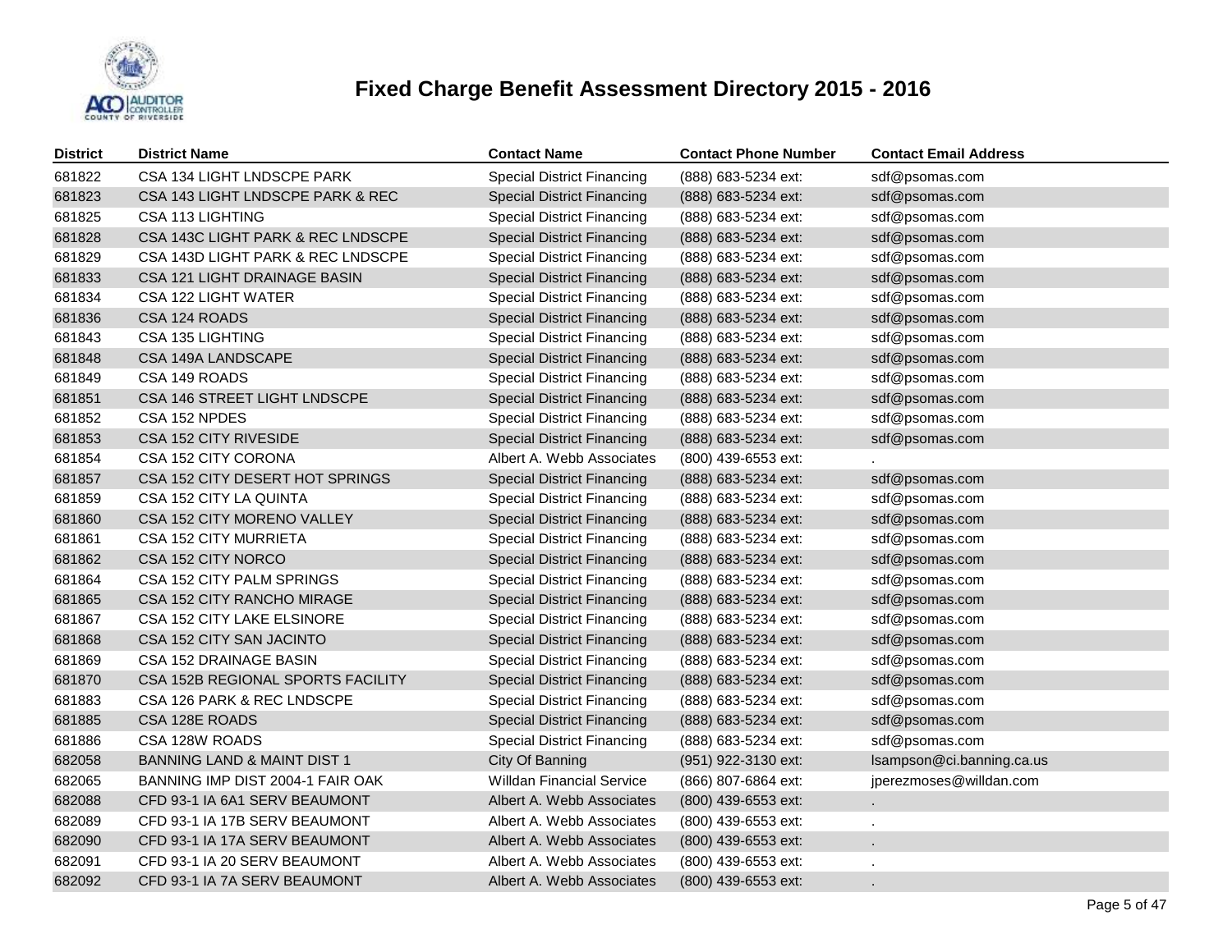# Fixed Charge Benefit Assessment Directory 2015 - 2016

| District | District Name | Contact Name | Contact Phone Number | Contact Email Address |
|---|---|---|---|---|
| 681822 | CSA 134 LIGHT LNDSCPE PARK | Special District Financing | (888) 683-5234 ext: | sdf@psomas.com |
| 681823 | CSA 143 LIGHT LNDSCPE PARK & REC | Special District Financing | (888) 683-5234 ext: | sdf@psomas.com |
| 681825 | CSA 113 LIGHTING | Special District Financing | (888) 683-5234 ext: | sdf@psomas.com |
| 681828 | CSA 143C LIGHT PARK & REC LNDSCPE | Special District Financing | (888) 683-5234 ext: | sdf@psomas.com |
| 681829 | CSA 143D LIGHT PARK & REC LNDSCPE | Special District Financing | (888) 683-5234 ext: | sdf@psomas.com |
| 681833 | CSA 121 LIGHT DRAINAGE BASIN | Special District Financing | (888) 683-5234 ext: | sdf@psomas.com |
| 681834 | CSA 122 LIGHT WATER | Special District Financing | (888) 683-5234 ext: | sdf@psomas.com |
| 681836 | CSA 124 ROADS | Special District Financing | (888) 683-5234 ext: | sdf@psomas.com |
| 681843 | CSA 135 LIGHTING | Special District Financing | (888) 683-5234 ext: | sdf@psomas.com |
| 681848 | CSA 149A LANDSCAPE | Special District Financing | (888) 683-5234 ext: | sdf@psomas.com |
| 681849 | CSA 149 ROADS | Special District Financing | (888) 683-5234 ext: | sdf@psomas.com |
| 681851 | CSA 146 STREET LIGHT LNDSCPE | Special District Financing | (888) 683-5234 ext: | sdf@psomas.com |
| 681852 | CSA 152 NPDES | Special District Financing | (888) 683-5234 ext: | sdf@psomas.com |
| 681853 | CSA 152 CITY RIVESIDE | Special District Financing | (888) 683-5234 ext: | sdf@psomas.com |
| 681854 | CSA 152 CITY CORONA | Albert A. Webb Associates | (800) 439-6553 ext: | . |
| 681857 | CSA 152 CITY DESERT HOT SPRINGS | Special District Financing | (888) 683-5234 ext: | sdf@psomas.com |
| 681859 | CSA 152 CITY LA QUINTA | Special District Financing | (888) 683-5234 ext: | sdf@psomas.com |
| 681860 | CSA 152 CITY MORENO VALLEY | Special District Financing | (888) 683-5234 ext: | sdf@psomas.com |
| 681861 | CSA 152 CITY MURRIETA | Special District Financing | (888) 683-5234 ext: | sdf@psomas.com |
| 681862 | CSA 152 CITY NORCO | Special District Financing | (888) 683-5234 ext: | sdf@psomas.com |
| 681864 | CSA 152 CITY PALM SPRINGS | Special District Financing | (888) 683-5234 ext: | sdf@psomas.com |
| 681865 | CSA 152 CITY RANCHO MIRAGE | Special District Financing | (888) 683-5234 ext: | sdf@psomas.com |
| 681867 | CSA 152 CITY LAKE ELSINORE | Special District Financing | (888) 683-5234 ext: | sdf@psomas.com |
| 681868 | CSA 152 CITY SAN JACINTO | Special District Financing | (888) 683-5234 ext: | sdf@psomas.com |
| 681869 | CSA 152 DRAINAGE BASIN | Special District Financing | (888) 683-5234 ext: | sdf@psomas.com |
| 681870 | CSA 152B REGIONAL SPORTS FACILITY | Special District Financing | (888) 683-5234 ext: | sdf@psomas.com |
| 681883 | CSA 126 PARK & REC LNDSCPE | Special District Financing | (888) 683-5234 ext: | sdf@psomas.com |
| 681885 | CSA 128E ROADS | Special District Financing | (888) 683-5234 ext: | sdf@psomas.com |
| 681886 | CSA 128W ROADS | Special District Financing | (888) 683-5234 ext: | sdf@psomas.com |
| 682058 | BANNING LAND & MAINT DIST 1 | City Of Banning | (951) 922-3130 ext: | lsampson@ci.banning.ca.us |
| 682065 | BANNING IMP DIST 2004-1 FAIR OAK | Willdan Financial Service | (866) 807-6864 ext: | jperezmoses@willdan.com |
| 682088 | CFD 93-1 IA 6A1 SERV BEAUMONT | Albert A. Webb Associates | (800) 439-6553 ext: | . |
| 682089 | CFD 93-1 IA 17B SERV BEAUMONT | Albert A. Webb Associates | (800) 439-6553 ext: | . |
| 682090 | CFD 93-1 IA 17A SERV BEAUMONT | Albert A. Webb Associates | (800) 439-6553 ext: | . |
| 682091 | CFD 93-1 IA 20 SERV BEAUMONT | Albert A. Webb Associates | (800) 439-6553 ext: | . |
| 682092 | CFD 93-1 IA 7A SERV BEAUMONT | Albert A. Webb Associates | (800) 439-6553 ext: | . |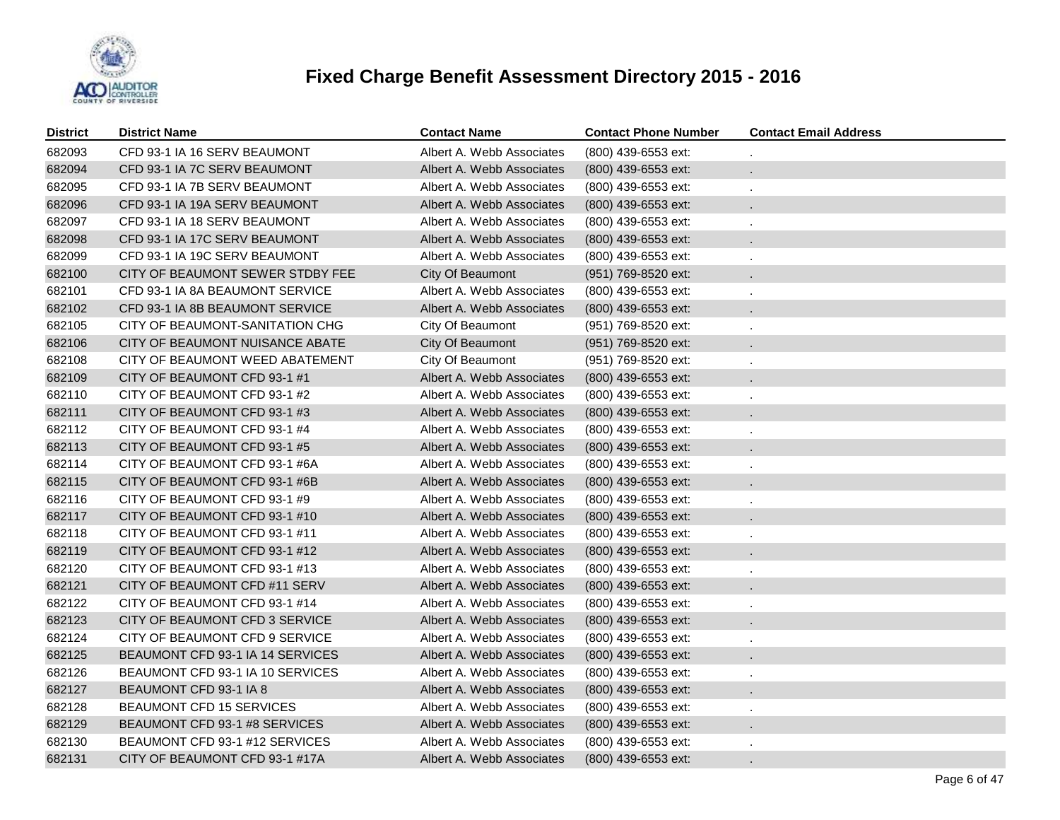# Fixed Charge Benefit Assessment Directory 2015 - 2016

| District | District Name | Contact Name | Contact Phone Number | Contact Email Address |
|---|---|---|---|---|
| 682093 | CFD 93-1 IA 16 SERV BEAUMONT | Albert A. Webb Associates | (800) 439-6553 ext: | . |
| 682094 | CFD 93-1 IA 7C SERV BEAUMONT | Albert A. Webb Associates | (800) 439-6553 ext: | . |
| 682095 | CFD 93-1 IA 7B SERV BEAUMONT | Albert A. Webb Associates | (800) 439-6553 ext: | . |
| 682096 | CFD 93-1 IA 19A SERV BEAUMONT | Albert A. Webb Associates | (800) 439-6553 ext: | . |
| 682097 | CFD 93-1 IA 18 SERV BEAUMONT | Albert A. Webb Associates | (800) 439-6553 ext: | . |
| 682098 | CFD 93-1 IA 17C SERV BEAUMONT | Albert A. Webb Associates | (800) 439-6553 ext: | . |
| 682099 | CFD 93-1 IA 19C SERV BEAUMONT | Albert A. Webb Associates | (800) 439-6553 ext: | . |
| 682100 | CITY OF BEAUMONT SEWER STDBY FEE | City Of Beaumont | (951) 769-8520 ext: | . |
| 682101 | CFD 93-1 IA 8A BEAUMONT SERVICE | Albert A. Webb Associates | (800) 439-6553 ext: | . |
| 682102 | CFD 93-1 IA 8B BEAUMONT SERVICE | Albert A. Webb Associates | (800) 439-6553 ext: | . |
| 682105 | CITY OF BEAUMONT-SANITATION CHG | City Of Beaumont | (951) 769-8520 ext: | . |
| 682106 | CITY OF BEAUMONT NUISANCE ABATE | City Of Beaumont | (951) 769-8520 ext: | . |
| 682108 | CITY OF BEAUMONT WEED ABATEMENT | City Of Beaumont | (951) 769-8520 ext: | . |
| 682109 | CITY OF BEAUMONT CFD 93-1 #1 | Albert A. Webb Associates | (800) 439-6553 ext: | . |
| 682110 | CITY OF BEAUMONT CFD 93-1 #2 | Albert A. Webb Associates | (800) 439-6553 ext: | . |
| 682111 | CITY OF BEAUMONT CFD 93-1 #3 | Albert A. Webb Associates | (800) 439-6553 ext: | . |
| 682112 | CITY OF BEAUMONT CFD 93-1 #4 | Albert A. Webb Associates | (800) 439-6553 ext: | . |
| 682113 | CITY OF BEAUMONT CFD 93-1 #5 | Albert A. Webb Associates | (800) 439-6553 ext: | . |
| 682114 | CITY OF BEAUMONT CFD 93-1 #6A | Albert A. Webb Associates | (800) 439-6553 ext: | . |
| 682115 | CITY OF BEAUMONT CFD 93-1 #6B | Albert A. Webb Associates | (800) 439-6553 ext: | . |
| 682116 | CITY OF BEAUMONT CFD 93-1 #9 | Albert A. Webb Associates | (800) 439-6553 ext: | . |
| 682117 | CITY OF BEAUMONT CFD 93-1 #10 | Albert A. Webb Associates | (800) 439-6553 ext: | . |
| 682118 | CITY OF BEAUMONT CFD 93-1 #11 | Albert A. Webb Associates | (800) 439-6553 ext: | . |
| 682119 | CITY OF BEAUMONT CFD 93-1 #12 | Albert A. Webb Associates | (800) 439-6553 ext: | . |
| 682120 | CITY OF BEAUMONT CFD 93-1 #13 | Albert A. Webb Associates | (800) 439-6553 ext: | . |
| 682121 | CITY OF BEAUMONT CFD #11 SERV | Albert A. Webb Associates | (800) 439-6553 ext: | . |
| 682122 | CITY OF BEAUMONT CFD 93-1 #14 | Albert A. Webb Associates | (800) 439-6553 ext: | . |
| 682123 | CITY OF BEAUMONT CFD 3 SERVICE | Albert A. Webb Associates | (800) 439-6553 ext: | . |
| 682124 | CITY OF BEAUMONT CFD 9 SERVICE | Albert A. Webb Associates | (800) 439-6553 ext: | . |
| 682125 | BEAUMONT CFD 93-1 IA 14 SERVICES | Albert A. Webb Associates | (800) 439-6553 ext: | . |
| 682126 | BEAUMONT CFD 93-1 IA 10 SERVICES | Albert A. Webb Associates | (800) 439-6553 ext: | . |
| 682127 | BEAUMONT CFD 93-1 IA 8 | Albert A. Webb Associates | (800) 439-6553 ext: | . |
| 682128 | BEAUMONT CFD 15 SERVICES | Albert A. Webb Associates | (800) 439-6553 ext: | . |
| 682129 | BEAUMONT CFD 93-1 #8 SERVICES | Albert A. Webb Associates | (800) 439-6553 ext: | . |
| 682130 | BEAUMONT CFD 93-1 #12 SERVICES | Albert A. Webb Associates | (800) 439-6553 ext: | . |
| 682131 | CITY OF BEAUMONT CFD 93-1 #17A | Albert A. Webb Associates | (800) 439-6553 ext: | . |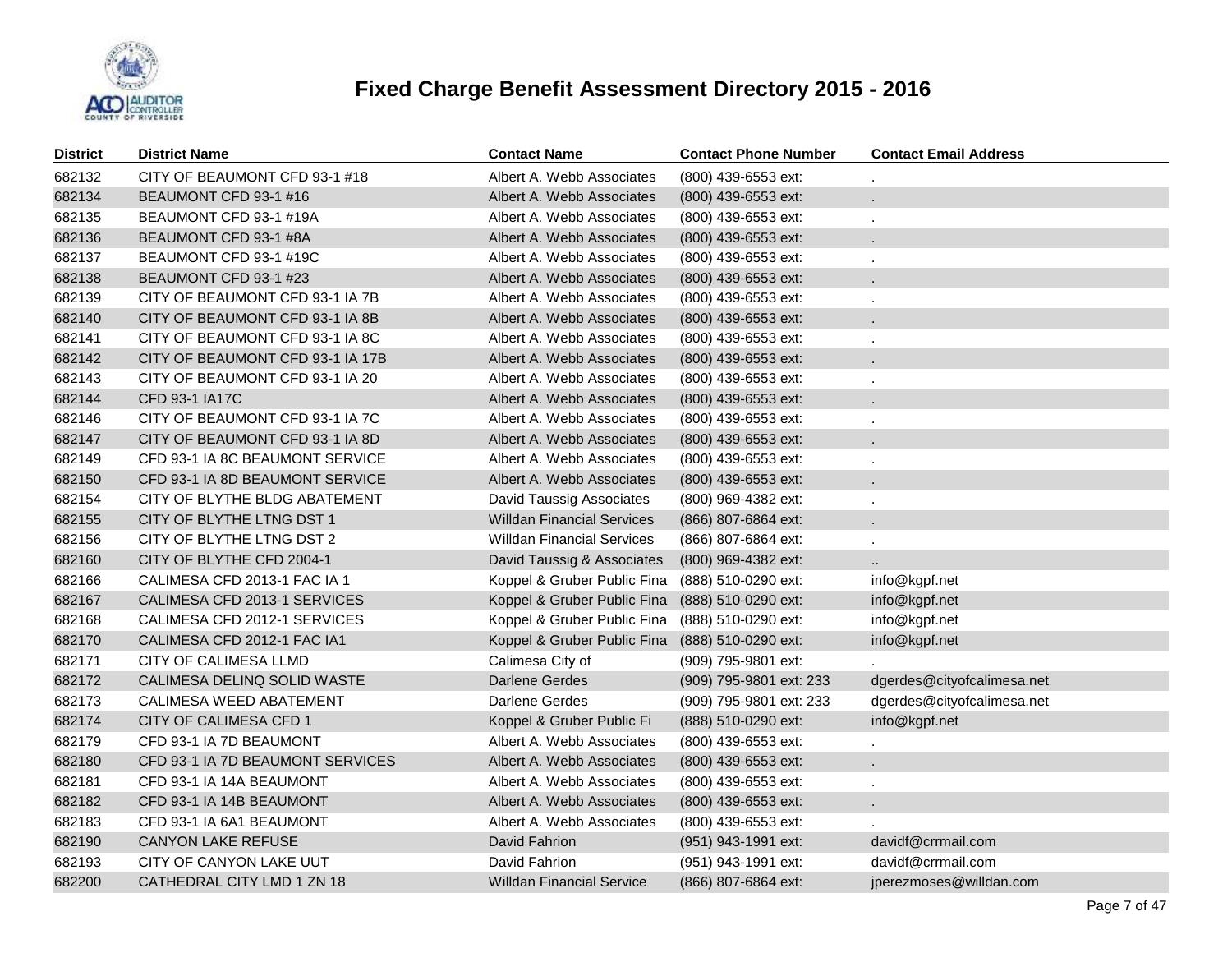# Fixed Charge Benefit Assessment Directory 2015 - 2016

| District | District Name | Contact Name | Contact Phone Number | Contact Email Address |
|---|---|---|---|---|
| 682132 | CITY OF BEAUMONT CFD 93-1 #18 | Albert A. Webb Associates | (800) 439-6553 ext: | . |
| 682134 | BEAUMONT CFD 93-1 #16 | Albert A. Webb Associates | (800) 439-6553 ext: | . |
| 682135 | BEAUMONT CFD 93-1 #19A | Albert A. Webb Associates | (800) 439-6553 ext: | . |
| 682136 | BEAUMONT CFD 93-1 #8A | Albert A. Webb Associates | (800) 439-6553 ext: | . |
| 682137 | BEAUMONT CFD 93-1 #19C | Albert A. Webb Associates | (800) 439-6553 ext: | . |
| 682138 | BEAUMONT CFD 93-1 #23 | Albert A. Webb Associates | (800) 439-6553 ext: | . |
| 682139 | CITY OF BEAUMONT CFD 93-1 IA 7B | Albert A. Webb Associates | (800) 439-6553 ext: | . |
| 682140 | CITY OF BEAUMONT CFD 93-1 IA 8B | Albert A. Webb Associates | (800) 439-6553 ext: | . |
| 682141 | CITY OF BEAUMONT CFD 93-1 IA 8C | Albert A. Webb Associates | (800) 439-6553 ext: | . |
| 682142 | CITY OF BEAUMONT CFD 93-1 IA 17B | Albert A. Webb Associates | (800) 439-6553 ext: | . |
| 682143 | CITY OF BEAUMONT CFD 93-1 IA 20 | Albert A. Webb Associates | (800) 439-6553 ext: | . |
| 682144 | CFD 93-1 IA17C | Albert A. Webb Associates | (800) 439-6553 ext: | . |
| 682146 | CITY OF BEAUMONT CFD 93-1 IA 7C | Albert A. Webb Associates | (800) 439-6553 ext: | . |
| 682147 | CITY OF BEAUMONT CFD 93-1 IA 8D | Albert A. Webb Associates | (800) 439-6553 ext: | . |
| 682149 | CFD 93-1 IA 8C BEAUMONT SERVICE | Albert A. Webb Associates | (800) 439-6553 ext: | . |
| 682150 | CFD 93-1 IA 8D BEAUMONT SERVICE | Albert A. Webb Associates | (800) 439-6553 ext: | . |
| 682154 | CITY OF BLYTHE BLDG ABATEMENT | David Taussig Associates | (800) 969-4382 ext: | . |
| 682155 | CITY OF BLYTHE LTNG DST 1 | Willdan Financial Services | (866) 807-6864 ext: | . |
| 682156 | CITY OF BLYTHE LTNG DST 2 | Willdan Financial Services | (866) 807-6864 ext: | . |
| 682160 | CITY OF BLYTHE CFD 2004-1 | David Taussig & Associates | (800) 969-4382 ext: | .. |
| 682166 | CALIMESA CFD 2013-1 FAC IA 1 | Koppel & Gruber Public Fina | (888) 510-0290 ext: | info@kgpf.net |
| 682167 | CALIMESA CFD 2013-1 SERVICES | Koppel & Gruber Public Fina | (888) 510-0290 ext: | info@kgpf.net |
| 682168 | CALIMESA CFD 2012-1 SERVICES | Koppel & Gruber Public Fina | (888) 510-0290 ext: | info@kgpf.net |
| 682170 | CALIMESA CFD 2012-1 FAC IA1 | Koppel & Gruber Public Fina | (888) 510-0290 ext: | info@kgpf.net |
| 682171 | CITY OF CALIMESA LLMD | Calimesa City of | (909) 795-9801 ext: | . |
| 682172 | CALIMESA DELINQ SOLID WASTE | Darlene Gerdes | (909) 795-9801 ext: 233 | dgerdes@cityofcalimesa.net |
| 682173 | CALIMESA WEED ABATEMENT | Darlene Gerdes | (909) 795-9801 ext: 233 | dgerdes@cityofcalimesa.net |
| 682174 | CITY OF CALIMESA CFD 1 | Koppel & Gruber Public Fi | (888) 510-0290 ext: | info@kgpf.net |
| 682179 | CFD 93-1 IA 7D BEAUMONT | Albert A. Webb Associates | (800) 439-6553 ext: | . |
| 682180 | CFD 93-1 IA 7D BEAUMONT SERVICES | Albert A. Webb Associates | (800) 439-6553 ext: | . |
| 682181 | CFD 93-1 IA 14A BEAUMONT | Albert A. Webb Associates | (800) 439-6553 ext: | . |
| 682182 | CFD 93-1 IA 14B BEAUMONT | Albert A. Webb Associates | (800) 439-6553 ext: | . |
| 682183 | CFD 93-1 IA 6A1 BEAUMONT | Albert A. Webb Associates | (800) 439-6553 ext: | . |
| 682190 | CANYON LAKE REFUSE | David Fahrion | (951) 943-1991 ext: | davidf@crrmail.com |
| 682193 | CITY OF CANYON LAKE UUT | David Fahrion | (951) 943-1991 ext: | davidf@crrmail.com |
| 682200 | CATHEDRAL CITY LMD 1 ZN 18 | Willdan Financial Service | (866) 807-6864 ext: | jperezmoses@willdan.com |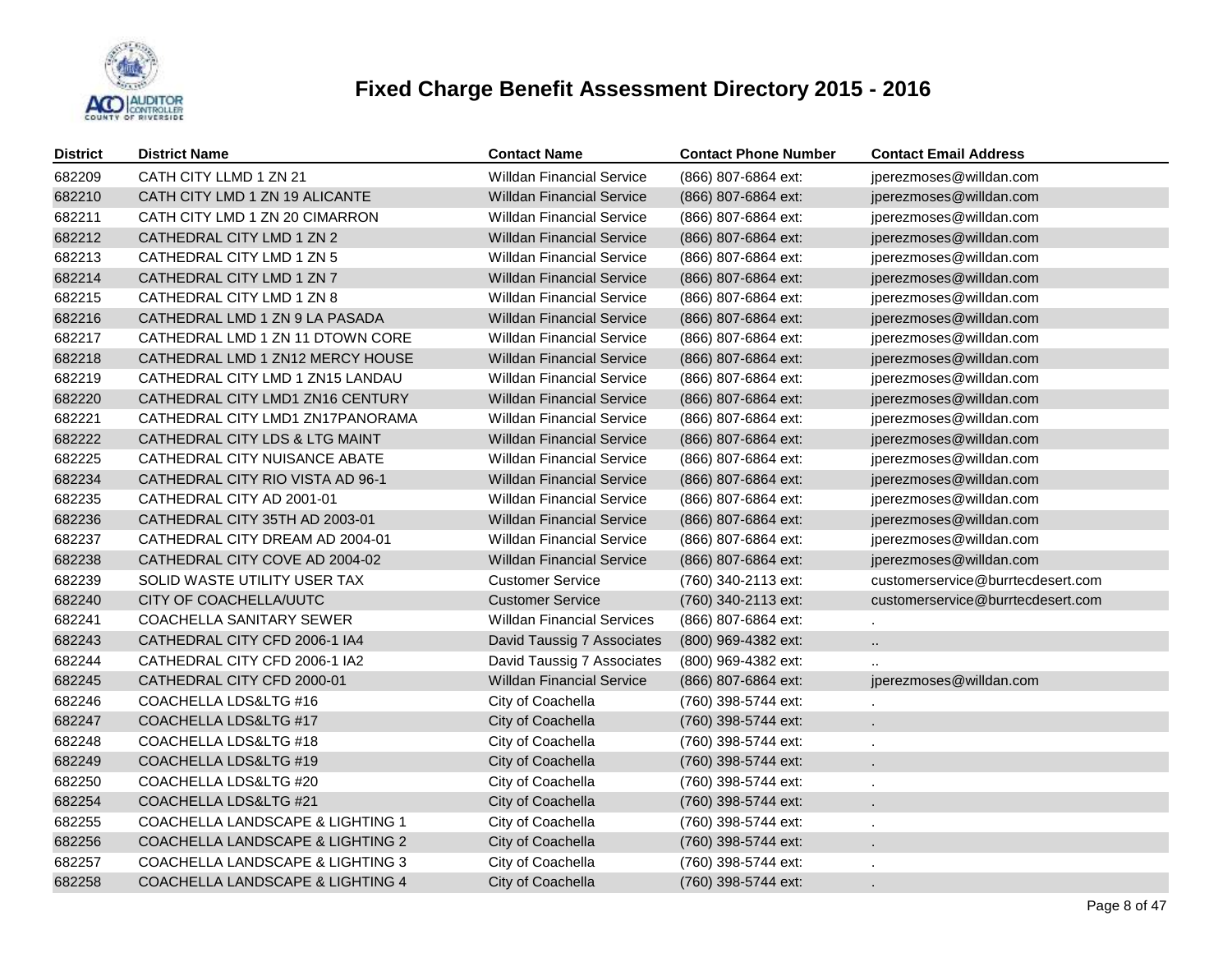# Fixed Charge Benefit Assessment Directory 2015 - 2016

| District | District Name | Contact Name | Contact Phone Number | Contact Email Address |
|---|---|---|---|---|
| 682209 | CATH CITY LLMD 1 ZN 21 | Willdan Financial Service | (866) 807-6864 ext: | jperezmoses@willdan.com |
| 682210 | CATH CITY LMD 1 ZN 19 ALICANTE | Willdan Financial Service | (866) 807-6864 ext: | jperezmoses@willdan.com |
| 682211 | CATH CITY LMD 1 ZN 20 CIMARRON | Willdan Financial Service | (866) 807-6864 ext: | jperezmoses@willdan.com |
| 682212 | CATHEDRAL CITY LMD 1 ZN 2 | Willdan Financial Service | (866) 807-6864 ext: | jperezmoses@willdan.com |
| 682213 | CATHEDRAL CITY LMD 1 ZN 5 | Willdan Financial Service | (866) 807-6864 ext: | jperezmoses@willdan.com |
| 682214 | CATHEDRAL CITY LMD 1 ZN 7 | Willdan Financial Service | (866) 807-6864 ext: | jperezmoses@willdan.com |
| 682215 | CATHEDRAL CITY LMD 1 ZN 8 | Willdan Financial Service | (866) 807-6864 ext: | jperezmoses@willdan.com |
| 682216 | CATHEDRAL LMD 1 ZN 9 LA PASADA | Willdan Financial Service | (866) 807-6864 ext: | jperezmoses@willdan.com |
| 682217 | CATHEDRAL LMD 1 ZN 11 DTOWN CORE | Willdan Financial Service | (866) 807-6864 ext: | jperezmoses@willdan.com |
| 682218 | CATHEDRAL LMD 1 ZN12 MERCY HOUSE | Willdan Financial Service | (866) 807-6864 ext: | jperezmoses@willdan.com |
| 682219 | CATHEDRAL CITY LMD 1 ZN15 LANDAU | Willdan Financial Service | (866) 807-6864 ext: | jperezmoses@willdan.com |
| 682220 | CATHEDRAL CITY LMD1 ZN16 CENTURY | Willdan Financial Service | (866) 807-6864 ext: | jperezmoses@willdan.com |
| 682221 | CATHEDRAL CITY LMD1 ZN17PANORAMA | Willdan Financial Service | (866) 807-6864 ext: | jperezmoses@willdan.com |
| 682222 | CATHEDRAL CITY LDS & LTG MAINT | Willdan Financial Service | (866) 807-6864 ext: | jperezmoses@willdan.com |
| 682225 | CATHEDRAL CITY NUISANCE ABATE | Willdan Financial Service | (866) 807-6864 ext: | jperezmoses@willdan.com |
| 682234 | CATHEDRAL CITY RIO VISTA AD 96-1 | Willdan Financial Service | (866) 807-6864 ext: | jperezmoses@willdan.com |
| 682235 | CATHEDRAL CITY AD 2001-01 | Willdan Financial Service | (866) 807-6864 ext: | jperezmoses@willdan.com |
| 682236 | CATHEDRAL CITY 35TH AD 2003-01 | Willdan Financial Service | (866) 807-6864 ext: | jperezmoses@willdan.com |
| 682237 | CATHEDRAL CITY DREAM AD 2004-01 | Willdan Financial Service | (866) 807-6864 ext: | jperezmoses@willdan.com |
| 682238 | CATHEDRAL CITY COVE AD 2004-02 | Willdan Financial Service | (866) 807-6864 ext: | jperezmoses@willdan.com |
| 682239 | SOLID WASTE UTILITY USER TAX | Customer Service | (760) 340-2113 ext: | customerservice@burrtecdesert.com |
| 682240 | CITY OF COACHELLA/UUTC | Customer Service | (760) 340-2113 ext: | customerservice@burrtecdesert.com |
| 682241 | COACHELLA SANITARY SEWER | Willdan Financial Services | (866) 807-6864 ext: | . |
| 682243 | CATHEDRAL CITY CFD 2006-1 IA4 | David Taussig 7 Associates | (800) 969-4382 ext: | .. |
| 682244 | CATHEDRAL CITY CFD 2006-1 IA2 | David Taussig 7 Associates | (800) 969-4382 ext: | .. |
| 682245 | CATHEDRAL CITY CFD 2000-01 | Willdan Financial Service | (866) 807-6864 ext: | jperezmoses@willdan.com |
| 682246 | COACHELLA LDS&LTG #16 | City of Coachella | (760) 398-5744 ext: | . |
| 682247 | COACHELLA LDS&LTG #17 | City of Coachella | (760) 398-5744 ext: | . |
| 682248 | COACHELLA LDS&LTG #18 | City of Coachella | (760) 398-5744 ext: | . |
| 682249 | COACHELLA LDS&LTG #19 | City of Coachella | (760) 398-5744 ext: | . |
| 682250 | COACHELLA LDS&LTG #20 | City of Coachella | (760) 398-5744 ext: | . |
| 682254 | COACHELLA LDS&LTG #21 | City of Coachella | (760) 398-5744 ext: | . |
| 682255 | COACHELLA LANDSCAPE & LIGHTING 1 | City of Coachella | (760) 398-5744 ext: | . |
| 682256 | COACHELLA LANDSCAPE & LIGHTING 2 | City of Coachella | (760) 398-5744 ext: | . |
| 682257 | COACHELLA LANDSCAPE & LIGHTING 3 | City of Coachella | (760) 398-5744 ext: | . |
| 682258 | COACHELLA LANDSCAPE & LIGHTING 4 | City of Coachella | (760) 398-5744 ext: | . |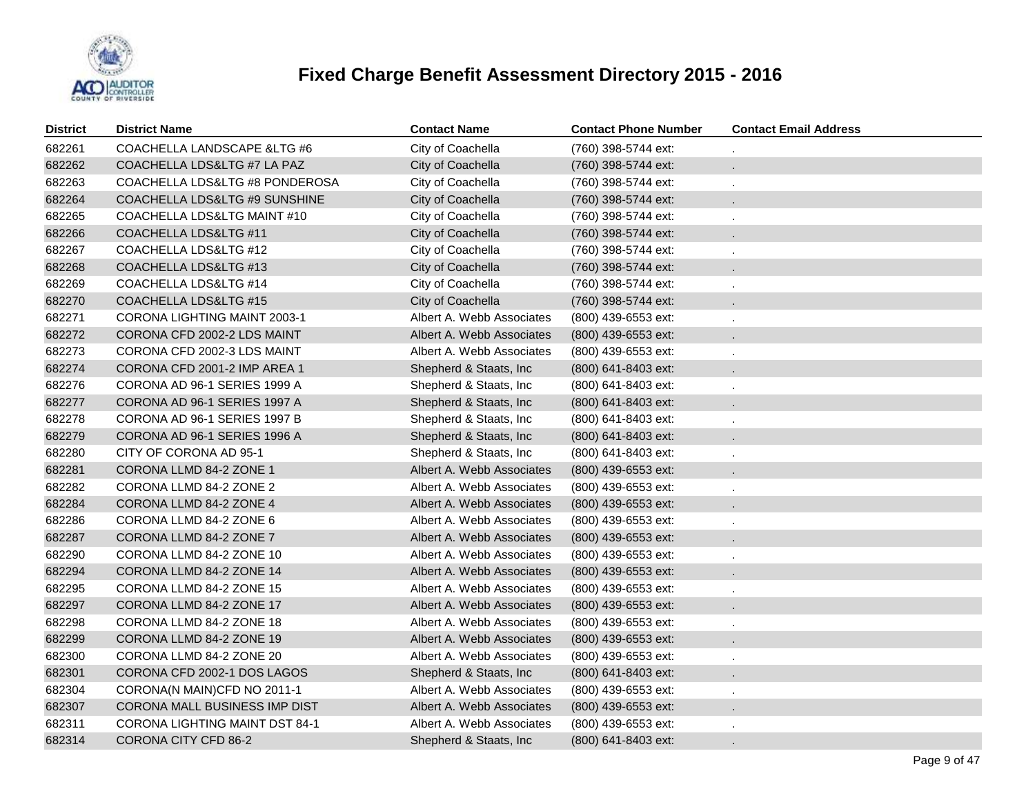# Fixed Charge Benefit Assessment Directory 2015 - 2016

| District | District Name | Contact Name | Contact Phone Number | Contact Email Address |
|---|---|---|---|---|
| 682261 | COACHELLA LANDSCAPE &LTG #6 | City of Coachella | (760) 398-5744 ext: | . |
| 682262 | COACHELLA LDS&LTG #7 LA PAZ | City of Coachella | (760) 398-5744 ext: | . |
| 682263 | COACHELLA LDS&LTG #8 PONDEROSA | City of Coachella | (760) 398-5744 ext: | . |
| 682264 | COACHELLA LDS&LTG #9 SUNSHINE | City of Coachella | (760) 398-5744 ext: | . |
| 682265 | COACHELLA LDS&LTG MAINT #10 | City of Coachella | (760) 398-5744 ext: | . |
| 682266 | COACHELLA LDS&LTG #11 | City of Coachella | (760) 398-5744 ext: | . |
| 682267 | COACHELLA LDS&LTG #12 | City of Coachella | (760) 398-5744 ext: | . |
| 682268 | COACHELLA LDS&LTG #13 | City of Coachella | (760) 398-5744 ext: | . |
| 682269 | COACHELLA LDS&LTG #14 | City of Coachella | (760) 398-5744 ext: | . |
| 682270 | COACHELLA LDS&LTG #15 | City of Coachella | (760) 398-5744 ext: | . |
| 682271 | CORONA LIGHTING MAINT 2003-1 | Albert A. Webb Associates | (800) 439-6553 ext: | . |
| 682272 | CORONA CFD 2002-2 LDS MAINT | Albert A. Webb Associates | (800) 439-6553 ext: | . |
| 682273 | CORONA CFD 2002-3 LDS MAINT | Albert A. Webb Associates | (800) 439-6553 ext: | . |
| 682274 | CORONA CFD 2001-2 IMP AREA 1 | Shepherd & Staats, Inc | (800) 641-8403 ext: | . |
| 682276 | CORONA AD 96-1 SERIES 1999 A | Shepherd & Staats, Inc | (800) 641-8403 ext: | . |
| 682277 | CORONA AD 96-1 SERIES 1997 A | Shepherd & Staats, Inc | (800) 641-8403 ext: | . |
| 682278 | CORONA AD 96-1 SERIES 1997 B | Shepherd & Staats, Inc | (800) 641-8403 ext: | . |
| 682279 | CORONA AD 96-1 SERIES 1996 A | Shepherd & Staats, Inc | (800) 641-8403 ext: | . |
| 682280 | CITY OF CORONA AD 95-1 | Shepherd & Staats, Inc | (800) 641-8403 ext: | . |
| 682281 | CORONA LLMD 84-2 ZONE 1 | Albert A. Webb Associates | (800) 439-6553 ext: | . |
| 682282 | CORONA LLMD 84-2 ZONE 2 | Albert A. Webb Associates | (800) 439-6553 ext: | . |
| 682284 | CORONA LLMD 84-2 ZONE 4 | Albert A. Webb Associates | (800) 439-6553 ext: | . |
| 682286 | CORONA LLMD 84-2 ZONE 6 | Albert A. Webb Associates | (800) 439-6553 ext: | . |
| 682287 | CORONA LLMD 84-2 ZONE 7 | Albert A. Webb Associates | (800) 439-6553 ext: | . |
| 682290 | CORONA LLMD 84-2 ZONE 10 | Albert A. Webb Associates | (800) 439-6553 ext: | . |
| 682294 | CORONA LLMD 84-2 ZONE 14 | Albert A. Webb Associates | (800) 439-6553 ext: | . |
| 682295 | CORONA LLMD 84-2 ZONE 15 | Albert A. Webb Associates | (800) 439-6553 ext: | . |
| 682297 | CORONA LLMD 84-2 ZONE 17 | Albert A. Webb Associates | (800) 439-6553 ext: | . |
| 682298 | CORONA LLMD 84-2 ZONE 18 | Albert A. Webb Associates | (800) 439-6553 ext: | . |
| 682299 | CORONA LLMD 84-2 ZONE 19 | Albert A. Webb Associates | (800) 439-6553 ext: | . |
| 682300 | CORONA LLMD 84-2 ZONE 20 | Albert A. Webb Associates | (800) 439-6553 ext: | . |
| 682301 | CORONA CFD 2002-1 DOS LAGOS | Shepherd & Staats, Inc | (800) 641-8403 ext: | . |
| 682304 | CORONA(N MAIN)CFD NO 2011-1 | Albert A. Webb Associates | (800) 439-6553 ext: | . |
| 682307 | CORONA MALL BUSINESS IMP DIST | Albert A. Webb Associates | (800) 439-6553 ext: | . |
| 682311 | CORONA LIGHTING MAINT DST 84-1 | Albert A. Webb Associates | (800) 439-6553 ext: | . |
| 682314 | CORONA CITY CFD 86-2 | Shepherd & Staats, Inc | (800) 641-8403 ext: | . |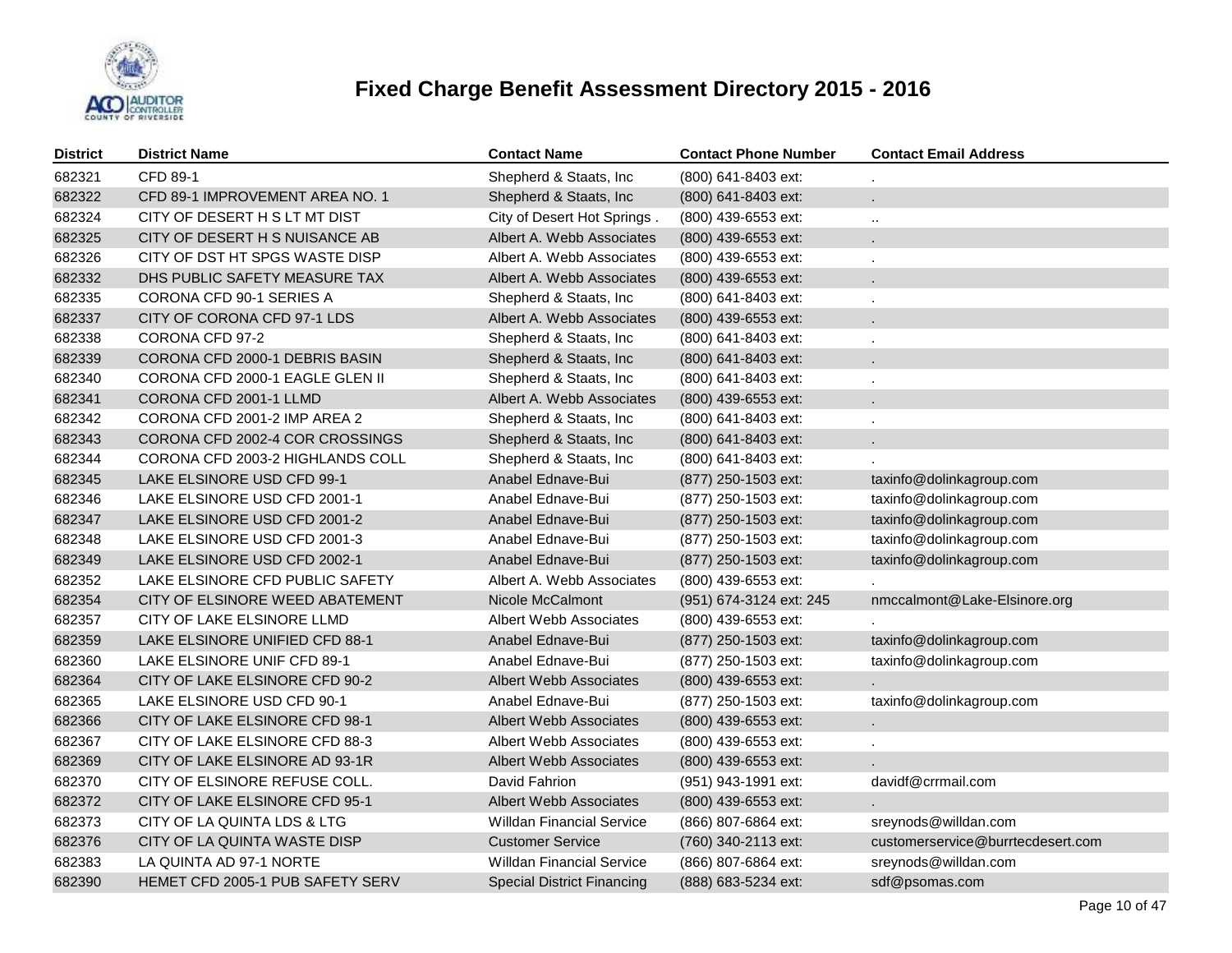# Fixed Charge Benefit Assessment Directory 2015 - 2016

| District | District Name | Contact Name | Contact Phone Number | Contact Email Address |
|---|---|---|---|---|
| 682321 | CFD 89-1 | Shepherd & Staats, Inc | (800) 641-8403 ext: | . |
| 682322 | CFD 89-1 IMPROVEMENT AREA NO. 1 | Shepherd & Staats, Inc | (800) 641-8403 ext: | . |
| 682324 | CITY OF DESERT H S LT MT DIST | City of Desert Hot Springs . | (800) 439-6553 ext: | .. |
| 682325 | CITY OF DESERT H S NUISANCE AB | Albert A. Webb Associates | (800) 439-6553 ext: | . |
| 682326 | CITY OF DST HT SPGS WASTE DISP | Albert A. Webb Associates | (800) 439-6553 ext: | . |
| 682332 | DHS PUBLIC SAFETY MEASURE TAX | Albert A. Webb Associates | (800) 439-6553 ext: | . |
| 682335 | CORONA CFD 90-1 SERIES A | Shepherd & Staats, Inc | (800) 641-8403 ext: | . |
| 682337 | CITY OF CORONA CFD 97-1 LDS | Albert A. Webb Associates | (800) 439-6553 ext: | . |
| 682338 | CORONA CFD 97-2 | Shepherd & Staats, Inc | (800) 641-8403 ext: | . |
| 682339 | CORONA CFD 2000-1 DEBRIS BASIN | Shepherd & Staats, Inc | (800) 641-8403 ext: | . |
| 682340 | CORONA CFD 2000-1 EAGLE GLEN II | Shepherd & Staats, Inc | (800) 641-8403 ext: | . |
| 682341 | CORONA CFD 2001-1 LLMD | Albert A. Webb Associates | (800) 439-6553 ext: | . |
| 682342 | CORONA CFD 2001-2 IMP AREA 2 | Shepherd & Staats, Inc | (800) 641-8403 ext: | . |
| 682343 | CORONA CFD 2002-4 COR CROSSINGS | Shepherd & Staats, Inc | (800) 641-8403 ext: | . |
| 682344 | CORONA CFD 2003-2 HIGHLANDS COLL | Shepherd & Staats, Inc | (800) 641-8403 ext: | . |
| 682345 | LAKE ELSINORE USD CFD 99-1 | Anabel Ednave-Bui | (877) 250-1503 ext: | taxinfo@dolinkagroup.com |
| 682346 | LAKE ELSINORE USD CFD 2001-1 | Anabel Ednave-Bui | (877) 250-1503 ext: | taxinfo@dolinkagroup.com |
| 682347 | LAKE ELSINORE USD CFD 2001-2 | Anabel Ednave-Bui | (877) 250-1503 ext: | taxinfo@dolinkagroup.com |
| 682348 | LAKE ELSINORE USD CFD 2001-3 | Anabel Ednave-Bui | (877) 250-1503 ext: | taxinfo@dolinkagroup.com |
| 682349 | LAKE ELSINORE USD CFD 2002-1 | Anabel Ednave-Bui | (877) 250-1503 ext: | taxinfo@dolinkagroup.com |
| 682352 | LAKE ELSINORE CFD PUBLIC SAFETY | Albert A. Webb Associates | (800) 439-6553 ext: | . |
| 682354 | CITY OF ELSINORE WEED ABATEMENT | Nicole McCalmont | (951) 674-3124 ext: 245 | nmccalmont@Lake-Elsinore.org |
| 682357 | CITY OF LAKE ELSINORE LLMD | Albert Webb Associates | (800) 439-6553 ext: | . |
| 682359 | LAKE ELSINORE UNIFIED CFD 88-1 | Anabel Ednave-Bui | (877) 250-1503 ext: | taxinfo@dolinkagroup.com |
| 682360 | LAKE ELSINORE UNIF CFD 89-1 | Anabel Ednave-Bui | (877) 250-1503 ext: | taxinfo@dolinkagroup.com |
| 682364 | CITY OF LAKE ELSINORE CFD 90-2 | Albert Webb Associates | (800) 439-6553 ext: | . |
| 682365 | LAKE ELSINORE USD CFD 90-1 | Anabel Ednave-Bui | (877) 250-1503 ext: | taxinfo@dolinkagroup.com |
| 682366 | CITY OF LAKE ELSINORE CFD 98-1 | Albert Webb Associates | (800) 439-6553 ext: | . |
| 682367 | CITY OF LAKE ELSINORE CFD 88-3 | Albert Webb Associates | (800) 439-6553 ext: | . |
| 682369 | CITY OF LAKE ELSINORE AD 93-1R | Albert Webb Associates | (800) 439-6553 ext: | . |
| 682370 | CITY OF ELSINORE REFUSE COLL. | David Fahrion | (951) 943-1991 ext: | davidf@crrmail.com |
| 682372 | CITY OF LAKE ELSINORE CFD 95-1 | Albert Webb Associates | (800) 439-6553 ext: | . |
| 682373 | CITY OF LA QUINTA LDS & LTG | Willdan Financial Service | (866) 807-6864 ext: | sreynods@willdan.com |
| 682376 | CITY OF LA QUINTA WASTE DISP | Customer Service | (760) 340-2113 ext: | customerservice@burrtecdesert.com |
| 682383 | LA QUINTA AD 97-1 NORTE | Willdan Financial Service | (866) 807-6864 ext: | sreynods@willdan.com |
| 682390 | HEMET CFD 2005-1 PUB SAFETY SERV | Special District Financing | (888) 683-5234 ext: | sdf@psomas.com |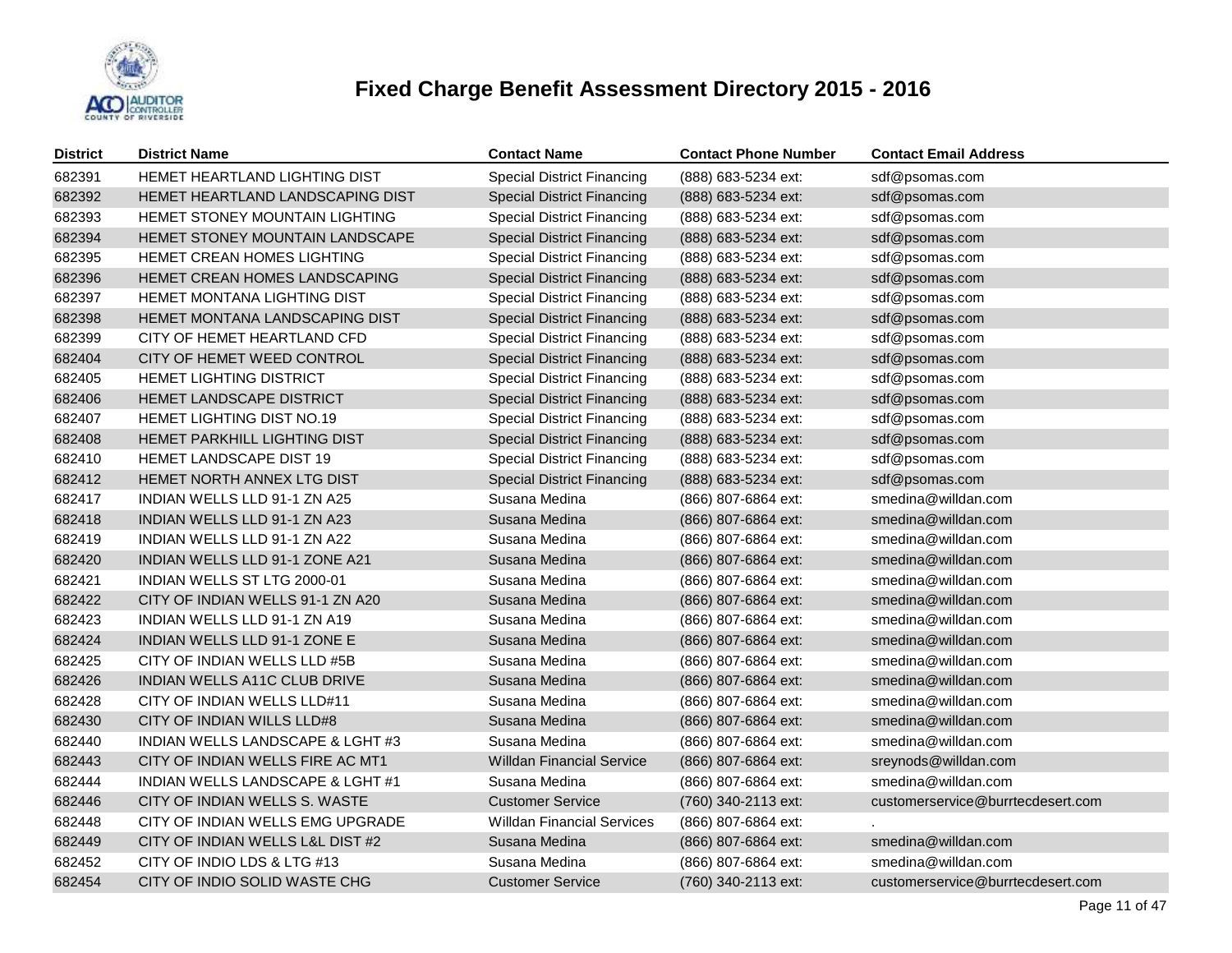# Fixed Charge Benefit Assessment Directory 2015 - 2016

| District | District Name | Contact Name | Contact Phone Number | Contact Email Address |
|---|---|---|---|---|
| 682391 | HEMET HEARTLAND LIGHTING DIST | Special District Financing | (888) 683-5234 ext: | sdf@psomas.com |
| 682392 | HEMET HEARTLAND LANDSCAPING DIST | Special District Financing | (888) 683-5234 ext: | sdf@psomas.com |
| 682393 | HEMET STONEY MOUNTAIN LIGHTING | Special District Financing | (888) 683-5234 ext: | sdf@psomas.com |
| 682394 | HEMET STONEY MOUNTAIN LANDSCAPE | Special District Financing | (888) 683-5234 ext: | sdf@psomas.com |
| 682395 | HEMET CREAN HOMES LIGHTING | Special District Financing | (888) 683-5234 ext: | sdf@psomas.com |
| 682396 | HEMET CREAN HOMES LANDSCAPING | Special District Financing | (888) 683-5234 ext: | sdf@psomas.com |
| 682397 | HEMET MONTANA LIGHTING DIST | Special District Financing | (888) 683-5234 ext: | sdf@psomas.com |
| 682398 | HEMET MONTANA LANDSCAPING DIST | Special District Financing | (888) 683-5234 ext: | sdf@psomas.com |
| 682399 | CITY OF HEMET HEARTLAND CFD | Special District Financing | (888) 683-5234 ext: | sdf@psomas.com |
| 682404 | CITY OF HEMET WEED CONTROL | Special District Financing | (888) 683-5234 ext: | sdf@psomas.com |
| 682405 | HEMET LIGHTING DISTRICT | Special District Financing | (888) 683-5234 ext: | sdf@psomas.com |
| 682406 | HEMET LANDSCAPE DISTRICT | Special District Financing | (888) 683-5234 ext: | sdf@psomas.com |
| 682407 | HEMET LIGHTING DIST NO.19 | Special District Financing | (888) 683-5234 ext: | sdf@psomas.com |
| 682408 | HEMET PARKHILL LIGHTING DIST | Special District Financing | (888) 683-5234 ext: | sdf@psomas.com |
| 682410 | HEMET LANDSCAPE DIST 19 | Special District Financing | (888) 683-5234 ext: | sdf@psomas.com |
| 682412 | HEMET NORTH ANNEX LTG DIST | Special District Financing | (888) 683-5234 ext: | sdf@psomas.com |
| 682417 | INDIAN WELLS LLD 91-1 ZN A25 | Susana Medina | (866) 807-6864 ext: | smedina@willdan.com |
| 682418 | INDIAN WELLS LLD 91-1 ZN A23 | Susana Medina | (866) 807-6864 ext: | smedina@willdan.com |
| 682419 | INDIAN WELLS LLD 91-1 ZN A22 | Susana Medina | (866) 807-6864 ext: | smedina@willdan.com |
| 682420 | INDIAN WELLS LLD 91-1 ZONE A21 | Susana Medina | (866) 807-6864 ext: | smedina@willdan.com |
| 682421 | INDIAN WELLS ST LTG 2000-01 | Susana Medina | (866) 807-6864 ext: | smedina@willdan.com |
| 682422 | CITY OF INDIAN WELLS 91-1 ZN A20 | Susana Medina | (866) 807-6864 ext: | smedina@willdan.com |
| 682423 | INDIAN WELLS LLD 91-1 ZN A19 | Susana Medina | (866) 807-6864 ext: | smedina@willdan.com |
| 682424 | INDIAN WELLS LLD 91-1 ZONE E | Susana Medina | (866) 807-6864 ext: | smedina@willdan.com |
| 682425 | CITY OF INDIAN WELLS LLD #5B | Susana Medina | (866) 807-6864 ext: | smedina@willdan.com |
| 682426 | INDIAN WELLS A11C CLUB DRIVE | Susana Medina | (866) 807-6864 ext: | smedina@willdan.com |
| 682428 | CITY OF INDIAN WELLS LLD#11 | Susana Medina | (866) 807-6864 ext: | smedina@willdan.com |
| 682430 | CITY OF INDIAN WILLS LLD#8 | Susana Medina | (866) 807-6864 ext: | smedina@willdan.com |
| 682440 | INDIAN WELLS LANDSCAPE & LGHT #3 | Susana Medina | (866) 807-6864 ext: | smedina@willdan.com |
| 682443 | CITY OF INDIAN WELLS FIRE AC MT1 | Willdan Financial Service | (866) 807-6864 ext: | sreynods@willdan.com |
| 682444 | INDIAN WELLS LANDSCAPE & LGHT #1 | Susana Medina | (866) 807-6864 ext: | smedina@willdan.com |
| 682446 | CITY OF INDIAN WELLS S. WASTE | Customer Service | (760) 340-2113 ext: | customerservice@burrtecdesert.com |
| 682448 | CITY OF INDIAN WELLS EMG UPGRADE | Willdan Financial Services | (866) 807-6864 ext: | . |
| 682449 | CITY OF INDIAN WELLS L&L DIST #2 | Susana Medina | (866) 807-6864 ext: | smedina@willdan.com |
| 682452 | CITY OF INDIO LDS & LTG #13 | Susana Medina | (866) 807-6864 ext: | smedina@willdan.com |
| 682454 | CITY OF INDIO SOLID WASTE CHG | Customer Service | (760) 340-2113 ext: | customerservice@burrtecdesert.com |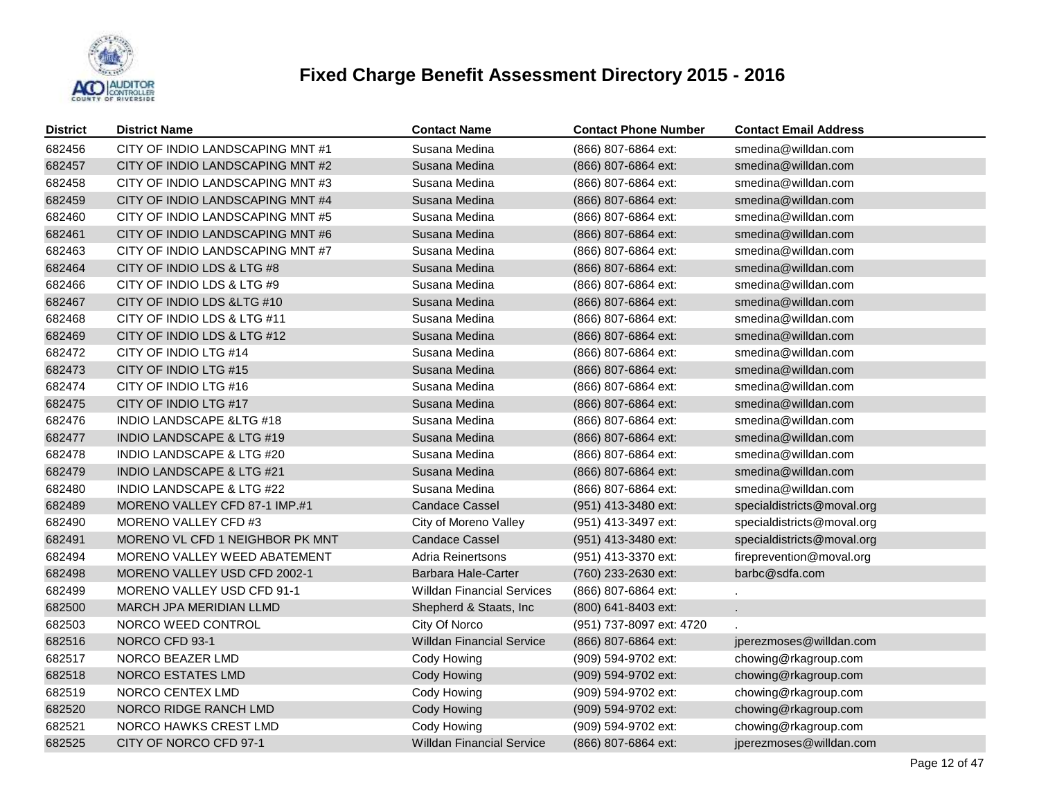# Fixed Charge Benefit Assessment Directory 2015 - 2016

| District | District Name | Contact Name | Contact Phone Number | Contact Email Address |
|---|---|---|---|---|
| 682456 | CITY OF INDIO LANDSCAPING MNT #1 | Susana Medina | (866) 807-6864 ext: | smedina@willdan.com |
| 682457 | CITY OF INDIO LANDSCAPING MNT #2 | Susana Medina | (866) 807-6864 ext: | smedina@willdan.com |
| 682458 | CITY OF INDIO LANDSCAPING MNT #3 | Susana Medina | (866) 807-6864 ext: | smedina@willdan.com |
| 682459 | CITY OF INDIO LANDSCAPING MNT #4 | Susana Medina | (866) 807-6864 ext: | smedina@willdan.com |
| 682460 | CITY OF INDIO LANDSCAPING MNT #5 | Susana Medina | (866) 807-6864 ext: | smedina@willdan.com |
| 682461 | CITY OF INDIO LANDSCAPING MNT #6 | Susana Medina | (866) 807-6864 ext: | smedina@willdan.com |
| 682463 | CITY OF INDIO LANDSCAPING MNT #7 | Susana Medina | (866) 807-6864 ext: | smedina@willdan.com |
| 682464 | CITY OF INDIO LDS & LTG #8 | Susana Medina | (866) 807-6864 ext: | smedina@willdan.com |
| 682466 | CITY OF INDIO LDS & LTG #9 | Susana Medina | (866) 807-6864 ext: | smedina@willdan.com |
| 682467 | CITY OF INDIO LDS &LTG #10 | Susana Medina | (866) 807-6864 ext: | smedina@willdan.com |
| 682468 | CITY OF INDIO LDS & LTG #11 | Susana Medina | (866) 807-6864 ext: | smedina@willdan.com |
| 682469 | CITY OF INDIO LDS & LTG #12 | Susana Medina | (866) 807-6864 ext: | smedina@willdan.com |
| 682472 | CITY OF INDIO LTG #14 | Susana Medina | (866) 807-6864 ext: | smedina@willdan.com |
| 682473 | CITY OF INDIO LTG #15 | Susana Medina | (866) 807-6864 ext: | smedina@willdan.com |
| 682474 | CITY OF INDIO LTG #16 | Susana Medina | (866) 807-6864 ext: | smedina@willdan.com |
| 682475 | CITY OF INDIO LTG #17 | Susana Medina | (866) 807-6864 ext: | smedina@willdan.com |
| 682476 | INDIO LANDSCAPE &LTG #18 | Susana Medina | (866) 807-6864 ext: | smedina@willdan.com |
| 682477 | INDIO LANDSCAPE & LTG #19 | Susana Medina | (866) 807-6864 ext: | smedina@willdan.com |
| 682478 | INDIO LANDSCAPE & LTG #20 | Susana Medina | (866) 807-6864 ext: | smedina@willdan.com |
| 682479 | INDIO LANDSCAPE & LTG #21 | Susana Medina | (866) 807-6864 ext: | smedina@willdan.com |
| 682480 | INDIO LANDSCAPE & LTG #22 | Susana Medina | (866) 807-6864 ext: | smedina@willdan.com |
| 682489 | MORENO VALLEY CFD 87-1 IMP.#1 | Candace Cassel | (951) 413-3480 ext: | specialdistricts@moval.org |
| 682490 | MORENO VALLEY CFD #3 | City of Moreno Valley | (951) 413-3497 ext: | specialdistricts@moval.org |
| 682491 | MORENO VL CFD 1 NEIGHBOR PK MNT | Candace Cassel | (951) 413-3480 ext: | specialdistricts@moval.org |
| 682494 | MORENO VALLEY WEED ABATEMENT | Adria Reinertsons | (951) 413-3370 ext: | fireprevention@moval.org |
| 682498 | MORENO VALLEY USD CFD 2002-1 | Barbara Hale-Carter | (760) 233-2630 ext: | barbc@sdfa.com |
| 682499 | MORENO VALLEY USD CFD 91-1 | Willdan Financial Services | (866) 807-6864 ext: | . |
| 682500 | MARCH JPA MERIDIAN LLMD | Shepherd & Staats, Inc | (800) 641-8403 ext: | . |
| 682503 | NORCO WEED CONTROL | City Of Norco | (951) 737-8097 ext: 4720 | . |
| 682516 | NORCO CFD 93-1 | Willdan Financial Service | (866) 807-6864 ext: | jperezmoses@willdan.com |
| 682517 | NORCO BEAZER LMD | Cody Howing | (909) 594-9702 ext: | chowing@rkagroup.com |
| 682518 | NORCO ESTATES LMD | Cody Howing | (909) 594-9702 ext: | chowing@rkagroup.com |
| 682519 | NORCO CENTEX LMD | Cody Howing | (909) 594-9702 ext: | chowing@rkagroup.com |
| 682520 | NORCO RIDGE RANCH LMD | Cody Howing | (909) 594-9702 ext: | chowing@rkagroup.com |
| 682521 | NORCO HAWKS CREST LMD | Cody Howing | (909) 594-9702 ext: | chowing@rkagroup.com |
| 682525 | CITY OF NORCO CFD 97-1 | Willdan Financial Service | (866) 807-6864 ext: | jperezmoses@willdan.com |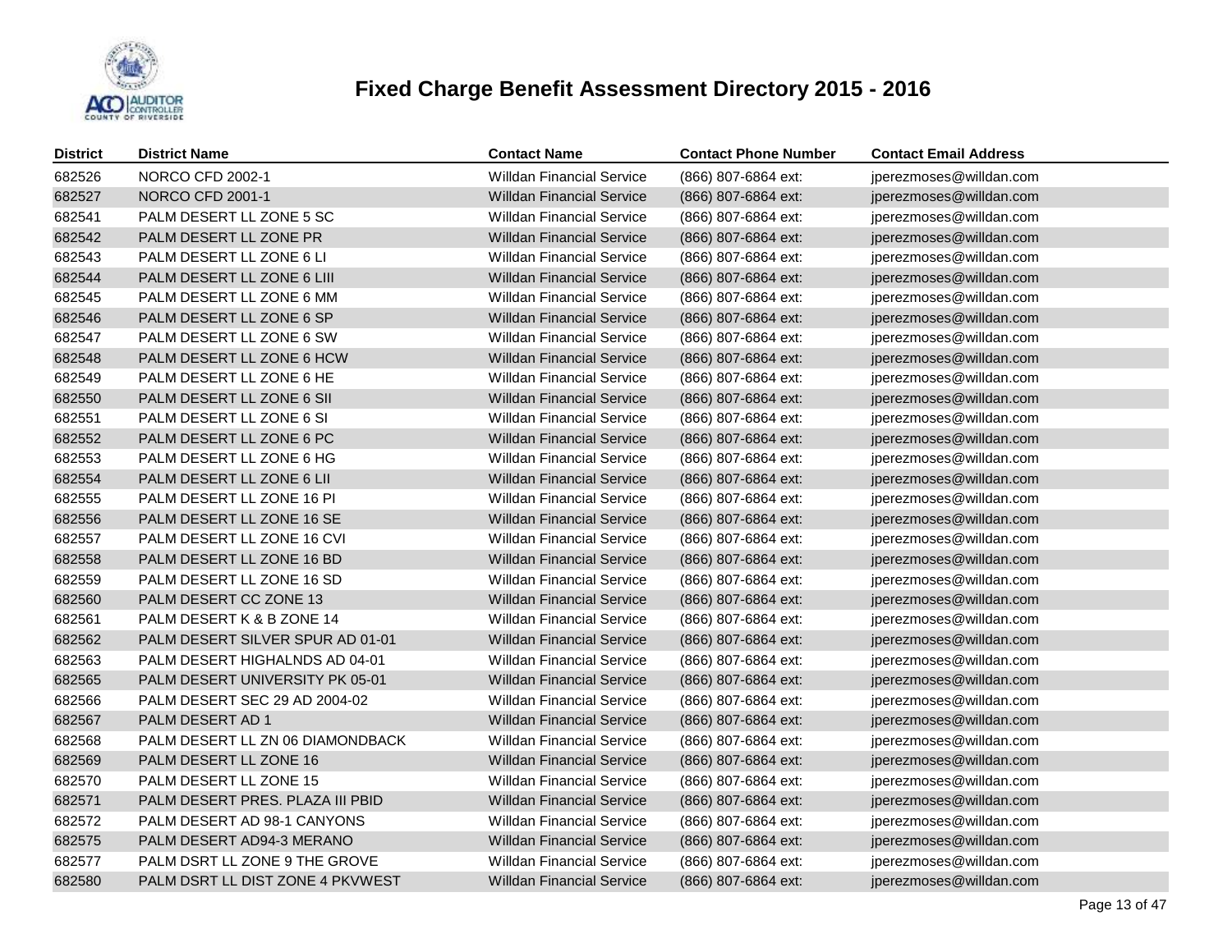# Fixed Charge Benefit Assessment Directory 2015 - 2016

| District | District Name | Contact Name | Contact Phone Number | Contact Email Address |
|---|---|---|---|---|
| 682526 | NORCO CFD 2002-1 | Willdan Financial Service | (866) 807-6864 ext: | jperezmoses@willdan.com |
| 682527 | NORCO CFD 2001-1 | Willdan Financial Service | (866) 807-6864 ext: | jperezmoses@willdan.com |
| 682541 | PALM DESERT LL ZONE 5 SC | Willdan Financial Service | (866) 807-6864 ext: | jperezmoses@willdan.com |
| 682542 | PALM DESERT LL ZONE PR | Willdan Financial Service | (866) 807-6864 ext: | jperezmoses@willdan.com |
| 682543 | PALM DESERT LL ZONE 6 LI | Willdan Financial Service | (866) 807-6864 ext: | jperezmoses@willdan.com |
| 682544 | PALM DESERT LL ZONE 6 LIII | Willdan Financial Service | (866) 807-6864 ext: | jperezmoses@willdan.com |
| 682545 | PALM DESERT LL ZONE 6 MM | Willdan Financial Service | (866) 807-6864 ext: | jperezmoses@willdan.com |
| 682546 | PALM DESERT LL ZONE 6 SP | Willdan Financial Service | (866) 807-6864 ext: | jperezmoses@willdan.com |
| 682547 | PALM DESERT LL ZONE 6 SW | Willdan Financial Service | (866) 807-6864 ext: | jperezmoses@willdan.com |
| 682548 | PALM DESERT LL ZONE 6 HCW | Willdan Financial Service | (866) 807-6864 ext: | jperezmoses@willdan.com |
| 682549 | PALM DESERT LL ZONE 6 HE | Willdan Financial Service | (866) 807-6864 ext: | jperezmoses@willdan.com |
| 682550 | PALM DESERT LL ZONE 6 SII | Willdan Financial Service | (866) 807-6864 ext: | jperezmoses@willdan.com |
| 682551 | PALM DESERT LL ZONE 6 SI | Willdan Financial Service | (866) 807-6864 ext: | jperezmoses@willdan.com |
| 682552 | PALM DESERT LL ZONE 6 PC | Willdan Financial Service | (866) 807-6864 ext: | jperezmoses@willdan.com |
| 682553 | PALM DESERT LL ZONE 6 HG | Willdan Financial Service | (866) 807-6864 ext: | jperezmoses@willdan.com |
| 682554 | PALM DESERT LL ZONE 6 LII | Willdan Financial Service | (866) 807-6864 ext: | jperezmoses@willdan.com |
| 682555 | PALM DESERT LL ZONE 16 PI | Willdan Financial Service | (866) 807-6864 ext: | jperezmoses@willdan.com |
| 682556 | PALM DESERT LL ZONE 16 SE | Willdan Financial Service | (866) 807-6864 ext: | jperezmoses@willdan.com |
| 682557 | PALM DESERT LL ZONE 16 CVI | Willdan Financial Service | (866) 807-6864 ext: | jperezmoses@willdan.com |
| 682558 | PALM DESERT LL ZONE 16 BD | Willdan Financial Service | (866) 807-6864 ext: | jperezmoses@willdan.com |
| 682559 | PALM DESERT LL ZONE 16 SD | Willdan Financial Service | (866) 807-6864 ext: | jperezmoses@willdan.com |
| 682560 | PALM DESERT CC ZONE 13 | Willdan Financial Service | (866) 807-6864 ext: | jperezmoses@willdan.com |
| 682561 | PALM DESERT K & B ZONE 14 | Willdan Financial Service | (866) 807-6864 ext: | jperezmoses@willdan.com |
| 682562 | PALM DESERT SILVER SPUR AD 01-01 | Willdan Financial Service | (866) 807-6864 ext: | jperezmoses@willdan.com |
| 682563 | PALM DESERT HIGHALNDS AD 04-01 | Willdan Financial Service | (866) 807-6864 ext: | jperezmoses@willdan.com |
| 682565 | PALM DESERT UNIVERSITY PK 05-01 | Willdan Financial Service | (866) 807-6864 ext: | jperezmoses@willdan.com |
| 682566 | PALM DESERT SEC 29 AD 2004-02 | Willdan Financial Service | (866) 807-6864 ext: | jperezmoses@willdan.com |
| 682567 | PALM DESERT AD 1 | Willdan Financial Service | (866) 807-6864 ext: | jperezmoses@willdan.com |
| 682568 | PALM DESERT LL ZN 06 DIAMONDBACK | Willdan Financial Service | (866) 807-6864 ext: | jperezmoses@willdan.com |
| 682569 | PALM DESERT LL ZONE 16 | Willdan Financial Service | (866) 807-6864 ext: | jperezmoses@willdan.com |
| 682570 | PALM DESERT LL ZONE 15 | Willdan Financial Service | (866) 807-6864 ext: | jperezmoses@willdan.com |
| 682571 | PALM DESERT PRES. PLAZA III PBID | Willdan Financial Service | (866) 807-6864 ext: | jperezmoses@willdan.com |
| 682572 | PALM DESERT AD 98-1 CANYONS | Willdan Financial Service | (866) 807-6864 ext: | jperezmoses@willdan.com |
| 682575 | PALM DESERT AD94-3 MERANO | Willdan Financial Service | (866) 807-6864 ext: | jperezmoses@willdan.com |
| 682577 | PALM DSRT LL ZONE 9 THE GROVE | Willdan Financial Service | (866) 807-6864 ext: | jperezmoses@willdan.com |
| 682580 | PALM DSRT LL DIST ZONE 4 PKVWEST | Willdan Financial Service | (866) 807-6864 ext: | jperezmoses@willdan.com |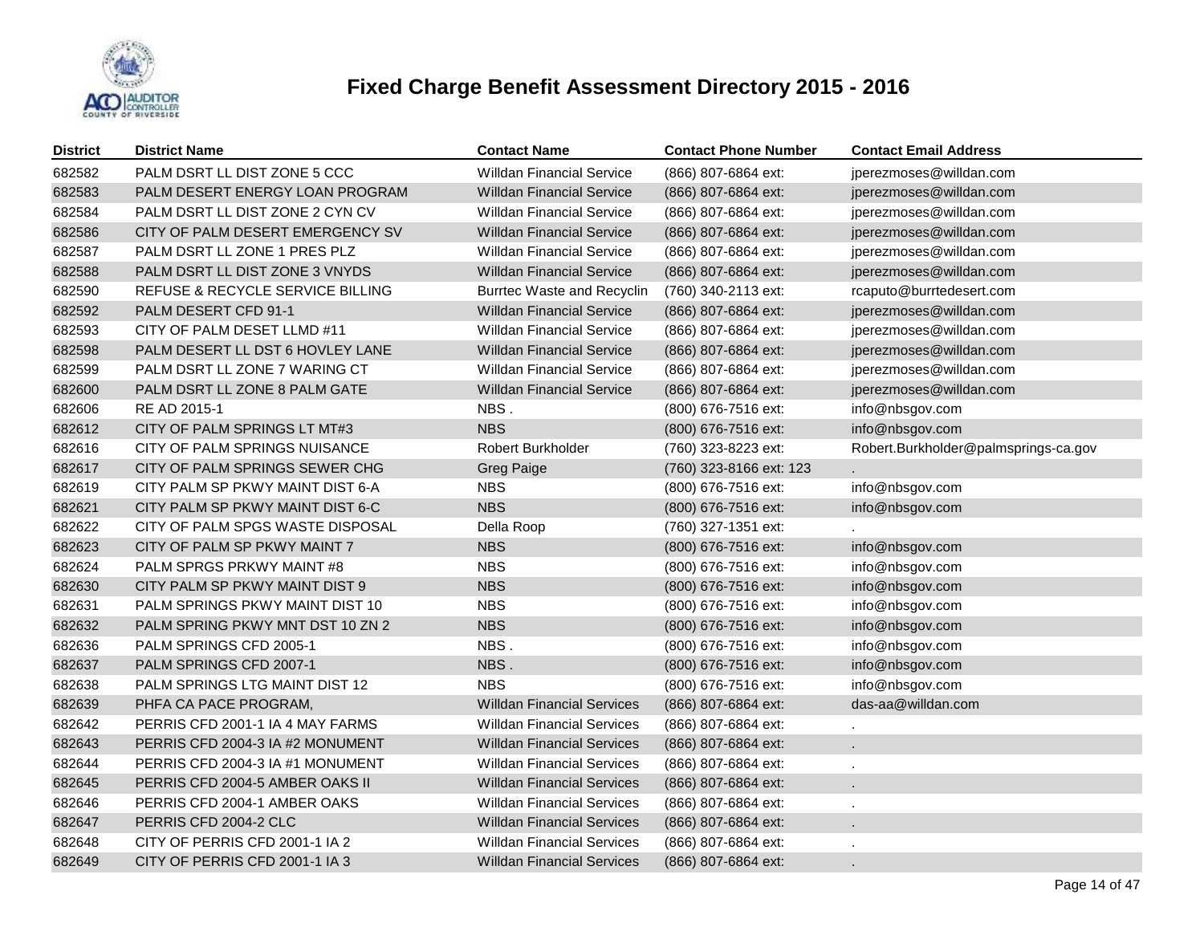# Fixed Charge Benefit Assessment Directory 2015 - 2016

| District | District Name | Contact Name | Contact Phone Number | Contact Email Address |
|---|---|---|---|---|
| 682582 | PALM DSRT LL DIST ZONE 5 CCC | Willdan Financial Service | (866) 807-6864 ext: | jperezmoses@willdan.com |
| 682583 | PALM DESERT ENERGY LOAN PROGRAM | Willdan Financial Service | (866) 807-6864 ext: | jperezmoses@willdan.com |
| 682584 | PALM DSRT LL DIST ZONE 2 CYN CV | Willdan Financial Service | (866) 807-6864 ext: | jperezmoses@willdan.com |
| 682586 | CITY OF PALM DESERT EMERGENCY SV | Willdan Financial Service | (866) 807-6864 ext: | jperezmoses@willdan.com |
| 682587 | PALM DSRT LL ZONE 1 PRES PLZ | Willdan Financial Service | (866) 807-6864 ext: | jperezmoses@willdan.com |
| 682588 | PALM DSRT LL DIST ZONE 3 VNYDS | Willdan Financial Service | (866) 807-6864 ext: | jperezmoses@willdan.com |
| 682590 | REFUSE & RECYCLE SERVICE BILLING | Burrtec Waste and Recyclin | (760) 340-2113 ext: | rcaputo@burrtedesert.com |
| 682592 | PALM DESERT CFD 91-1 | Willdan Financial Service | (866) 807-6864 ext: | jperezmoses@willdan.com |
| 682593 | CITY OF PALM DESET LLMD #11 | Willdan Financial Service | (866) 807-6864 ext: | jperezmoses@willdan.com |
| 682598 | PALM DESERT LL DST 6 HOVLEY LANE | Willdan Financial Service | (866) 807-6864 ext: | jperezmoses@willdan.com |
| 682599 | PALM DSRT LL ZONE 7 WARING CT | Willdan Financial Service | (866) 807-6864 ext: | jperezmoses@willdan.com |
| 682600 | PALM DSRT LL ZONE 8 PALM GATE | Willdan Financial Service | (866) 807-6864 ext: | jperezmoses@willdan.com |
| 682606 | RE AD 2015-1 | NBS . | (800) 676-7516 ext: | info@nbsgov.com |
| 682612 | CITY OF PALM SPRINGS LT MT#3 | NBS | (800) 676-7516 ext: | info@nbsgov.com |
| 682616 | CITY OF PALM SPRINGS NUISANCE | Robert Burkholder | (760) 323-8223 ext: | Robert.Burkholder@palmsprings-ca.gov |
| 682617 | CITY OF PALM SPRINGS SEWER CHG | Greg Paige | (760) 323-8166 ext: 123 | . |
| 682619 | CITY PALM SP PKWY MAINT DIST 6-A | NBS | (800) 676-7516 ext: | info@nbsgov.com |
| 682621 | CITY PALM SP PKWY MAINT DIST 6-C | NBS | (800) 676-7516 ext: | info@nbsgov.com |
| 682622 | CITY OF PALM SPGS WASTE DISPOSAL | Della Roop | (760) 327-1351 ext: | . |
| 682623 | CITY OF PALM SP PKWY MAINT 7 | NBS | (800) 676-7516 ext: | info@nbsgov.com |
| 682624 | PALM SPRGS PRKWY MAINT #8 | NBS | (800) 676-7516 ext: | info@nbsgov.com |
| 682630 | CITY PALM SP PKWY MAINT DIST 9 | NBS | (800) 676-7516 ext: | info@nbsgov.com |
| 682631 | PALM SPRINGS PKWY MAINT DIST 10 | NBS | (800) 676-7516 ext: | info@nbsgov.com |
| 682632 | PALM SPRING PKWY MNT DST 10 ZN 2 | NBS | (800) 676-7516 ext: | info@nbsgov.com |
| 682636 | PALM SPRINGS CFD 2005-1 | NBS . | (800) 676-7516 ext: | info@nbsgov.com |
| 682637 | PALM SPRINGS CFD 2007-1 | NBS . | (800) 676-7516 ext: | info@nbsgov.com |
| 682638 | PALM SPRINGS LTG MAINT DIST 12 | NBS | (800) 676-7516 ext: | info@nbsgov.com |
| 682639 | PHFA CA PACE PROGRAM, | Willdan Financial Services | (866) 807-6864 ext: | das-aa@willdan.com |
| 682642 | PERRIS CFD 2001-1 IA 4 MAY FARMS | Willdan Financial Services | (866) 807-6864 ext: | . |
| 682643 | PERRIS CFD 2004-3 IA #2 MONUMENT | Willdan Financial Services | (866) 807-6864 ext: | . |
| 682644 | PERRIS CFD 2004-3 IA #1 MONUMENT | Willdan Financial Services | (866) 807-6864 ext: | . |
| 682645 | PERRIS CFD 2004-5 AMBER OAKS II | Willdan Financial Services | (866) 807-6864 ext: | . |
| 682646 | PERRIS CFD 2004-1 AMBER OAKS | Willdan Financial Services | (866) 807-6864 ext: | . |
| 682647 | PERRIS CFD 2004-2 CLC | Willdan Financial Services | (866) 807-6864 ext: | . |
| 682648 | CITY OF PERRIS CFD 2001-1 IA 2 | Willdan Financial Services | (866) 807-6864 ext: | . |
| 682649 | CITY OF PERRIS CFD 2001-1 IA 3 | Willdan Financial Services | (866) 807-6864 ext: | . |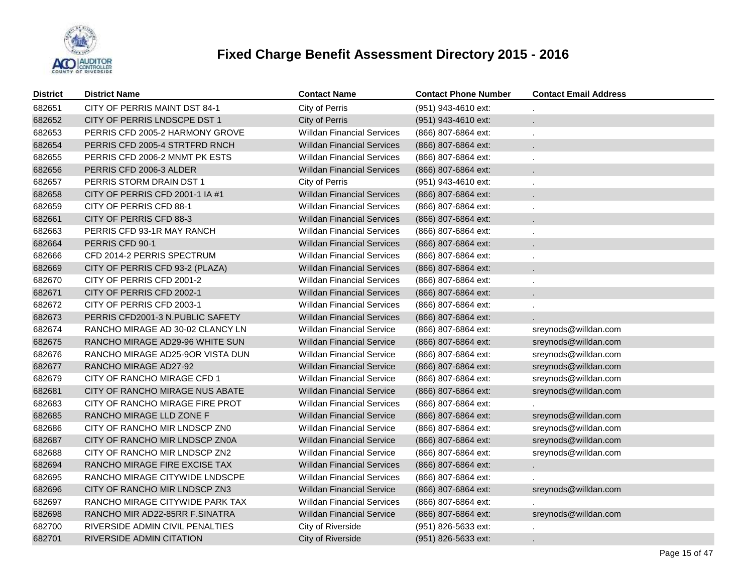# Fixed Charge Benefit Assessment Directory 2015 - 2016

| District | District Name | Contact Name | Contact Phone Number | Contact Email Address |
|---|---|---|---|---|
| 682651 | CITY OF PERRIS MAINT DST 84-1 | City of Perris | (951) 943-4610 ext: | . |
| 682652 | CITY OF PERRIS LNDSCPE DST 1 | City of Perris | (951) 943-4610 ext: | . |
| 682653 | PERRIS CFD 2005-2 HARMONY GROVE | Willdan Financial Services | (866) 807-6864 ext: | . |
| 682654 | PERRIS CFD 2005-4 STRTFRD RNCH | Willdan Financial Services | (866) 807-6864 ext: | . |
| 682655 | PERRIS CFD 2006-2 MNMT PK ESTS | Willdan Financial Services | (866) 807-6864 ext: | . |
| 682656 | PERRIS CFD 2006-3 ALDER | Willdan Financial Services | (866) 807-6864 ext: | . |
| 682657 | PERRIS STORM DRAIN DST 1 | City of Perris | (951) 943-4610 ext: | . |
| 682658 | CITY OF PERRIS CFD 2001-1 IA #1 | Willdan Financial Services | (866) 807-6864 ext: | . |
| 682659 | CITY OF PERRIS CFD 88-1 | Willdan Financial Services | (866) 807-6864 ext: | . |
| 682661 | CITY OF PERRIS CFD 88-3 | Willdan Financial Services | (866) 807-6864 ext: | . |
| 682663 | PERRIS CFD 93-1R MAY RANCH | Willdan Financial Services | (866) 807-6864 ext: | . |
| 682664 | PERRIS CFD 90-1 | Willdan Financial Services | (866) 807-6864 ext: | . |
| 682666 | CFD 2014-2 PERRIS SPECTRUM | Willdan Financial Services | (866) 807-6864 ext: | . |
| 682669 | CITY OF PERRIS CFD 93-2 (PLAZA) | Willdan Financial Services | (866) 807-6864 ext: | . |
| 682670 | CITY OF PERRIS CFD 2001-2 | Willdan Financial Services | (866) 807-6864 ext: | . |
| 682671 | CITY OF PERRIS CFD 2002-1 | Willdan Financial Services | (866) 807-6864 ext: | . |
| 682672 | CITY OF PERRIS CFD 2003-1 | Willdan Financial Services | (866) 807-6864 ext: | . |
| 682673 | PERRIS CFD2001-3 N.PUBLIC SAFETY | Willdan Financial Services | (866) 807-6864 ext: | . |
| 682674 | RANCHO MIRAGE AD 30-02 CLANCY LN | Willdan Financial Service | (866) 807-6864 ext: | sreynods@willdan.com |
| 682675 | RANCHO MIRAGE AD29-96 WHITE SUN | Willdan Financial Service | (866) 807-6864 ext: | sreynods@willdan.com |
| 682676 | RANCHO MIRAGE AD25-9OR VISTA DUN | Willdan Financial Service | (866) 807-6864 ext: | sreynods@willdan.com |
| 682677 | RANCHO MIRAGE AD27-92 | Willdan Financial Service | (866) 807-6864 ext: | sreynods@willdan.com |
| 682679 | CITY OF RANCHO MIRAGE CFD 1 | Willdan Financial Service | (866) 807-6864 ext: | sreynods@willdan.com |
| 682681 | CITY OF RANCHO MIRAGE NUS ABATE | Willdan Financial Service | (866) 807-6864 ext: | sreynods@willdan.com |
| 682683 | CITY OF RANCHO MIRAGE FIRE PROT | Willdan Financial Services | (866) 807-6864 ext: | . |
| 682685 | RANCHO MIRAGE LLD ZONE F | Willdan Financial Service | (866) 807-6864 ext: | sreynods@willdan.com |
| 682686 | CITY OF RANCHO MIR LNDSCP ZN0 | Willdan Financial Service | (866) 807-6864 ext: | sreynods@willdan.com |
| 682687 | CITY OF RANCHO MIR LNDSCP ZN0A | Willdan Financial Service | (866) 807-6864 ext: | sreynods@willdan.com |
| 682688 | CITY OF RANCHO MIR LNDSCP ZN2 | Willdan Financial Service | (866) 807-6864 ext: | sreynods@willdan.com |
| 682694 | RANCHO MIRAGE FIRE EXCISE TAX | Willdan Financial Services | (866) 807-6864 ext: | . |
| 682695 | RANCHO MIRAGE CITYWIDE LNDSCPE | Willdan Financial Services | (866) 807-6864 ext: | . |
| 682696 | CITY OF RANCHO MIR LNDSCP ZN3 | Willdan Financial Service | (866) 807-6864 ext: | sreynods@willdan.com |
| 682697 | RANCHO MIRAGE CITYWIDE PARK TAX | Willdan Financial Services | (866) 807-6864 ext: | . |
| 682698 | RANCHO MIR AD22-85RR F.SINATRA | Willdan Financial Service | (866) 807-6864 ext: | sreynods@willdan.com |
| 682700 | RIVERSIDE ADMIN CIVIL PENALTIES | City of Riverside | (951) 826-5633 ext: | . |
| 682701 | RIVERSIDE ADMIN CITATION | City of Riverside | (951) 826-5633 ext: | . |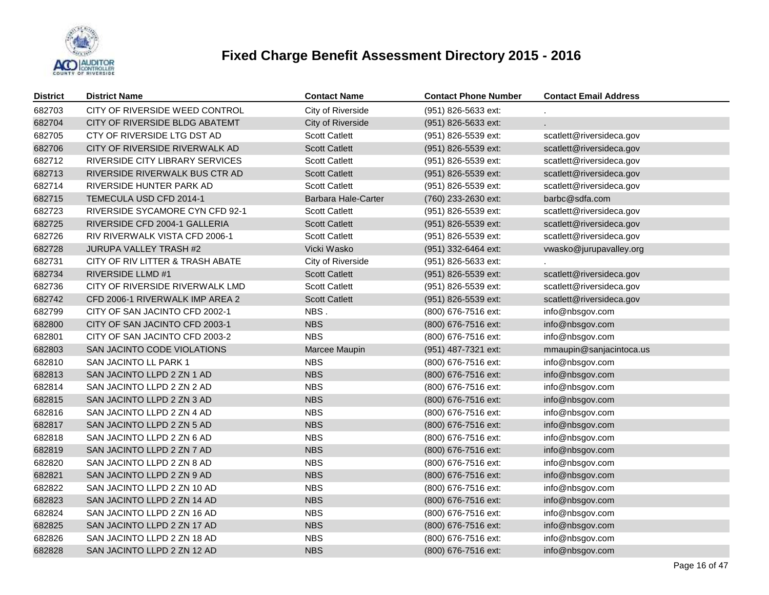# Fixed Charge Benefit Assessment Directory 2015 - 2016

| District | District Name | Contact Name | Contact Phone Number | Contact Email Address |
|---|---|---|---|---|
| 682703 | CITY OF RIVERSIDE WEED CONTROL | City of Riverside | (951) 826-5633 ext: | . |
| 682704 | CITY OF RIVERSIDE BLDG ABATEMT | City of Riverside | (951) 826-5633 ext: | . |
| 682705 | CTY OF RIVERSIDE LTG DST AD | Scott Catlett | (951) 826-5539 ext: | scatlett@riversideca.gov |
| 682706 | CITY OF RIVERSIDE RIVERWALK AD | Scott Catlett | (951) 826-5539 ext: | scatlett@riversideca.gov |
| 682712 | RIVERSIDE CITY LIBRARY SERVICES | Scott Catlett | (951) 826-5539 ext: | scatlett@riversideca.gov |
| 682713 | RIVERSIDE RIVERWALK BUS CTR AD | Scott Catlett | (951) 826-5539 ext: | scatlett@riversideca.gov |
| 682714 | RIVERSIDE HUNTER PARK AD | Scott Catlett | (951) 826-5539 ext: | scatlett@riversideca.gov |
| 682715 | TEMECULA USD CFD 2014-1 | Barbara Hale-Carter | (760) 233-2630 ext: | barbc@sdfa.com |
| 682723 | RIVERSIDE SYCAMORE CYN CFD 92-1 | Scott Catlett | (951) 826-5539 ext: | scatlett@riversideca.gov |
| 682725 | RIVERSIDE CFD 2004-1 GALLERIA | Scott Catlett | (951) 826-5539 ext: | scatlett@riversideca.gov |
| 682726 | RIV RIVERWALK VISTA CFD 2006-1 | Scott Catlett | (951) 826-5539 ext: | scatlett@riversideca.gov |
| 682728 | JURUPA VALLEY TRASH #2 | Vicki Wasko | (951) 332-6464 ext: | vwasko@jurupavalley.org |
| 682731 | CITY OF RIV LITTER & TRASH ABATE | City of Riverside | (951) 826-5633 ext: | . |
| 682734 | RIVERSIDE LLMD #1 | Scott Catlett | (951) 826-5539 ext: | scatlett@riversideca.gov |
| 682736 | CITY OF RIVERSIDE RIVERWALK LMD | Scott Catlett | (951) 826-5539 ext: | scatlett@riversideca.gov |
| 682742 | CFD 2006-1 RIVERWALK IMP AREA 2 | Scott Catlett | (951) 826-5539 ext: | scatlett@riversideca.gov |
| 682799 | CITY OF SAN JACINTO CFD 2002-1 | NBS . | (800) 676-7516 ext: | info@nbsgov.com |
| 682800 | CITY OF SAN JACINTO CFD 2003-1 | NBS | (800) 676-7516 ext: | info@nbsgov.com |
| 682801 | CITY OF SAN JACINTO CFD 2003-2 | NBS | (800) 676-7516 ext: | info@nbsgov.com |
| 682803 | SAN JACINTO CODE VIOLATIONS | Marcee Maupin | (951) 487-7321 ext: | mmaupin@sanjacintoca.us |
| 682810 | SAN JACINTO LL PARK 1 | NBS | (800) 676-7516 ext: | info@nbsgov.com |
| 682813 | SAN JACINTO LLPD 2 ZN 1 AD | NBS | (800) 676-7516 ext: | info@nbsgov.com |
| 682814 | SAN JACINTO LLPD 2 ZN 2 AD | NBS | (800) 676-7516 ext: | info@nbsgov.com |
| 682815 | SAN JACINTO LLPD 2 ZN 3 AD | NBS | (800) 676-7516 ext: | info@nbsgov.com |
| 682816 | SAN JACINTO LLPD 2 ZN 4 AD | NBS | (800) 676-7516 ext: | info@nbsgov.com |
| 682817 | SAN JACINTO LLPD 2 ZN 5 AD | NBS | (800) 676-7516 ext: | info@nbsgov.com |
| 682818 | SAN JACINTO LLPD 2 ZN 6 AD | NBS | (800) 676-7516 ext: | info@nbsgov.com |
| 682819 | SAN JACINTO LLPD 2 ZN 7 AD | NBS | (800) 676-7516 ext: | info@nbsgov.com |
| 682820 | SAN JACINTO LLPD 2 ZN 8 AD | NBS | (800) 676-7516 ext: | info@nbsgov.com |
| 682821 | SAN JACINTO LLPD 2 ZN 9 AD | NBS | (800) 676-7516 ext: | info@nbsgov.com |
| 682822 | SAN JACINTO LLPD 2 ZN 10 AD | NBS | (800) 676-7516 ext: | info@nbsgov.com |
| 682823 | SAN JACINTO LLPD 2 ZN 14 AD | NBS | (800) 676-7516 ext: | info@nbsgov.com |
| 682824 | SAN JACINTO LLPD 2 ZN 16 AD | NBS | (800) 676-7516 ext: | info@nbsgov.com |
| 682825 | SAN JACINTO LLPD 2 ZN 17 AD | NBS | (800) 676-7516 ext: | info@nbsgov.com |
| 682826 | SAN JACINTO LLPD 2 ZN 18 AD | NBS | (800) 676-7516 ext: | info@nbsgov.com |
| 682828 | SAN JACINTO LLPD 2 ZN 12 AD | NBS | (800) 676-7516 ext: | info@nbsgov.com |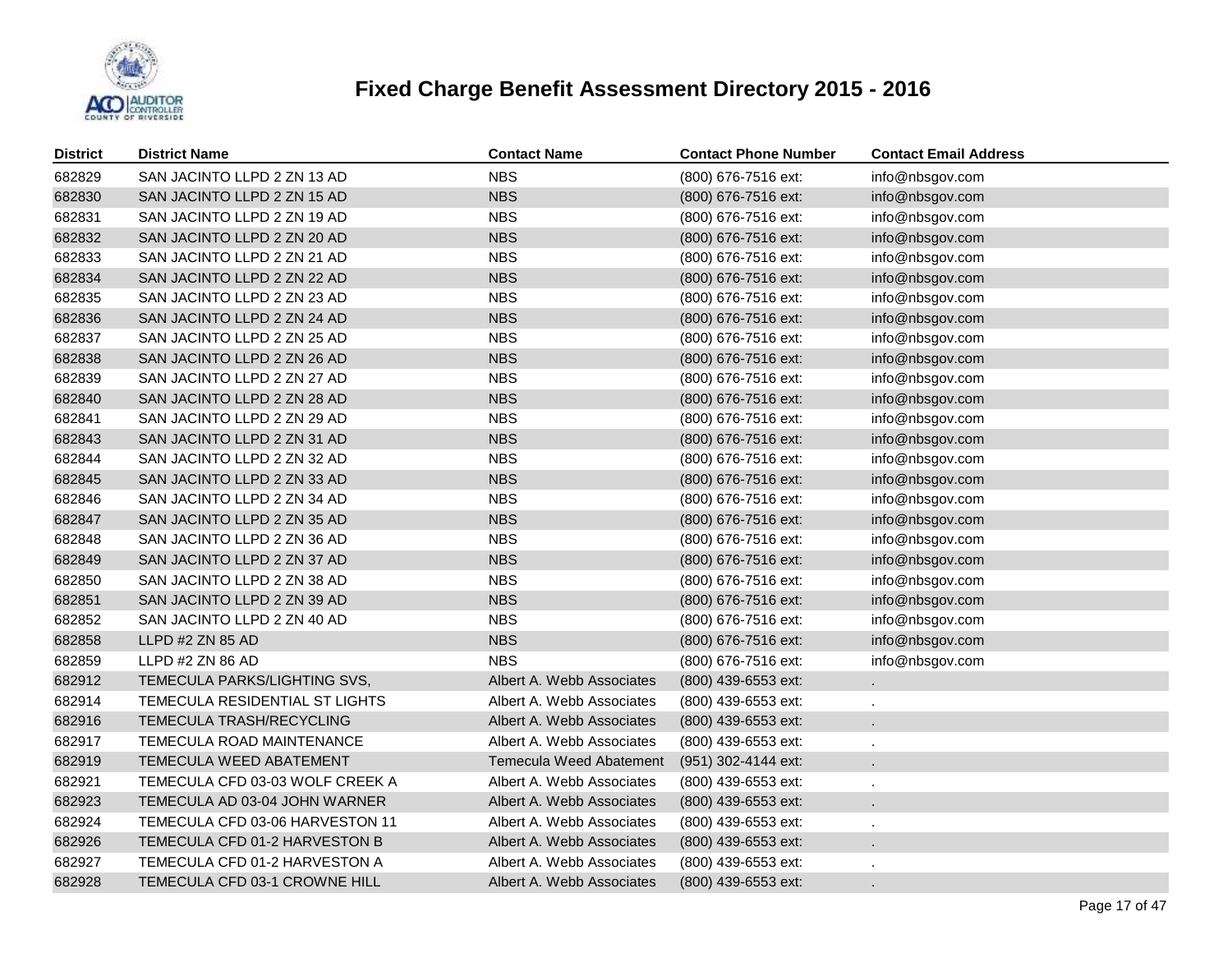# Fixed Charge Benefit Assessment Directory 2015 - 2016

| District | District Name | Contact Name | Contact Phone Number | Contact Email Address |
|---|---|---|---|---|
| 682829 | SAN JACINTO LLPD 2 ZN 13 AD | NBS | (800) 676-7516 ext: | info@nbsgov.com |
| 682830 | SAN JACINTO LLPD 2 ZN 15 AD | NBS | (800) 676-7516 ext: | info@nbsgov.com |
| 682831 | SAN JACINTO LLPD 2 ZN 19 AD | NBS | (800) 676-7516 ext: | info@nbsgov.com |
| 682832 | SAN JACINTO LLPD 2 ZN 20 AD | NBS | (800) 676-7516 ext: | info@nbsgov.com |
| 682833 | SAN JACINTO LLPD 2 ZN 21 AD | NBS | (800) 676-7516 ext: | info@nbsgov.com |
| 682834 | SAN JACINTO LLPD 2 ZN 22 AD | NBS | (800) 676-7516 ext: | info@nbsgov.com |
| 682835 | SAN JACINTO LLPD 2 ZN 23 AD | NBS | (800) 676-7516 ext: | info@nbsgov.com |
| 682836 | SAN JACINTO LLPD 2 ZN 24 AD | NBS | (800) 676-7516 ext: | info@nbsgov.com |
| 682837 | SAN JACINTO LLPD 2 ZN 25 AD | NBS | (800) 676-7516 ext: | info@nbsgov.com |
| 682838 | SAN JACINTO LLPD 2 ZN 26 AD | NBS | (800) 676-7516 ext: | info@nbsgov.com |
| 682839 | SAN JACINTO LLPD 2 ZN 27 AD | NBS | (800) 676-7516 ext: | info@nbsgov.com |
| 682840 | SAN JACINTO LLPD 2 ZN 28 AD | NBS | (800) 676-7516 ext: | info@nbsgov.com |
| 682841 | SAN JACINTO LLPD 2 ZN 29 AD | NBS | (800) 676-7516 ext: | info@nbsgov.com |
| 682843 | SAN JACINTO LLPD 2 ZN 31 AD | NBS | (800) 676-7516 ext: | info@nbsgov.com |
| 682844 | SAN JACINTO LLPD 2 ZN 32 AD | NBS | (800) 676-7516 ext: | info@nbsgov.com |
| 682845 | SAN JACINTO LLPD 2 ZN 33 AD | NBS | (800) 676-7516 ext: | info@nbsgov.com |
| 682846 | SAN JACINTO LLPD 2 ZN 34 AD | NBS | (800) 676-7516 ext: | info@nbsgov.com |
| 682847 | SAN JACINTO LLPD 2 ZN 35 AD | NBS | (800) 676-7516 ext: | info@nbsgov.com |
| 682848 | SAN JACINTO LLPD 2 ZN 36 AD | NBS | (800) 676-7516 ext: | info@nbsgov.com |
| 682849 | SAN JACINTO LLPD 2 ZN 37 AD | NBS | (800) 676-7516 ext: | info@nbsgov.com |
| 682850 | SAN JACINTO LLPD 2 ZN 38 AD | NBS | (800) 676-7516 ext: | info@nbsgov.com |
| 682851 | SAN JACINTO LLPD 2 ZN 39 AD | NBS | (800) 676-7516 ext: | info@nbsgov.com |
| 682852 | SAN JACINTO LLPD 2 ZN 40 AD | NBS | (800) 676-7516 ext: | info@nbsgov.com |
| 682858 | LLPD #2 ZN 85 AD | NBS | (800) 676-7516 ext: | info@nbsgov.com |
| 682859 | LLPD #2 ZN 86 AD | NBS | (800) 676-7516 ext: | info@nbsgov.com |
| 682912 | TEMECULA PARKS/LIGHTING SVS, | Albert A. Webb Associates | (800) 439-6553 ext: | . |
| 682914 | TEMECULA RESIDENTIAL ST LIGHTS | Albert A. Webb Associates | (800) 439-6553 ext: | . |
| 682916 | TEMECULA TRASH/RECYCLING | Albert A. Webb Associates | (800) 439-6553 ext: | . |
| 682917 | TEMECULA ROAD MAINTENANCE | Albert A. Webb Associates | (800) 439-6553 ext: | . |
| 682919 | TEMECULA WEED ABATEMENT | Temecula Weed Abatement | (951) 302-4144 ext: | . |
| 682921 | TEMECULA CFD 03-03 WOLF CREEK A | Albert A. Webb Associates | (800) 439-6553 ext: | . |
| 682923 | TEMECULA AD 03-04 JOHN WARNER | Albert A. Webb Associates | (800) 439-6553 ext: | . |
| 682924 | TEMECULA CFD 03-06 HARVESTON 11 | Albert A. Webb Associates | (800) 439-6553 ext: | . |
| 682926 | TEMECULA CFD 01-2 HARVESTON B | Albert A. Webb Associates | (800) 439-6553 ext: | . |
| 682927 | TEMECULA CFD 01-2 HARVESTON A | Albert A. Webb Associates | (800) 439-6553 ext: | . |
| 682928 | TEMECULA CFD 03-1 CROWNE HILL | Albert A. Webb Associates | (800) 439-6553 ext: | . |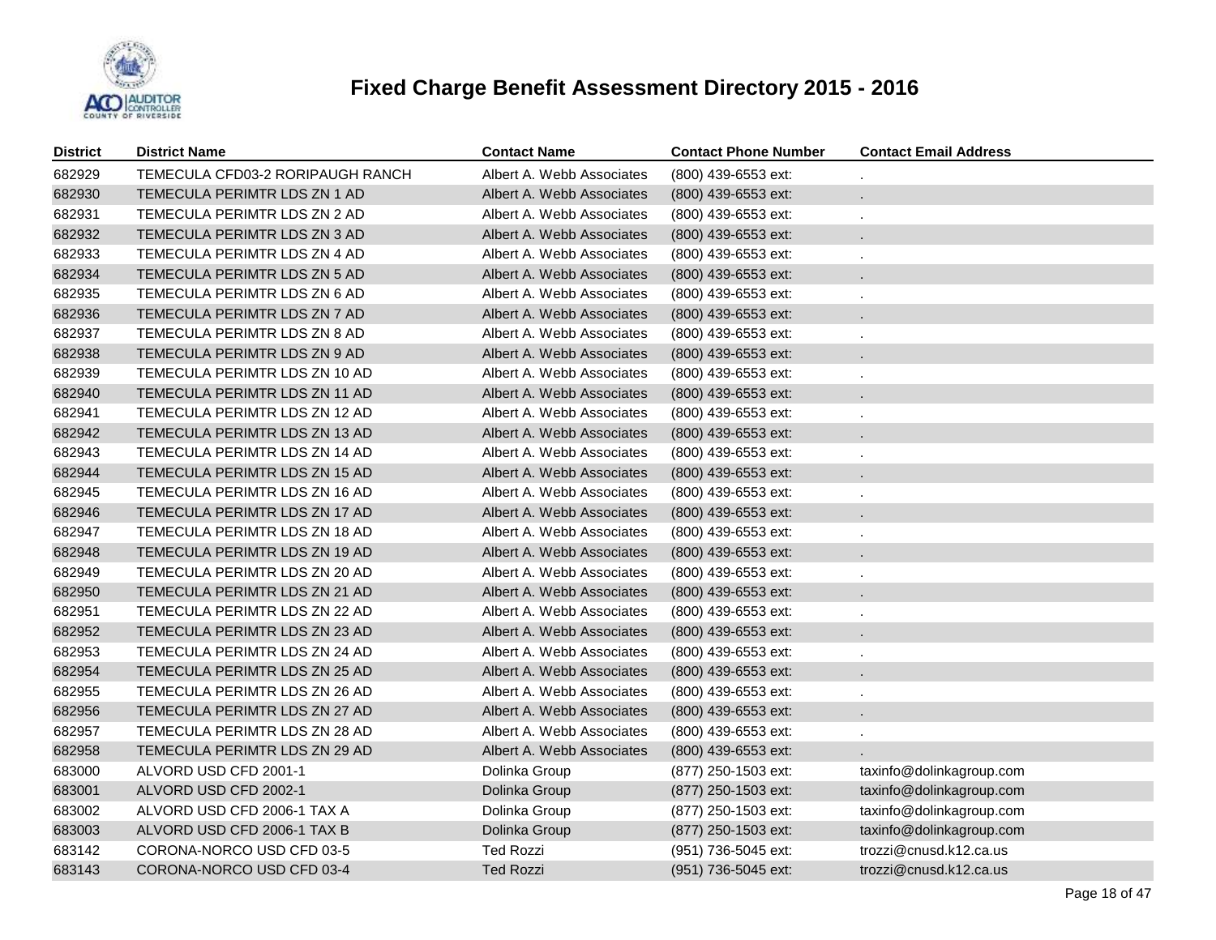# Fixed Charge Benefit Assessment Directory 2015 - 2016

| District | District Name | Contact Name | Contact Phone Number | Contact Email Address |
|---|---|---|---|---|
| 682929 | TEMECULA CFD03-2 RORIPAUGH RANCH | Albert A. Webb Associates | (800) 439-6553 ext: | . |
| 682930 | TEMECULA PERIMTR LDS ZN 1 AD | Albert A. Webb Associates | (800) 439-6553 ext: | . |
| 682931 | TEMECULA PERIMTR LDS ZN 2 AD | Albert A. Webb Associates | (800) 439-6553 ext: | . |
| 682932 | TEMECULA PERIMTR LDS ZN 3 AD | Albert A. Webb Associates | (800) 439-6553 ext: | . |
| 682933 | TEMECULA PERIMTR LDS ZN 4 AD | Albert A. Webb Associates | (800) 439-6553 ext: | . |
| 682934 | TEMECULA PERIMTR LDS ZN 5 AD | Albert A. Webb Associates | (800) 439-6553 ext: | . |
| 682935 | TEMECULA PERIMTR LDS ZN 6 AD | Albert A. Webb Associates | (800) 439-6553 ext: | . |
| 682936 | TEMECULA PERIMTR LDS ZN 7 AD | Albert A. Webb Associates | (800) 439-6553 ext: | . |
| 682937 | TEMECULA PERIMTR LDS ZN 8 AD | Albert A. Webb Associates | (800) 439-6553 ext: | . |
| 682938 | TEMECULA PERIMTR LDS ZN 9 AD | Albert A. Webb Associates | (800) 439-6553 ext: | . |
| 682939 | TEMECULA PERIMTR LDS ZN 10 AD | Albert A. Webb Associates | (800) 439-6553 ext: | . |
| 682940 | TEMECULA PERIMTR LDS ZN 11 AD | Albert A. Webb Associates | (800) 439-6553 ext: | . |
| 682941 | TEMECULA PERIMTR LDS ZN 12 AD | Albert A. Webb Associates | (800) 439-6553 ext: | . |
| 682942 | TEMECULA PERIMTR LDS ZN 13 AD | Albert A. Webb Associates | (800) 439-6553 ext: | . |
| 682943 | TEMECULA PERIMTR LDS ZN 14 AD | Albert A. Webb Associates | (800) 439-6553 ext: | . |
| 682944 | TEMECULA PERIMTR LDS ZN 15 AD | Albert A. Webb Associates | (800) 439-6553 ext: | . |
| 682945 | TEMECULA PERIMTR LDS ZN 16 AD | Albert A. Webb Associates | (800) 439-6553 ext: | . |
| 682946 | TEMECULA PERIMTR LDS ZN 17 AD | Albert A. Webb Associates | (800) 439-6553 ext: | . |
| 682947 | TEMECULA PERIMTR LDS ZN 18 AD | Albert A. Webb Associates | (800) 439-6553 ext: | . |
| 682948 | TEMECULA PERIMTR LDS ZN 19 AD | Albert A. Webb Associates | (800) 439-6553 ext: | . |
| 682949 | TEMECULA PERIMTR LDS ZN 20 AD | Albert A. Webb Associates | (800) 439-6553 ext: | . |
| 682950 | TEMECULA PERIMTR LDS ZN 21 AD | Albert A. Webb Associates | (800) 439-6553 ext: | . |
| 682951 | TEMECULA PERIMTR LDS ZN 22 AD | Albert A. Webb Associates | (800) 439-6553 ext: | . |
| 682952 | TEMECULA PERIMTR LDS ZN 23 AD | Albert A. Webb Associates | (800) 439-6553 ext: | . |
| 682953 | TEMECULA PERIMTR LDS ZN 24 AD | Albert A. Webb Associates | (800) 439-6553 ext: | . |
| 682954 | TEMECULA PERIMTR LDS ZN 25 AD | Albert A. Webb Associates | (800) 439-6553 ext: | . |
| 682955 | TEMECULA PERIMTR LDS ZN 26 AD | Albert A. Webb Associates | (800) 439-6553 ext: | . |
| 682956 | TEMECULA PERIMTR LDS ZN 27 AD | Albert A. Webb Associates | (800) 439-6553 ext: | . |
| 682957 | TEMECULA PERIMTR LDS ZN 28 AD | Albert A. Webb Associates | (800) 439-6553 ext: | . |
| 682958 | TEMECULA PERIMTR LDS ZN 29 AD | Albert A. Webb Associates | (800) 439-6553 ext: | . |
| 683000 | ALVORD USD CFD 2001-1 | Dolinka Group | (877) 250-1503 ext: | taxinfo@dolinkagroup.com |
| 683001 | ALVORD USD CFD 2002-1 | Dolinka Group | (877) 250-1503 ext: | taxinfo@dolinkagroup.com |
| 683002 | ALVORD USD CFD 2006-1 TAX A | Dolinka Group | (877) 250-1503 ext: | taxinfo@dolinkagroup.com |
| 683003 | ALVORD USD CFD 2006-1 TAX B | Dolinka Group | (877) 250-1503 ext: | taxinfo@dolinkagroup.com |
| 683142 | CORONA-NORCO USD CFD 03-5 | Ted Rozzi | (951) 736-5045 ext: | trozzi@cnusd.k12.ca.us |
| 683143 | CORONA-NORCO USD CFD 03-4 | Ted Rozzi | (951) 736-5045 ext: | trozzi@cnusd.k12.ca.us |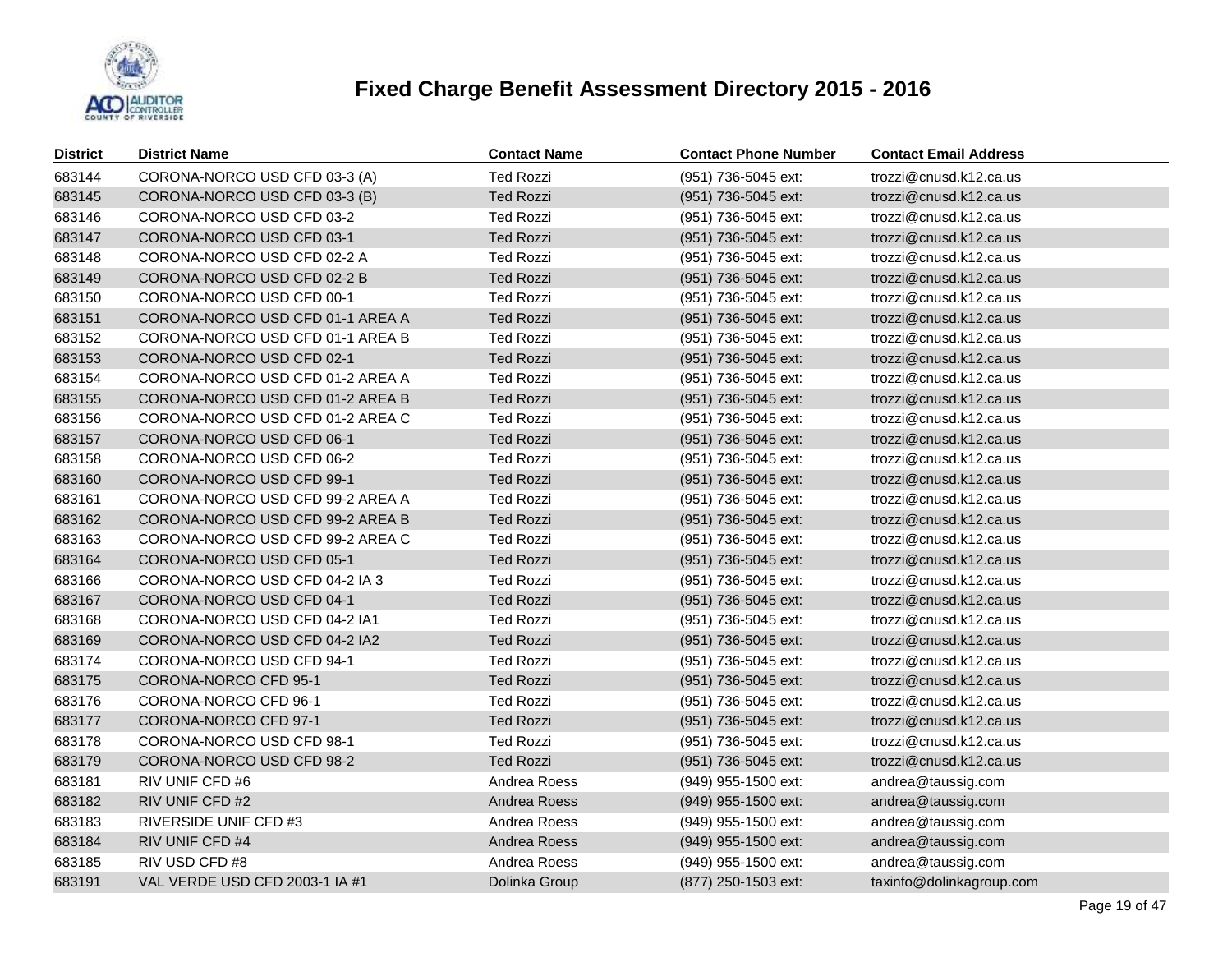# Fixed Charge Benefit Assessment Directory 2015 - 2016

| District | District Name | Contact Name | Contact Phone Number | Contact Email Address |
|---|---|---|---|---|
| 683144 | CORONA-NORCO USD CFD 03-3 (A) | Ted Rozzi | (951) 736-5045 ext: | trozzi@cnusd.k12.ca.us |
| 683145 | CORONA-NORCO USD CFD 03-3 (B) | Ted Rozzi | (951) 736-5045 ext: | trozzi@cnusd.k12.ca.us |
| 683146 | CORONA-NORCO USD CFD 03-2 | Ted Rozzi | (951) 736-5045 ext: | trozzi@cnusd.k12.ca.us |
| 683147 | CORONA-NORCO USD CFD 03-1 | Ted Rozzi | (951) 736-5045 ext: | trozzi@cnusd.k12.ca.us |
| 683148 | CORONA-NORCO USD CFD 02-2 A | Ted Rozzi | (951) 736-5045 ext: | trozzi@cnusd.k12.ca.us |
| 683149 | CORONA-NORCO USD CFD 02-2 B | Ted Rozzi | (951) 736-5045 ext: | trozzi@cnusd.k12.ca.us |
| 683150 | CORONA-NORCO USD CFD 00-1 | Ted Rozzi | (951) 736-5045 ext: | trozzi@cnusd.k12.ca.us |
| 683151 | CORONA-NORCO USD CFD 01-1 AREA A | Ted Rozzi | (951) 736-5045 ext: | trozzi@cnusd.k12.ca.us |
| 683152 | CORONA-NORCO USD CFD 01-1 AREA B | Ted Rozzi | (951) 736-5045 ext: | trozzi@cnusd.k12.ca.us |
| 683153 | CORONA-NORCO USD CFD 02-1 | Ted Rozzi | (951) 736-5045 ext: | trozzi@cnusd.k12.ca.us |
| 683154 | CORONA-NORCO USD CFD 01-2 AREA A | Ted Rozzi | (951) 736-5045 ext: | trozzi@cnusd.k12.ca.us |
| 683155 | CORONA-NORCO USD CFD 01-2 AREA B | Ted Rozzi | (951) 736-5045 ext: | trozzi@cnusd.k12.ca.us |
| 683156 | CORONA-NORCO USD CFD 01-2 AREA C | Ted Rozzi | (951) 736-5045 ext: | trozzi@cnusd.k12.ca.us |
| 683157 | CORONA-NORCO USD CFD 06-1 | Ted Rozzi | (951) 736-5045 ext: | trozzi@cnusd.k12.ca.us |
| 683158 | CORONA-NORCO USD CFD 06-2 | Ted Rozzi | (951) 736-5045 ext: | trozzi@cnusd.k12.ca.us |
| 683160 | CORONA-NORCO USD CFD 99-1 | Ted Rozzi | (951) 736-5045 ext: | trozzi@cnusd.k12.ca.us |
| 683161 | CORONA-NORCO USD CFD 99-2 AREA A | Ted Rozzi | (951) 736-5045 ext: | trozzi@cnusd.k12.ca.us |
| 683162 | CORONA-NORCO USD CFD 99-2 AREA B | Ted Rozzi | (951) 736-5045 ext: | trozzi@cnusd.k12.ca.us |
| 683163 | CORONA-NORCO USD CFD 99-2 AREA C | Ted Rozzi | (951) 736-5045 ext: | trozzi@cnusd.k12.ca.us |
| 683164 | CORONA-NORCO USD CFD 05-1 | Ted Rozzi | (951) 736-5045 ext: | trozzi@cnusd.k12.ca.us |
| 683166 | CORONA-NORCO USD CFD 04-2 IA 3 | Ted Rozzi | (951) 736-5045 ext: | trozzi@cnusd.k12.ca.us |
| 683167 | CORONA-NORCO USD CFD 04-1 | Ted Rozzi | (951) 736-5045 ext: | trozzi@cnusd.k12.ca.us |
| 683168 | CORONA-NORCO USD CFD 04-2 IA1 | Ted Rozzi | (951) 736-5045 ext: | trozzi@cnusd.k12.ca.us |
| 683169 | CORONA-NORCO USD CFD 04-2 IA2 | Ted Rozzi | (951) 736-5045 ext: | trozzi@cnusd.k12.ca.us |
| 683174 | CORONA-NORCO USD CFD 94-1 | Ted Rozzi | (951) 736-5045 ext: | trozzi@cnusd.k12.ca.us |
| 683175 | CORONA-NORCO CFD 95-1 | Ted Rozzi | (951) 736-5045 ext: | trozzi@cnusd.k12.ca.us |
| 683176 | CORONA-NORCO CFD 96-1 | Ted Rozzi | (951) 736-5045 ext: | trozzi@cnusd.k12.ca.us |
| 683177 | CORONA-NORCO CFD 97-1 | Ted Rozzi | (951) 736-5045 ext: | trozzi@cnusd.k12.ca.us |
| 683178 | CORONA-NORCO USD CFD 98-1 | Ted Rozzi | (951) 736-5045 ext: | trozzi@cnusd.k12.ca.us |
| 683179 | CORONA-NORCO USD CFD 98-2 | Ted Rozzi | (951) 736-5045 ext: | trozzi@cnusd.k12.ca.us |
| 683181 | RIV UNIF CFD #6 | Andrea Roess | (949) 955-1500 ext: | andrea@taussig.com |
| 683182 | RIV UNIF CFD #2 | Andrea Roess | (949) 955-1500 ext: | andrea@taussig.com |
| 683183 | RIVERSIDE UNIF CFD #3 | Andrea Roess | (949) 955-1500 ext: | andrea@taussig.com |
| 683184 | RIV UNIF CFD #4 | Andrea Roess | (949) 955-1500 ext: | andrea@taussig.com |
| 683185 | RIV USD CFD #8 | Andrea Roess | (949) 955-1500 ext: | andrea@taussig.com |
| 683191 | VAL VERDE USD CFD 2003-1 IA #1 | Dolinka Group | (877) 250-1503 ext: | taxinfo@dolinkagroup.com |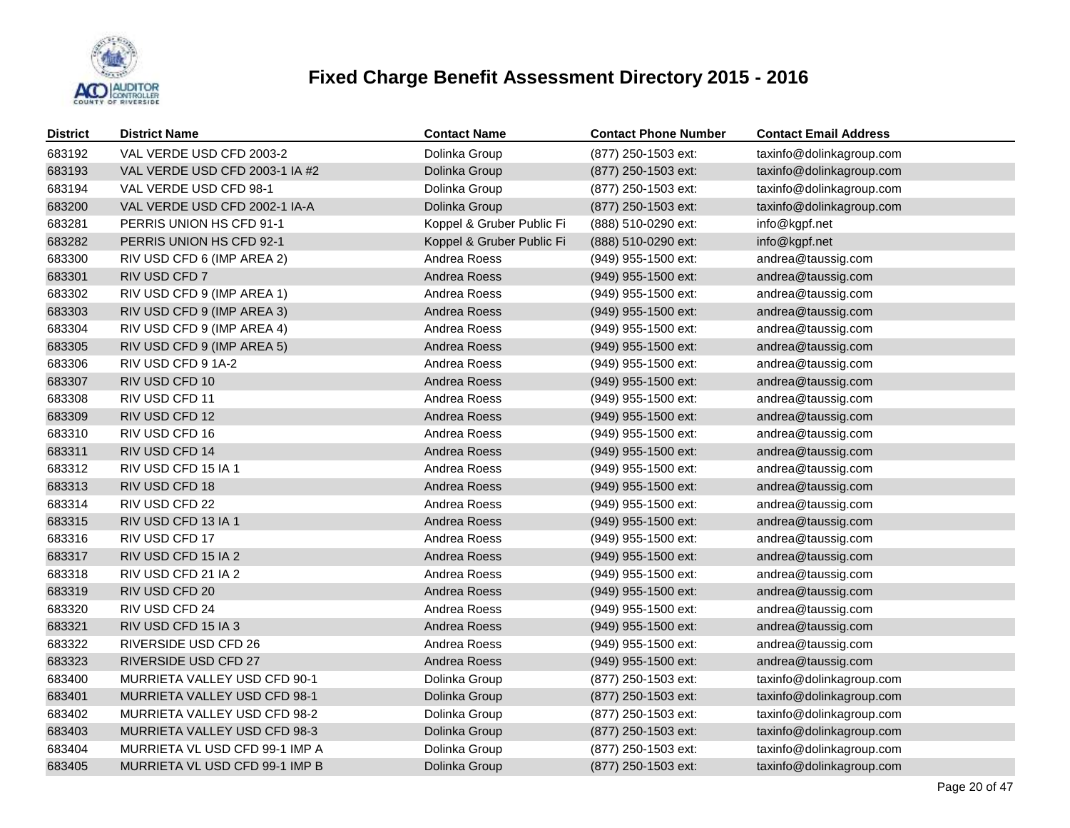# Fixed Charge Benefit Assessment Directory 2015 - 2016

| District | District Name | Contact Name | Contact Phone Number | Contact Email Address |
|---|---|---|---|---|
| 683192 | VAL VERDE USD CFD 2003-2 | Dolinka Group | (877) 250-1503 ext: | taxinfo@dolinkagroup.com |
| 683193 | VAL VERDE USD CFD 2003-1 IA #2 | Dolinka Group | (877) 250-1503 ext: | taxinfo@dolinkagroup.com |
| 683194 | VAL VERDE USD CFD 98-1 | Dolinka Group | (877) 250-1503 ext: | taxinfo@dolinkagroup.com |
| 683200 | VAL VERDE USD CFD 2002-1 IA-A | Dolinka Group | (877) 250-1503 ext: | taxinfo@dolinkagroup.com |
| 683281 | PERRIS UNION HS CFD 91-1 | Koppel & Gruber Public Fi | (888) 510-0290 ext: | info@kgpf.net |
| 683282 | PERRIS UNION HS CFD 92-1 | Koppel & Gruber Public Fi | (888) 510-0290 ext: | info@kgpf.net |
| 683300 | RIV USD CFD 6 (IMP AREA 2) | Andrea Roess | (949) 955-1500 ext: | andrea@taussig.com |
| 683301 | RIV USD CFD 7 | Andrea Roess | (949) 955-1500 ext: | andrea@taussig.com |
| 683302 | RIV USD CFD 9 (IMP AREA 1) | Andrea Roess | (949) 955-1500 ext: | andrea@taussig.com |
| 683303 | RIV USD CFD 9 (IMP AREA 3) | Andrea Roess | (949) 955-1500 ext: | andrea@taussig.com |
| 683304 | RIV USD CFD 9 (IMP AREA 4) | Andrea Roess | (949) 955-1500 ext: | andrea@taussig.com |
| 683305 | RIV USD CFD 9 (IMP AREA 5) | Andrea Roess | (949) 955-1500 ext: | andrea@taussig.com |
| 683306 | RIV USD CFD 9 1A-2 | Andrea Roess | (949) 955-1500 ext: | andrea@taussig.com |
| 683307 | RIV USD CFD 10 | Andrea Roess | (949) 955-1500 ext: | andrea@taussig.com |
| 683308 | RIV USD CFD 11 | Andrea Roess | (949) 955-1500 ext: | andrea@taussig.com |
| 683309 | RIV USD CFD 12 | Andrea Roess | (949) 955-1500 ext: | andrea@taussig.com |
| 683310 | RIV USD CFD 16 | Andrea Roess | (949) 955-1500 ext: | andrea@taussig.com |
| 683311 | RIV USD CFD 14 | Andrea Roess | (949) 955-1500 ext: | andrea@taussig.com |
| 683312 | RIV USD CFD 15 IA 1 | Andrea Roess | (949) 955-1500 ext: | andrea@taussig.com |
| 683313 | RIV USD CFD 18 | Andrea Roess | (949) 955-1500 ext: | andrea@taussig.com |
| 683314 | RIV USD CFD 22 | Andrea Roess | (949) 955-1500 ext: | andrea@taussig.com |
| 683315 | RIV USD CFD 13 IA 1 | Andrea Roess | (949) 955-1500 ext: | andrea@taussig.com |
| 683316 | RIV USD CFD 17 | Andrea Roess | (949) 955-1500 ext: | andrea@taussig.com |
| 683317 | RIV USD CFD 15 IA 2 | Andrea Roess | (949) 955-1500 ext: | andrea@taussig.com |
| 683318 | RIV USD CFD 21 IA 2 | Andrea Roess | (949) 955-1500 ext: | andrea@taussig.com |
| 683319 | RIV USD CFD 20 | Andrea Roess | (949) 955-1500 ext: | andrea@taussig.com |
| 683320 | RIV USD CFD 24 | Andrea Roess | (949) 955-1500 ext: | andrea@taussig.com |
| 683321 | RIV USD CFD 15 IA 3 | Andrea Roess | (949) 955-1500 ext: | andrea@taussig.com |
| 683322 | RIVERSIDE USD CFD 26 | Andrea Roess | (949) 955-1500 ext: | andrea@taussig.com |
| 683323 | RIVERSIDE USD CFD 27 | Andrea Roess | (949) 955-1500 ext: | andrea@taussig.com |
| 683400 | MURRIETA VALLEY USD CFD 90-1 | Dolinka Group | (877) 250-1503 ext: | taxinfo@dolinkagroup.com |
| 683401 | MURRIETA VALLEY USD CFD 98-1 | Dolinka Group | (877) 250-1503 ext: | taxinfo@dolinkagroup.com |
| 683402 | MURRIETA VALLEY USD CFD 98-2 | Dolinka Group | (877) 250-1503 ext: | taxinfo@dolinkagroup.com |
| 683403 | MURRIETA VALLEY USD CFD 98-3 | Dolinka Group | (877) 250-1503 ext: | taxinfo@dolinkagroup.com |
| 683404 | MURRIETA VL USD CFD 99-1 IMP A | Dolinka Group | (877) 250-1503 ext: | taxinfo@dolinkagroup.com |
| 683405 | MURRIETA VL USD CFD 99-1 IMP B | Dolinka Group | (877) 250-1503 ext: | taxinfo@dolinkagroup.com |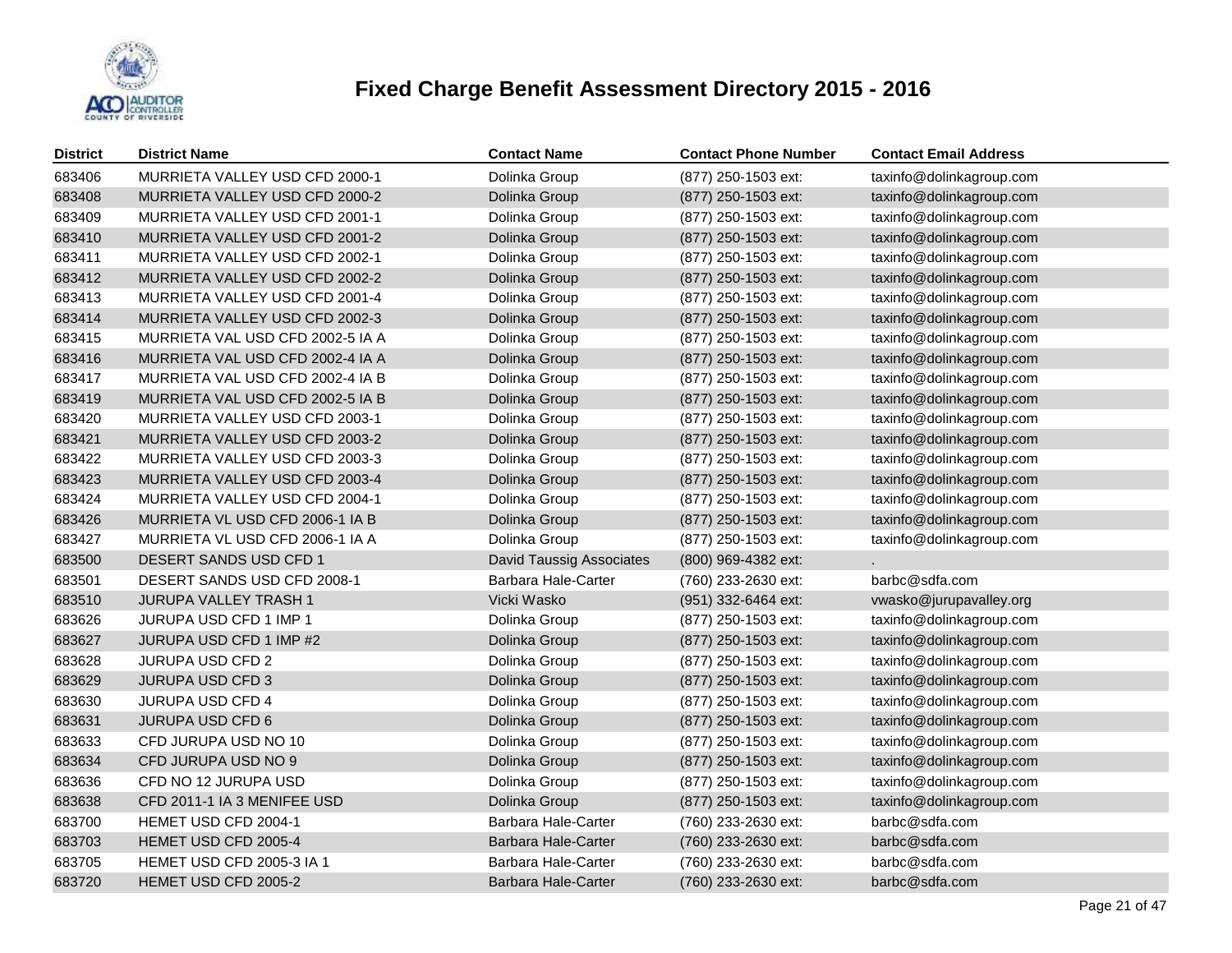# Fixed Charge Benefit Assessment Directory 2015 - 2016

| District | District Name | Contact Name | Contact Phone Number | Contact Email Address |
|---|---|---|---|---|
| 683406 | MURRIETA VALLEY USD CFD 2000-1 | Dolinka Group | (877) 250-1503 ext: | taxinfo@dolinkagroup.com |
| 683408 | MURRIETA VALLEY USD CFD 2000-2 | Dolinka Group | (877) 250-1503 ext: | taxinfo@dolinkagroup.com |
| 683409 | MURRIETA VALLEY USD CFD 2001-1 | Dolinka Group | (877) 250-1503 ext: | taxinfo@dolinkagroup.com |
| 683410 | MURRIETA VALLEY USD CFD 2001-2 | Dolinka Group | (877) 250-1503 ext: | taxinfo@dolinkagroup.com |
| 683411 | MURRIETA VALLEY USD CFD 2002-1 | Dolinka Group | (877) 250-1503 ext: | taxinfo@dolinkagroup.com |
| 683412 | MURRIETA VALLEY USD CFD 2002-2 | Dolinka Group | (877) 250-1503 ext: | taxinfo@dolinkagroup.com |
| 683413 | MURRIETA VALLEY USD CFD 2001-4 | Dolinka Group | (877) 250-1503 ext: | taxinfo@dolinkagroup.com |
| 683414 | MURRIETA VALLEY USD CFD 2002-3 | Dolinka Group | (877) 250-1503 ext: | taxinfo@dolinkagroup.com |
| 683415 | MURRIETA VAL USD CFD 2002-5 IA A | Dolinka Group | (877) 250-1503 ext: | taxinfo@dolinkagroup.com |
| 683416 | MURRIETA VAL USD CFD 2002-4 IA A | Dolinka Group | (877) 250-1503 ext: | taxinfo@dolinkagroup.com |
| 683417 | MURRIETA VAL USD CFD 2002-4 IA B | Dolinka Group | (877) 250-1503 ext: | taxinfo@dolinkagroup.com |
| 683419 | MURRIETA VAL USD CFD 2002-5 IA B | Dolinka Group | (877) 250-1503 ext: | taxinfo@dolinkagroup.com |
| 683420 | MURRIETA VALLEY USD CFD 2003-1 | Dolinka Group | (877) 250-1503 ext: | taxinfo@dolinkagroup.com |
| 683421 | MURRIETA VALLEY USD CFD 2003-2 | Dolinka Group | (877) 250-1503 ext: | taxinfo@dolinkagroup.com |
| 683422 | MURRIETA VALLEY USD CFD 2003-3 | Dolinka Group | (877) 250-1503 ext: | taxinfo@dolinkagroup.com |
| 683423 | MURRIETA VALLEY USD CFD 2003-4 | Dolinka Group | (877) 250-1503 ext: | taxinfo@dolinkagroup.com |
| 683424 | MURRIETA VALLEY USD CFD 2004-1 | Dolinka Group | (877) 250-1503 ext: | taxinfo@dolinkagroup.com |
| 683426 | MURRIETA VL USD CFD 2006-1 IA B | Dolinka Group | (877) 250-1503 ext: | taxinfo@dolinkagroup.com |
| 683427 | MURRIETA VL USD CFD 2006-1 IA A | Dolinka Group | (877) 250-1503 ext: | taxinfo@dolinkagroup.com |
| 683500 | DESERT SANDS USD CFD 1 | David Taussig Associates | (800) 969-4382 ext: | . |
| 683501 | DESERT SANDS USD CFD 2008-1 | Barbara Hale-Carter | (760) 233-2630 ext: | barbc@sdfa.com |
| 683510 | JURUPA VALLEY TRASH 1 | Vicki Wasko | (951) 332-6464 ext: | vwasko@jurupavalley.org |
| 683626 | JURUPA USD CFD 1 IMP 1 | Dolinka Group | (877) 250-1503 ext: | taxinfo@dolinkagroup.com |
| 683627 | JURUPA USD CFD 1 IMP #2 | Dolinka Group | (877) 250-1503 ext: | taxinfo@dolinkagroup.com |
| 683628 | JURUPA USD CFD 2 | Dolinka Group | (877) 250-1503 ext: | taxinfo@dolinkagroup.com |
| 683629 | JURUPA USD CFD 3 | Dolinka Group | (877) 250-1503 ext: | taxinfo@dolinkagroup.com |
| 683630 | JURUPA USD CFD 4 | Dolinka Group | (877) 250-1503 ext: | taxinfo@dolinkagroup.com |
| 683631 | JURUPA USD CFD 6 | Dolinka Group | (877) 250-1503 ext: | taxinfo@dolinkagroup.com |
| 683633 | CFD JURUPA USD NO 10 | Dolinka Group | (877) 250-1503 ext: | taxinfo@dolinkagroup.com |
| 683634 | CFD JURUPA USD NO 9 | Dolinka Group | (877) 250-1503 ext: | taxinfo@dolinkagroup.com |
| 683636 | CFD NO 12 JURUPA USD | Dolinka Group | (877) 250-1503 ext: | taxinfo@dolinkagroup.com |
| 683638 | CFD 2011-1 IA 3 MENIFEE USD | Dolinka Group | (877) 250-1503 ext: | taxinfo@dolinkagroup.com |
| 683700 | HEMET USD CFD 2004-1 | Barbara Hale-Carter | (760) 233-2630 ext: | barbc@sdfa.com |
| 683703 | HEMET USD CFD 2005-4 | Barbara Hale-Carter | (760) 233-2630 ext: | barbc@sdfa.com |
| 683705 | HEMET USD CFD 2005-3 IA 1 | Barbara Hale-Carter | (760) 233-2630 ext: | barbc@sdfa.com |
| 683720 | HEMET USD CFD 2005-2 | Barbara Hale-Carter | (760) 233-2630 ext: | barbc@sdfa.com |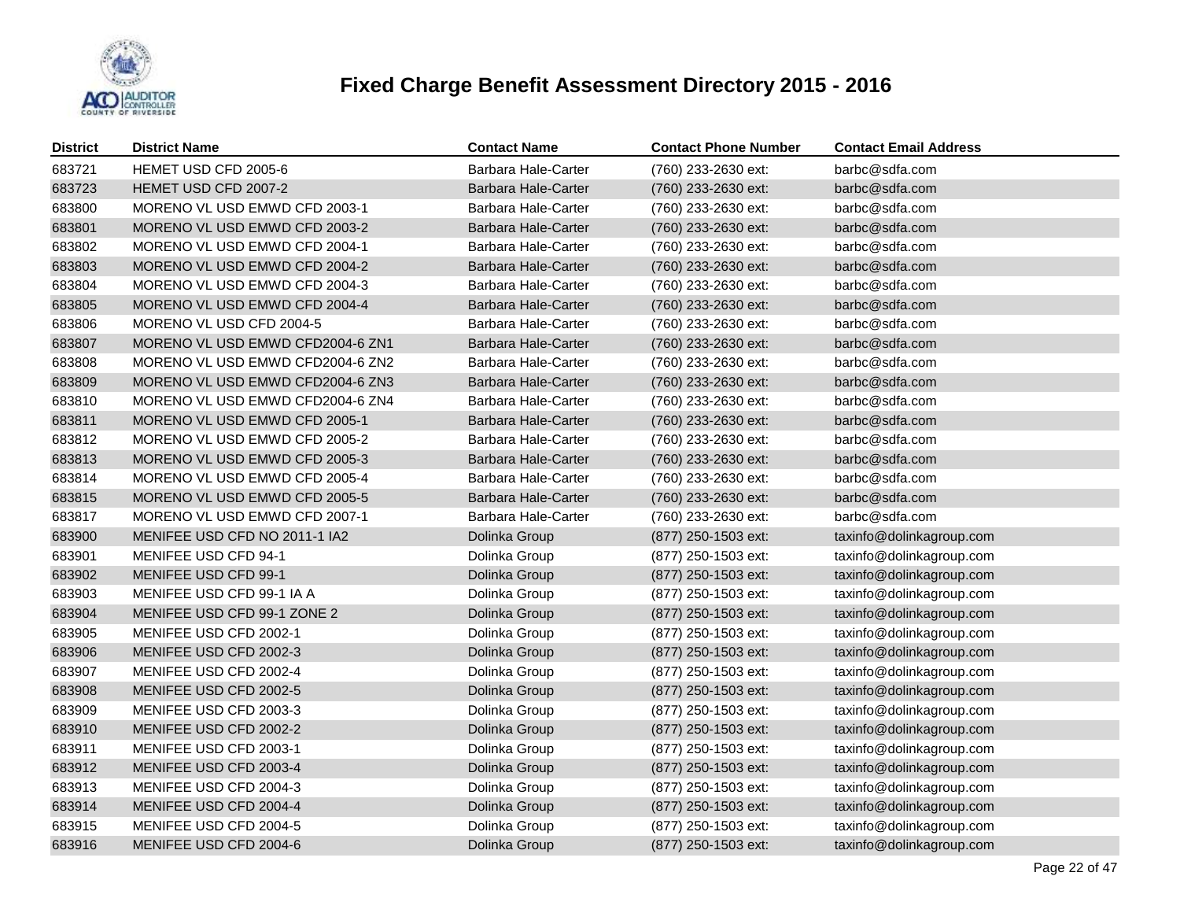# Fixed Charge Benefit Assessment Directory 2015 - 2016

| District | District Name | Contact Name | Contact Phone Number | Contact Email Address |
|---|---|---|---|---|
| 683721 | HEMET USD CFD 2005-6 | Barbara Hale-Carter | (760) 233-2630 ext: | barbc@sdfa.com |
| 683723 | HEMET USD CFD 2007-2 | Barbara Hale-Carter | (760) 233-2630 ext: | barbc@sdfa.com |
| 683800 | MORENO VL USD EMWD CFD 2003-1 | Barbara Hale-Carter | (760) 233-2630 ext: | barbc@sdfa.com |
| 683801 | MORENO VL USD EMWD CFD 2003-2 | Barbara Hale-Carter | (760) 233-2630 ext: | barbc@sdfa.com |
| 683802 | MORENO VL USD EMWD CFD 2004-1 | Barbara Hale-Carter | (760) 233-2630 ext: | barbc@sdfa.com |
| 683803 | MORENO VL USD EMWD CFD 2004-2 | Barbara Hale-Carter | (760) 233-2630 ext: | barbc@sdfa.com |
| 683804 | MORENO VL USD EMWD CFD 2004-3 | Barbara Hale-Carter | (760) 233-2630 ext: | barbc@sdfa.com |
| 683805 | MORENO VL USD EMWD CFD 2004-4 | Barbara Hale-Carter | (760) 233-2630 ext: | barbc@sdfa.com |
| 683806 | MORENO VL USD CFD 2004-5 | Barbara Hale-Carter | (760) 233-2630 ext: | barbc@sdfa.com |
| 683807 | MORENO VL USD EMWD CFD2004-6 ZN1 | Barbara Hale-Carter | (760) 233-2630 ext: | barbc@sdfa.com |
| 683808 | MORENO VL USD EMWD CFD2004-6 ZN2 | Barbara Hale-Carter | (760) 233-2630 ext: | barbc@sdfa.com |
| 683809 | MORENO VL USD EMWD CFD2004-6 ZN3 | Barbara Hale-Carter | (760) 233-2630 ext: | barbc@sdfa.com |
| 683810 | MORENO VL USD EMWD CFD2004-6 ZN4 | Barbara Hale-Carter | (760) 233-2630 ext: | barbc@sdfa.com |
| 683811 | MORENO VL USD EMWD CFD 2005-1 | Barbara Hale-Carter | (760) 233-2630 ext: | barbc@sdfa.com |
| 683812 | MORENO VL USD EMWD CFD 2005-2 | Barbara Hale-Carter | (760) 233-2630 ext: | barbc@sdfa.com |
| 683813 | MORENO VL USD EMWD CFD 2005-3 | Barbara Hale-Carter | (760) 233-2630 ext: | barbc@sdfa.com |
| 683814 | MORENO VL USD EMWD CFD 2005-4 | Barbara Hale-Carter | (760) 233-2630 ext: | barbc@sdfa.com |
| 683815 | MORENO VL USD EMWD CFD 2005-5 | Barbara Hale-Carter | (760) 233-2630 ext: | barbc@sdfa.com |
| 683817 | MORENO VL USD EMWD CFD 2007-1 | Barbara Hale-Carter | (760) 233-2630 ext: | barbc@sdfa.com |
| 683900 | MENIFEE USD CFD NO 2011-1 IA2 | Dolinka Group | (877) 250-1503 ext: | taxinfo@dolinkagroup.com |
| 683901 | MENIFEE USD CFD 94-1 | Dolinka Group | (877) 250-1503 ext: | taxinfo@dolinkagroup.com |
| 683902 | MENIFEE USD CFD 99-1 | Dolinka Group | (877) 250-1503 ext: | taxinfo@dolinkagroup.com |
| 683903 | MENIFEE USD CFD 99-1 IA A | Dolinka Group | (877) 250-1503 ext: | taxinfo@dolinkagroup.com |
| 683904 | MENIFEE USD CFD 99-1 ZONE 2 | Dolinka Group | (877) 250-1503 ext: | taxinfo@dolinkagroup.com |
| 683905 | MENIFEE USD CFD 2002-1 | Dolinka Group | (877) 250-1503 ext: | taxinfo@dolinkagroup.com |
| 683906 | MENIFEE USD CFD 2002-3 | Dolinka Group | (877) 250-1503 ext: | taxinfo@dolinkagroup.com |
| 683907 | MENIFEE USD CFD 2002-4 | Dolinka Group | (877) 250-1503 ext: | taxinfo@dolinkagroup.com |
| 683908 | MENIFEE USD CFD 2002-5 | Dolinka Group | (877) 250-1503 ext: | taxinfo@dolinkagroup.com |
| 683909 | MENIFEE USD CFD 2003-3 | Dolinka Group | (877) 250-1503 ext: | taxinfo@dolinkagroup.com |
| 683910 | MENIFEE USD CFD 2002-2 | Dolinka Group | (877) 250-1503 ext: | taxinfo@dolinkagroup.com |
| 683911 | MENIFEE USD CFD 2003-1 | Dolinka Group | (877) 250-1503 ext: | taxinfo@dolinkagroup.com |
| 683912 | MENIFEE USD CFD 2003-4 | Dolinka Group | (877) 250-1503 ext: | taxinfo@dolinkagroup.com |
| 683913 | MENIFEE USD CFD 2004-3 | Dolinka Group | (877) 250-1503 ext: | taxinfo@dolinkagroup.com |
| 683914 | MENIFEE USD CFD 2004-4 | Dolinka Group | (877) 250-1503 ext: | taxinfo@dolinkagroup.com |
| 683915 | MENIFEE USD CFD 2004-5 | Dolinka Group | (877) 250-1503 ext: | taxinfo@dolinkagroup.com |
| 683916 | MENIFEE USD CFD 2004-6 | Dolinka Group | (877) 250-1503 ext: | taxinfo@dolinkagroup.com |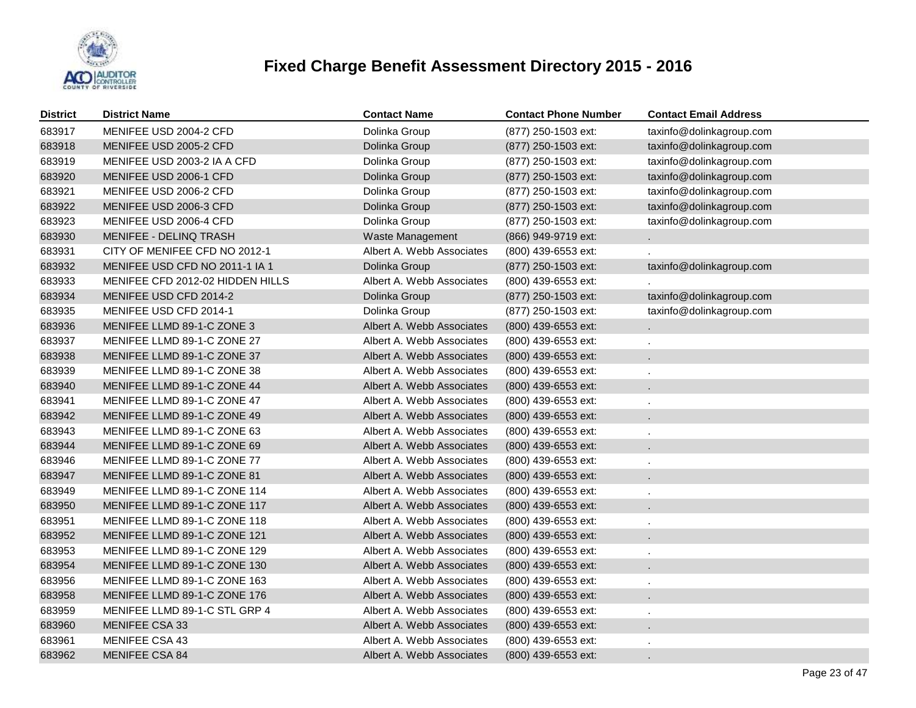# Fixed Charge Benefit Assessment Directory 2015 - 2016

| District | District Name | Contact Name | Contact Phone Number | Contact Email Address |
|---|---|---|---|---|
| 683917 | MENIFEE USD 2004-2 CFD | Dolinka Group | (877) 250-1503 ext: | taxinfo@dolinkagroup.com |
| 683918 | MENIFEE USD 2005-2 CFD | Dolinka Group | (877) 250-1503 ext: | taxinfo@dolinkagroup.com |
| 683919 | MENIFEE USD 2003-2 IA A CFD | Dolinka Group | (877) 250-1503 ext: | taxinfo@dolinkagroup.com |
| 683920 | MENIFEE USD 2006-1 CFD | Dolinka Group | (877) 250-1503 ext: | taxinfo@dolinkagroup.com |
| 683921 | MENIFEE USD 2006-2 CFD | Dolinka Group | (877) 250-1503 ext: | taxinfo@dolinkagroup.com |
| 683922 | MENIFEE USD 2006-3 CFD | Dolinka Group | (877) 250-1503 ext: | taxinfo@dolinkagroup.com |
| 683923 | MENIFEE USD 2006-4 CFD | Dolinka Group | (877) 250-1503 ext: | taxinfo@dolinkagroup.com |
| 683930 | MENIFEE - DELINQ TRASH | Waste Management | (866) 949-9719 ext: | . |
| 683931 | CITY OF MENIFEE CFD NO 2012-1 | Albert A. Webb Associates | (800) 439-6553 ext: | . |
| 683932 | MENIFEE USD CFD NO 2011-1 IA 1 | Dolinka Group | (877) 250-1503 ext: | taxinfo@dolinkagroup.com |
| 683933 | MENIFEE CFD 2012-02 HIDDEN HILLS | Albert A. Webb Associates | (800) 439-6553 ext: | . |
| 683934 | MENIFEE USD CFD 2014-2 | Dolinka Group | (877) 250-1503 ext: | taxinfo@dolinkagroup.com |
| 683935 | MENIFEE USD CFD 2014-1 | Dolinka Group | (877) 250-1503 ext: | taxinfo@dolinkagroup.com |
| 683936 | MENIFEE LLMD 89-1-C ZONE 3 | Albert A. Webb Associates | (800) 439-6553 ext: | . |
| 683937 | MENIFEE LLMD 89-1-C ZONE 27 | Albert A. Webb Associates | (800) 439-6553 ext: | . |
| 683938 | MENIFEE LLMD 89-1-C ZONE 37 | Albert A. Webb Associates | (800) 439-6553 ext: | . |
| 683939 | MENIFEE LLMD 89-1-C ZONE 38 | Albert A. Webb Associates | (800) 439-6553 ext: | . |
| 683940 | MENIFEE LLMD 89-1-C ZONE 44 | Albert A. Webb Associates | (800) 439-6553 ext: | . |
| 683941 | MENIFEE LLMD 89-1-C ZONE 47 | Albert A. Webb Associates | (800) 439-6553 ext: | . |
| 683942 | MENIFEE LLMD 89-1-C ZONE 49 | Albert A. Webb Associates | (800) 439-6553 ext: | . |
| 683943 | MENIFEE LLMD 89-1-C ZONE 63 | Albert A. Webb Associates | (800) 439-6553 ext: | . |
| 683944 | MENIFEE LLMD 89-1-C ZONE 69 | Albert A. Webb Associates | (800) 439-6553 ext: | . |
| 683946 | MENIFEE LLMD 89-1-C ZONE 77 | Albert A. Webb Associates | (800) 439-6553 ext: | . |
| 683947 | MENIFEE LLMD 89-1-C ZONE 81 | Albert A. Webb Associates | (800) 439-6553 ext: | . |
| 683949 | MENIFEE LLMD 89-1-C ZONE 114 | Albert A. Webb Associates | (800) 439-6553 ext: | . |
| 683950 | MENIFEE LLMD 89-1-C ZONE 117 | Albert A. Webb Associates | (800) 439-6553 ext: | . |
| 683951 | MENIFEE LLMD 89-1-C ZONE 118 | Albert A. Webb Associates | (800) 439-6553 ext: | . |
| 683952 | MENIFEE LLMD 89-1-C ZONE 121 | Albert A. Webb Associates | (800) 439-6553 ext: | . |
| 683953 | MENIFEE LLMD 89-1-C ZONE 129 | Albert A. Webb Associates | (800) 439-6553 ext: | . |
| 683954 | MENIFEE LLMD 89-1-C ZONE 130 | Albert A. Webb Associates | (800) 439-6553 ext: | . |
| 683956 | MENIFEE LLMD 89-1-C ZONE 163 | Albert A. Webb Associates | (800) 439-6553 ext: | . |
| 683958 | MENIFEE LLMD 89-1-C ZONE 176 | Albert A. Webb Associates | (800) 439-6553 ext: | . |
| 683959 | MENIFEE LLMD 89-1-C STL GRP 4 | Albert A. Webb Associates | (800) 439-6553 ext: | . |
| 683960 | MENIFEE CSA 33 | Albert A. Webb Associates | (800) 439-6553 ext: | . |
| 683961 | MENIFEE CSA 43 | Albert A. Webb Associates | (800) 439-6553 ext: | . |
| 683962 | MENIFEE CSA 84 | Albert A. Webb Associates | (800) 439-6553 ext: | . |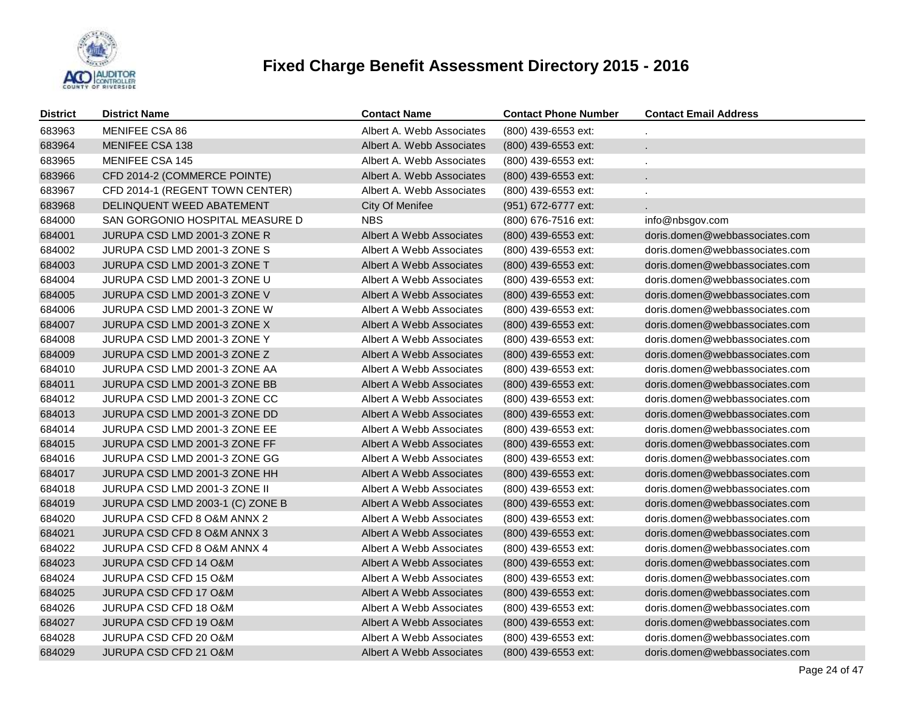# Fixed Charge Benefit Assessment Directory 2015 - 2016

| District | District Name | Contact Name | Contact Phone Number | Contact Email Address |
|---|---|---|---|---|
| 683963 | MENIFEE CSA 86 | Albert A. Webb Associates | (800) 439-6553 ext: | . |
| 683964 | MENIFEE CSA 138 | Albert A. Webb Associates | (800) 439-6553 ext: | . |
| 683965 | MENIFEE CSA 145 | Albert A. Webb Associates | (800) 439-6553 ext: | . |
| 683966 | CFD 2014-2 (COMMERCE POINTE) | Albert A. Webb Associates | (800) 439-6553 ext: | . |
| 683967 | CFD 2014-1 (REGENT TOWN CENTER) | Albert A. Webb Associates | (800) 439-6553 ext: | . |
| 683968 | DELINQUENT WEED ABATEMENT | City Of Menifee | (951) 672-6777 ext: | . |
| 684000 | SAN GORGONIO HOSPITAL MEASURE D | NBS | (800) 676-7516 ext: | info@nbsgov.com |
| 684001 | JURUPA CSD LMD 2001-3 ZONE R | Albert A Webb Associates | (800) 439-6553 ext: | doris.domen@webbassociates.com |
| 684002 | JURUPA CSD LMD 2001-3 ZONE S | Albert A Webb Associates | (800) 439-6553 ext: | doris.domen@webbassociates.com |
| 684003 | JURUPA CSD LMD 2001-3 ZONE T | Albert A Webb Associates | (800) 439-6553 ext: | doris.domen@webbassociates.com |
| 684004 | JURUPA CSD LMD 2001-3 ZONE U | Albert A Webb Associates | (800) 439-6553 ext: | doris.domen@webbassociates.com |
| 684005 | JURUPA CSD LMD 2001-3 ZONE V | Albert A Webb Associates | (800) 439-6553 ext: | doris.domen@webbassociates.com |
| 684006 | JURUPA CSD LMD 2001-3 ZONE W | Albert A Webb Associates | (800) 439-6553 ext: | doris.domen@webbassociates.com |
| 684007 | JURUPA CSD LMD 2001-3 ZONE X | Albert A Webb Associates | (800) 439-6553 ext: | doris.domen@webbassociates.com |
| 684008 | JURUPA CSD LMD 2001-3 ZONE Y | Albert A Webb Associates | (800) 439-6553 ext: | doris.domen@webbassociates.com |
| 684009 | JURUPA CSD LMD 2001-3 ZONE Z | Albert A Webb Associates | (800) 439-6553 ext: | doris.domen@webbassociates.com |
| 684010 | JURUPA CSD LMD 2001-3 ZONE AA | Albert A Webb Associates | (800) 439-6553 ext: | doris.domen@webbassociates.com |
| 684011 | JURUPA CSD LMD 2001-3 ZONE BB | Albert A Webb Associates | (800) 439-6553 ext: | doris.domen@webbassociates.com |
| 684012 | JURUPA CSD LMD 2001-3 ZONE CC | Albert A Webb Associates | (800) 439-6553 ext: | doris.domen@webbassociates.com |
| 684013 | JURUPA CSD LMD 2001-3 ZONE DD | Albert A Webb Associates | (800) 439-6553 ext: | doris.domen@webbassociates.com |
| 684014 | JURUPA CSD LMD 2001-3 ZONE EE | Albert A Webb Associates | (800) 439-6553 ext: | doris.domen@webbassociates.com |
| 684015 | JURUPA CSD LMD 2001-3 ZONE FF | Albert A Webb Associates | (800) 439-6553 ext: | doris.domen@webbassociates.com |
| 684016 | JURUPA CSD LMD 2001-3 ZONE GG | Albert A Webb Associates | (800) 439-6553 ext: | doris.domen@webbassociates.com |
| 684017 | JURUPA CSD LMD 2001-3 ZONE HH | Albert A Webb Associates | (800) 439-6553 ext: | doris.domen@webbassociates.com |
| 684018 | JURUPA CSD LMD 2001-3 ZONE II | Albert A Webb Associates | (800) 439-6553 ext: | doris.domen@webbassociates.com |
| 684019 | JURUPA CSD LMD 2003-1 (C) ZONE B | Albert A Webb Associates | (800) 439-6553 ext: | doris.domen@webbassociates.com |
| 684020 | JURUPA CSD CFD 8 O&M ANNX 2 | Albert A Webb Associates | (800) 439-6553 ext: | doris.domen@webbassociates.com |
| 684021 | JURUPA CSD CFD 8 O&M ANNX 3 | Albert A Webb Associates | (800) 439-6553 ext: | doris.domen@webbassociates.com |
| 684022 | JURUPA CSD CFD 8 O&M ANNX 4 | Albert A Webb Associates | (800) 439-6553 ext: | doris.domen@webbassociates.com |
| 684023 | JURUPA CSD CFD 14 O&M | Albert A Webb Associates | (800) 439-6553 ext: | doris.domen@webbassociates.com |
| 684024 | JURUPA CSD CFD 15 O&M | Albert A Webb Associates | (800) 439-6553 ext: | doris.domen@webbassociates.com |
| 684025 | JURUPA CSD CFD 17 O&M | Albert A Webb Associates | (800) 439-6553 ext: | doris.domen@webbassociates.com |
| 684026 | JURUPA CSD CFD 18 O&M | Albert A Webb Associates | (800) 439-6553 ext: | doris.domen@webbassociates.com |
| 684027 | JURUPA CSD CFD 19 O&M | Albert A Webb Associates | (800) 439-6553 ext: | doris.domen@webbassociates.com |
| 684028 | JURUPA CSD CFD 20 O&M | Albert A Webb Associates | (800) 439-6553 ext: | doris.domen@webbassociates.com |
| 684029 | JURUPA CSD CFD 21 O&M | Albert A Webb Associates | (800) 439-6553 ext: | doris.domen@webbassociates.com |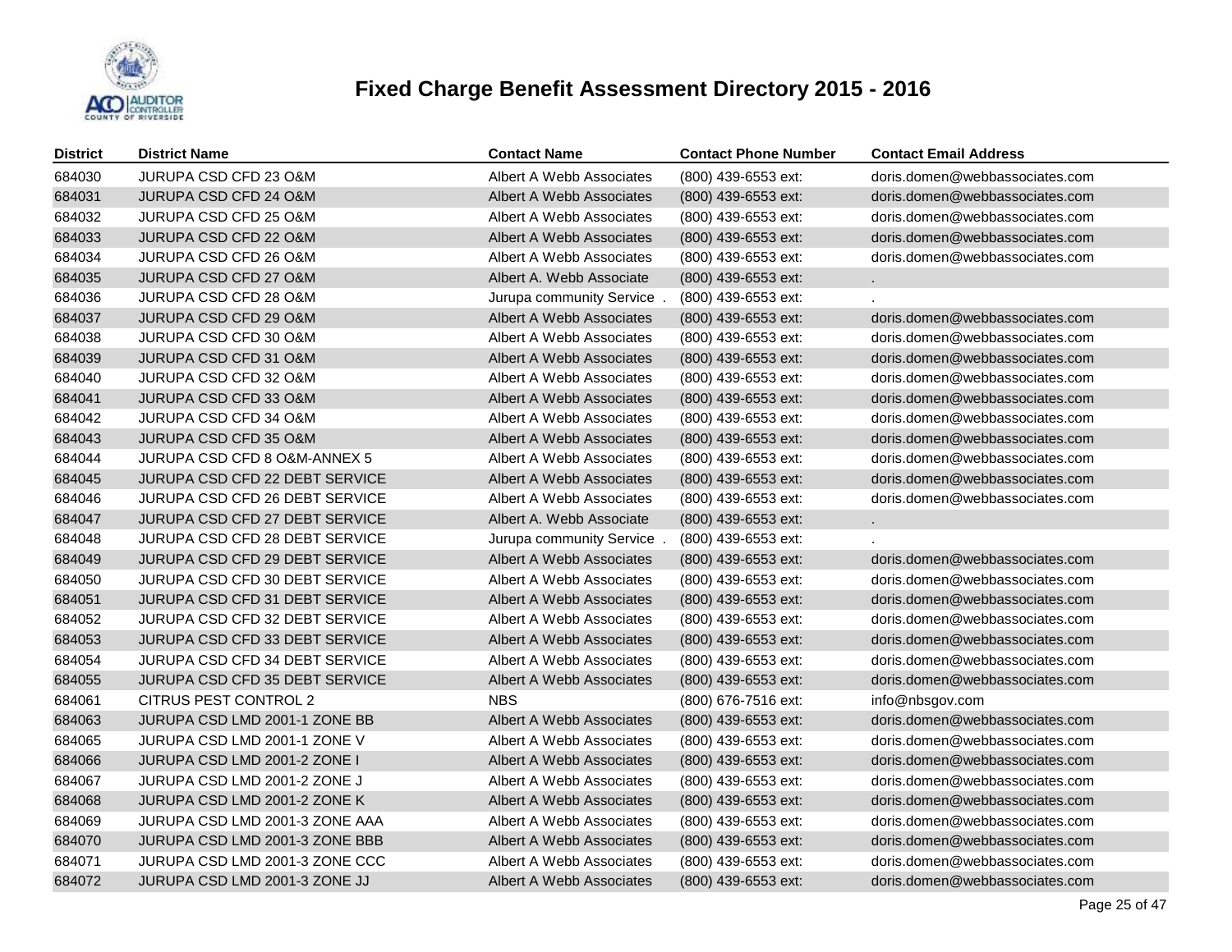# Fixed Charge Benefit Assessment Directory 2015 - 2016

| District | District Name | Contact Name | Contact Phone Number | Contact Email Address |
|---|---|---|---|---|
| 684030 | JURUPA CSD CFD 23 O&M | Albert A Webb Associates | (800) 439-6553 ext: | doris.domen@webbassociates.com |
| 684031 | JURUPA CSD CFD 24 O&M | Albert A Webb Associates | (800) 439-6553 ext: | doris.domen@webbassociates.com |
| 684032 | JURUPA CSD CFD 25 O&M | Albert A Webb Associates | (800) 439-6553 ext: | doris.domen@webbassociates.com |
| 684033 | JURUPA CSD CFD 22 O&M | Albert A Webb Associates | (800) 439-6553 ext: | doris.domen@webbassociates.com |
| 684034 | JURUPA CSD CFD 26 O&M | Albert A Webb Associates | (800) 439-6553 ext: | doris.domen@webbassociates.com |
| 684035 | JURUPA CSD CFD 27 O&M | Albert A. Webb Associate | (800) 439-6553 ext: | . |
| 684036 | JURUPA CSD CFD 28 O&M | Jurupa community Service . | (800) 439-6553 ext: | . |
| 684037 | JURUPA CSD CFD 29 O&M | Albert A Webb Associates | (800) 439-6553 ext: | doris.domen@webbassociates.com |
| 684038 | JURUPA CSD CFD 30 O&M | Albert A Webb Associates | (800) 439-6553 ext: | doris.domen@webbassociates.com |
| 684039 | JURUPA CSD CFD 31 O&M | Albert A Webb Associates | (800) 439-6553 ext: | doris.domen@webbassociates.com |
| 684040 | JURUPA CSD CFD 32 O&M | Albert A Webb Associates | (800) 439-6553 ext: | doris.domen@webbassociates.com |
| 684041 | JURUPA CSD CFD 33 O&M | Albert A Webb Associates | (800) 439-6553 ext: | doris.domen@webbassociates.com |
| 684042 | JURUPA CSD CFD 34 O&M | Albert A Webb Associates | (800) 439-6553 ext: | doris.domen@webbassociates.com |
| 684043 | JURUPA CSD CFD 35 O&M | Albert A Webb Associates | (800) 439-6553 ext: | doris.domen@webbassociates.com |
| 684044 | JURUPA CSD CFD 8 O&M-ANNEX 5 | Albert A Webb Associates | (800) 439-6553 ext: | doris.domen@webbassociates.com |
| 684045 | JURUPA CSD CFD 22 DEBT SERVICE | Albert A Webb Associates | (800) 439-6553 ext: | doris.domen@webbassociates.com |
| 684046 | JURUPA CSD CFD 26 DEBT SERVICE | Albert A Webb Associates | (800) 439-6553 ext: | doris.domen@webbassociates.com |
| 684047 | JURUPA CSD CFD 27 DEBT SERVICE | Albert A. Webb Associate | (800) 439-6553 ext: | . |
| 684048 | JURUPA CSD CFD 28 DEBT SERVICE | Jurupa community Service . | (800) 439-6553 ext: | . |
| 684049 | JURUPA CSD CFD 29 DEBT SERVICE | Albert A Webb Associates | (800) 439-6553 ext: | doris.domen@webbassociates.com |
| 684050 | JURUPA CSD CFD 30 DEBT SERVICE | Albert A Webb Associates | (800) 439-6553 ext: | doris.domen@webbassociates.com |
| 684051 | JURUPA CSD CFD 31 DEBT SERVICE | Albert A Webb Associates | (800) 439-6553 ext: | doris.domen@webbassociates.com |
| 684052 | JURUPA CSD CFD 32 DEBT SERVICE | Albert A Webb Associates | (800) 439-6553 ext: | doris.domen@webbassociates.com |
| 684053 | JURUPA CSD CFD 33 DEBT SERVICE | Albert A Webb Associates | (800) 439-6553 ext: | doris.domen@webbassociates.com |
| 684054 | JURUPA CSD CFD 34 DEBT SERVICE | Albert A Webb Associates | (800) 439-6553 ext: | doris.domen@webbassociates.com |
| 684055 | JURUPA CSD CFD 35 DEBT SERVICE | Albert A Webb Associates | (800) 439-6553 ext: | doris.domen@webbassociates.com |
| 684061 | CITRUS PEST CONTROL 2 | NBS | (800) 676-7516 ext: | info@nbsgov.com |
| 684063 | JURUPA CSD LMD 2001-1 ZONE BB | Albert A Webb Associates | (800) 439-6553 ext: | doris.domen@webbassociates.com |
| 684065 | JURUPA CSD LMD 2001-1 ZONE V | Albert A Webb Associates | (800) 439-6553 ext: | doris.domen@webbassociates.com |
| 684066 | JURUPA CSD LMD 2001-2 ZONE I | Albert A Webb Associates | (800) 439-6553 ext: | doris.domen@webbassociates.com |
| 684067 | JURUPA CSD LMD 2001-2 ZONE J | Albert A Webb Associates | (800) 439-6553 ext: | doris.domen@webbassociates.com |
| 684068 | JURUPA CSD LMD 2001-2 ZONE K | Albert A Webb Associates | (800) 439-6553 ext: | doris.domen@webbassociates.com |
| 684069 | JURUPA CSD LMD 2001-3 ZONE AAA | Albert A Webb Associates | (800) 439-6553 ext: | doris.domen@webbassociates.com |
| 684070 | JURUPA CSD LMD 2001-3 ZONE BBB | Albert A Webb Associates | (800) 439-6553 ext: | doris.domen@webbassociates.com |
| 684071 | JURUPA CSD LMD 2001-3 ZONE CCC | Albert A Webb Associates | (800) 439-6553 ext: | doris.domen@webbassociates.com |
| 684072 | JURUPA CSD LMD 2001-3 ZONE JJ | Albert A Webb Associates | (800) 439-6553 ext: | doris.domen@webbassociates.com |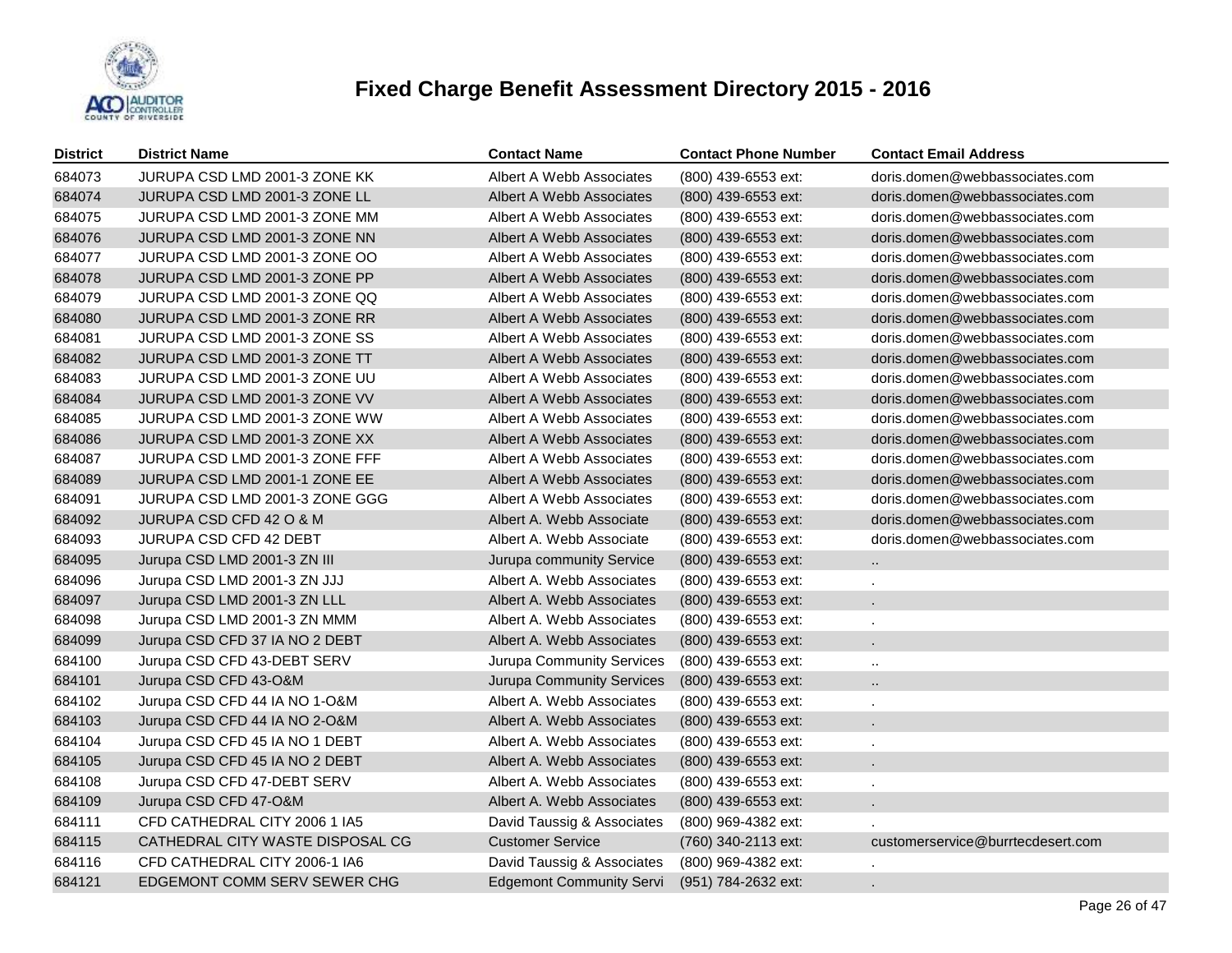# Fixed Charge Benefit Assessment Directory 2015 - 2016

| District | District Name | Contact Name | Contact Phone Number | Contact Email Address |
|---|---|---|---|---|
| 684073 | JURUPA CSD LMD 2001-3 ZONE KK | Albert A Webb Associates | (800) 439-6553 ext: | doris.domen@webbassociates.com |
| 684074 | JURUPA CSD LMD 2001-3 ZONE LL | Albert A Webb Associates | (800) 439-6553 ext: | doris.domen@webbassociates.com |
| 684075 | JURUPA CSD LMD 2001-3 ZONE MM | Albert A Webb Associates | (800) 439-6553 ext: | doris.domen@webbassociates.com |
| 684076 | JURUPA CSD LMD 2001-3 ZONE NN | Albert A Webb Associates | (800) 439-6553 ext: | doris.domen@webbassociates.com |
| 684077 | JURUPA CSD LMD 2001-3 ZONE OO | Albert A Webb Associates | (800) 439-6553 ext: | doris.domen@webbassociates.com |
| 684078 | JURUPA CSD LMD 2001-3 ZONE PP | Albert A Webb Associates | (800) 439-6553 ext: | doris.domen@webbassociates.com |
| 684079 | JURUPA CSD LMD 2001-3 ZONE QQ | Albert A Webb Associates | (800) 439-6553 ext: | doris.domen@webbassociates.com |
| 684080 | JURUPA CSD LMD 2001-3 ZONE RR | Albert A Webb Associates | (800) 439-6553 ext: | doris.domen@webbassociates.com |
| 684081 | JURUPA CSD LMD 2001-3 ZONE SS | Albert A Webb Associates | (800) 439-6553 ext: | doris.domen@webbassociates.com |
| 684082 | JURUPA CSD LMD 2001-3 ZONE TT | Albert A Webb Associates | (800) 439-6553 ext: | doris.domen@webbassociates.com |
| 684083 | JURUPA CSD LMD 2001-3 ZONE UU | Albert A Webb Associates | (800) 439-6553 ext: | doris.domen@webbassociates.com |
| 684084 | JURUPA CSD LMD 2001-3 ZONE VV | Albert A Webb Associates | (800) 439-6553 ext: | doris.domen@webbassociates.com |
| 684085 | JURUPA CSD LMD 2001-3 ZONE WW | Albert A Webb Associates | (800) 439-6553 ext: | doris.domen@webbassociates.com |
| 684086 | JURUPA CSD LMD 2001-3 ZONE XX | Albert A Webb Associates | (800) 439-6553 ext: | doris.domen@webbassociates.com |
| 684087 | JURUPA CSD LMD 2001-3 ZONE FFF | Albert A Webb Associates | (800) 439-6553 ext: | doris.domen@webbassociates.com |
| 684089 | JURUPA CSD LMD 2001-1 ZONE EE | Albert A Webb Associates | (800) 439-6553 ext: | doris.domen@webbassociates.com |
| 684091 | JURUPA CSD LMD 2001-3 ZONE GGG | Albert A Webb Associates | (800) 439-6553 ext: | doris.domen@webbassociates.com |
| 684092 | JURUPA CSD CFD 42 O & M | Albert A. Webb Associate | (800) 439-6553 ext: | doris.domen@webbassociates.com |
| 684093 | JURUPA CSD CFD 42 DEBT | Albert A. Webb Associate | (800) 439-6553 ext: | doris.domen@webbassociates.com |
| 684095 | Jurupa CSD LMD 2001-3 ZN III | Jurupa community Service | (800) 439-6553 ext: | .. |
| 684096 | Jurupa CSD LMD 2001-3 ZN JJJ | Albert A. Webb Associates | (800) 439-6553 ext: | . |
| 684097 | Jurupa CSD LMD 2001-3 ZN LLL | Albert A. Webb Associates | (800) 439-6553 ext: | . |
| 684098 | Jurupa CSD LMD 2001-3 ZN MMM | Albert A. Webb Associates | (800) 439-6553 ext: | . |
| 684099 | Jurupa CSD CFD 37 IA NO 2 DEBT | Albert A. Webb Associates | (800) 439-6553 ext: | . |
| 684100 | Jurupa CSD CFD 43-DEBT SERV | Jurupa Community Services | (800) 439-6553 ext: | .. |
| 684101 | Jurupa CSD CFD 43-O&M | Jurupa Community Services | (800) 439-6553 ext: | .. |
| 684102 | Jurupa CSD CFD 44 IA NO 1-O&M | Albert A. Webb Associates | (800) 439-6553 ext: | . |
| 684103 | Jurupa CSD CFD 44 IA NO 2-O&M | Albert A. Webb Associates | (800) 439-6553 ext: | . |
| 684104 | Jurupa CSD CFD 45 IA NO 1 DEBT | Albert A. Webb Associates | (800) 439-6553 ext: | . |
| 684105 | Jurupa CSD CFD 45 IA NO 2 DEBT | Albert A. Webb Associates | (800) 439-6553 ext: | . |
| 684108 | Jurupa CSD CFD 47-DEBT SERV | Albert A. Webb Associates | (800) 439-6553 ext: | . |
| 684109 | Jurupa CSD CFD 47-O&M | Albert A. Webb Associates | (800) 439-6553 ext: | . |
| 684111 | CFD CATHEDRAL CITY 2006 1 IA5 | David Taussig & Associates | (800) 969-4382 ext: | . |
| 684115 | CATHEDRAL CITY WASTE DISPOSAL CG | Customer Service | (760) 340-2113 ext: | customerservice@burrtecdesert.com |
| 684116 | CFD CATHEDRAL CITY 2006-1 IA6 | David Taussig & Associates | (800) 969-4382 ext: | . |
| 684121 | EDGEMONT COMM SERV SEWER CHG | Edgemont Community Servi | (951) 784-2632 ext: | . |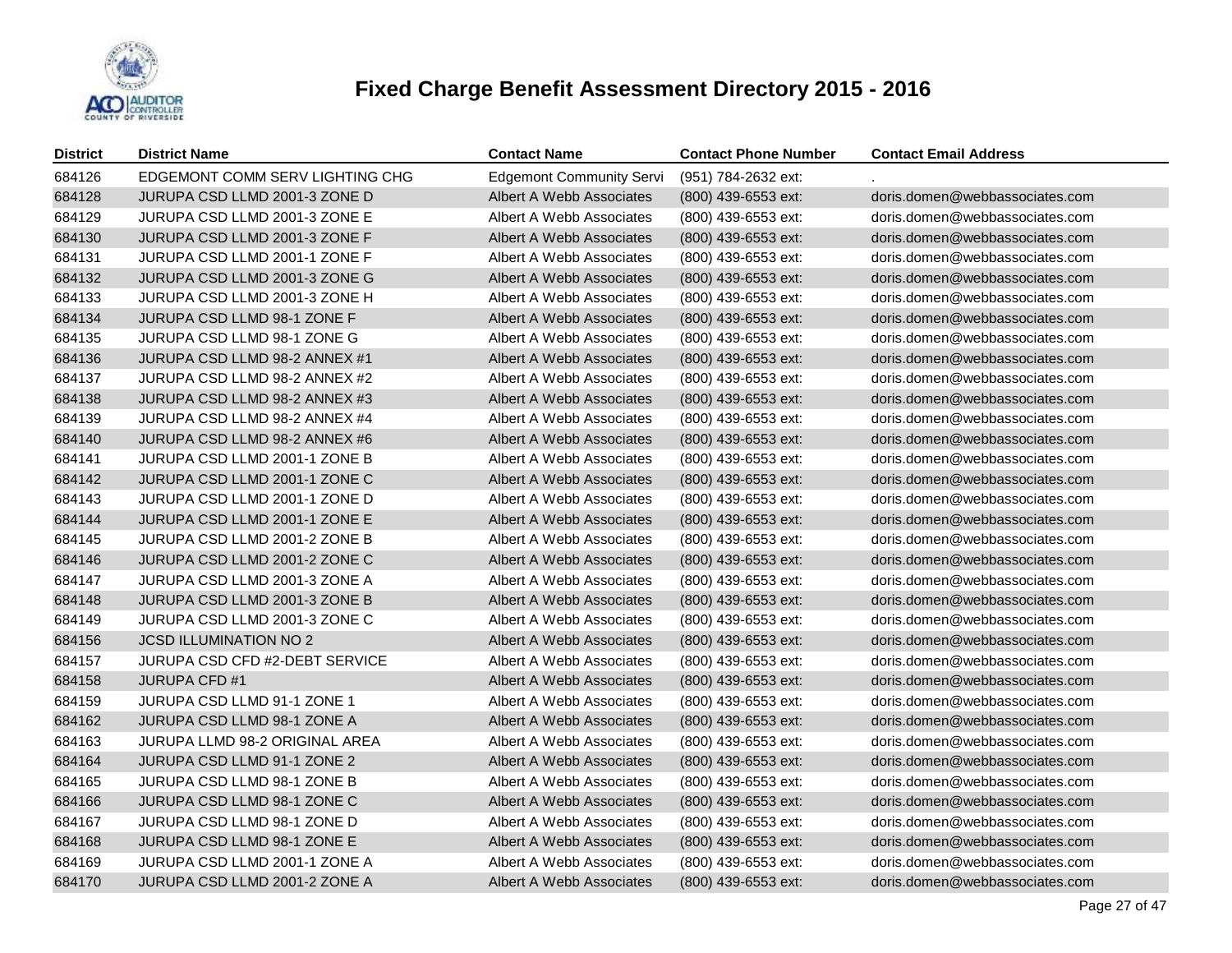# Fixed Charge Benefit Assessment Directory 2015 - 2016

| District | District Name | Contact Name | Contact Phone Number | Contact Email Address |
|---|---|---|---|---|
| 684126 | EDGEMONT COMM SERV LIGHTING CHG | Edgemont Community Servi | (951) 784-2632 ext: | . |
| 684128 | JURUPA CSD LLMD 2001-3 ZONE D | Albert A Webb Associates | (800) 439-6553 ext: | doris.domen@webbassociates.com |
| 684129 | JURUPA CSD LLMD 2001-3 ZONE E | Albert A Webb Associates | (800) 439-6553 ext: | doris.domen@webbassociates.com |
| 684130 | JURUPA CSD LLMD 2001-3 ZONE F | Albert A Webb Associates | (800) 439-6553 ext: | doris.domen@webbassociates.com |
| 684131 | JURUPA CSD LLMD 2001-1 ZONE F | Albert A Webb Associates | (800) 439-6553 ext: | doris.domen@webbassociates.com |
| 684132 | JURUPA CSD LLMD 2001-3 ZONE G | Albert A Webb Associates | (800) 439-6553 ext: | doris.domen@webbassociates.com |
| 684133 | JURUPA CSD LLMD 2001-3 ZONE H | Albert A Webb Associates | (800) 439-6553 ext: | doris.domen@webbassociates.com |
| 684134 | JURUPA CSD LLMD 98-1 ZONE F | Albert A Webb Associates | (800) 439-6553 ext: | doris.domen@webbassociates.com |
| 684135 | JURUPA CSD LLMD 98-1 ZONE G | Albert A Webb Associates | (800) 439-6553 ext: | doris.domen@webbassociates.com |
| 684136 | JURUPA CSD LLMD 98-2 ANNEX #1 | Albert A Webb Associates | (800) 439-6553 ext: | doris.domen@webbassociates.com |
| 684137 | JURUPA CSD LLMD 98-2 ANNEX #2 | Albert A Webb Associates | (800) 439-6553 ext: | doris.domen@webbassociates.com |
| 684138 | JURUPA CSD LLMD 98-2 ANNEX #3 | Albert A Webb Associates | (800) 439-6553 ext: | doris.domen@webbassociates.com |
| 684139 | JURUPA CSD LLMD 98-2 ANNEX #4 | Albert A Webb Associates | (800) 439-6553 ext: | doris.domen@webbassociates.com |
| 684140 | JURUPA CSD LLMD 98-2 ANNEX #6 | Albert A Webb Associates | (800) 439-6553 ext: | doris.domen@webbassociates.com |
| 684141 | JURUPA CSD LLMD 2001-1 ZONE B | Albert A Webb Associates | (800) 439-6553 ext: | doris.domen@webbassociates.com |
| 684142 | JURUPA CSD LLMD 2001-1 ZONE C | Albert A Webb Associates | (800) 439-6553 ext: | doris.domen@webbassociates.com |
| 684143 | JURUPA CSD LLMD 2001-1 ZONE D | Albert A Webb Associates | (800) 439-6553 ext: | doris.domen@webbassociates.com |
| 684144 | JURUPA CSD LLMD 2001-1 ZONE E | Albert A Webb Associates | (800) 439-6553 ext: | doris.domen@webbassociates.com |
| 684145 | JURUPA CSD LLMD 2001-2 ZONE B | Albert A Webb Associates | (800) 439-6553 ext: | doris.domen@webbassociates.com |
| 684146 | JURUPA CSD LLMD 2001-2 ZONE C | Albert A Webb Associates | (800) 439-6553 ext: | doris.domen@webbassociates.com |
| 684147 | JURUPA CSD LLMD 2001-3 ZONE A | Albert A Webb Associates | (800) 439-6553 ext: | doris.domen@webbassociates.com |
| 684148 | JURUPA CSD LLMD 2001-3 ZONE B | Albert A Webb Associates | (800) 439-6553 ext: | doris.domen@webbassociates.com |
| 684149 | JURUPA CSD LLMD 2001-3 ZONE C | Albert A Webb Associates | (800) 439-6553 ext: | doris.domen@webbassociates.com |
| 684156 | JCSD ILLUMINATION NO 2 | Albert A Webb Associates | (800) 439-6553 ext: | doris.domen@webbassociates.com |
| 684157 | JURUPA CSD CFD #2-DEBT SERVICE | Albert A Webb Associates | (800) 439-6553 ext: | doris.domen@webbassociates.com |
| 684158 | JURUPA CFD #1 | Albert A Webb Associates | (800) 439-6553 ext: | doris.domen@webbassociates.com |
| 684159 | JURUPA CSD LLMD 91-1 ZONE 1 | Albert A Webb Associates | (800) 439-6553 ext: | doris.domen@webbassociates.com |
| 684162 | JURUPA CSD LLMD 98-1 ZONE A | Albert A Webb Associates | (800) 439-6553 ext: | doris.domen@webbassociates.com |
| 684163 | JURUPA LLMD 98-2 ORIGINAL AREA | Albert A Webb Associates | (800) 439-6553 ext: | doris.domen@webbassociates.com |
| 684164 | JURUPA CSD LLMD 91-1 ZONE 2 | Albert A Webb Associates | (800) 439-6553 ext: | doris.domen@webbassociates.com |
| 684165 | JURUPA CSD LLMD 98-1 ZONE B | Albert A Webb Associates | (800) 439-6553 ext: | doris.domen@webbassociates.com |
| 684166 | JURUPA CSD LLMD 98-1 ZONE C | Albert A Webb Associates | (800) 439-6553 ext: | doris.domen@webbassociates.com |
| 684167 | JURUPA CSD LLMD 98-1 ZONE D | Albert A Webb Associates | (800) 439-6553 ext: | doris.domen@webbassociates.com |
| 684168 | JURUPA CSD LLMD 98-1 ZONE E | Albert A Webb Associates | (800) 439-6553 ext: | doris.domen@webbassociates.com |
| 684169 | JURUPA CSD LLMD 2001-1 ZONE A | Albert A Webb Associates | (800) 439-6553 ext: | doris.domen@webbassociates.com |
| 684170 | JURUPA CSD LLMD 2001-2 ZONE A | Albert A Webb Associates | (800) 439-6553 ext: | doris.domen@webbassociates.com |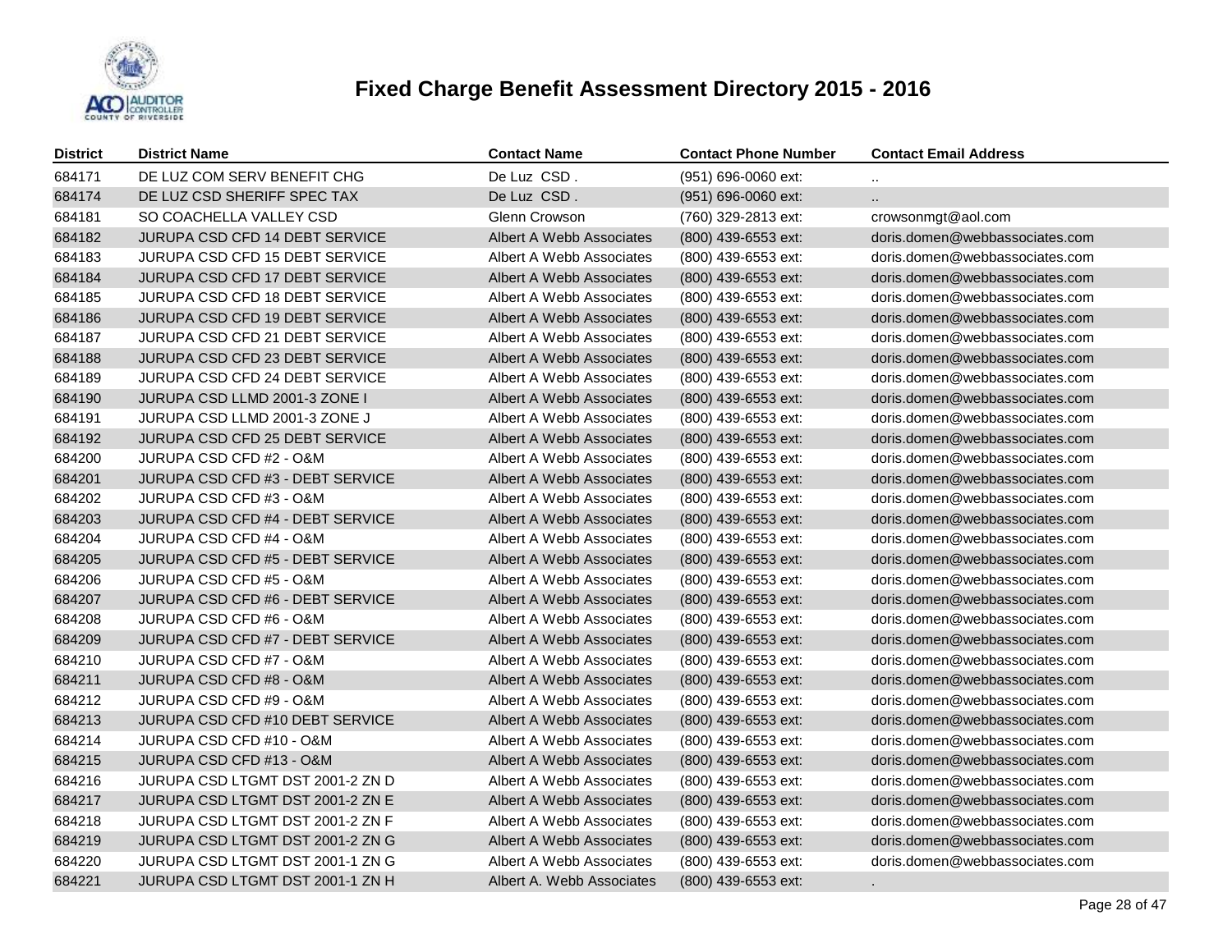# Fixed Charge Benefit Assessment Directory 2015 - 2016

| District | District Name | Contact Name | Contact Phone Number | Contact Email Address |
|---|---|---|---|---|
| 684171 | DE LUZ COM SERV BENEFIT CHG | De Luz CSD . | (951) 696-0060 ext: | .. |
| 684174 | DE LUZ CSD SHERIFF SPEC TAX | De Luz CSD . | (951) 696-0060 ext: | .. |
| 684181 | SO COACHELLA VALLEY CSD | Glenn Crowson | (760) 329-2813 ext: | crowsonmgt@aol.com |
| 684182 | JURUPA CSD CFD 14 DEBT SERVICE | Albert A Webb Associates | (800) 439-6553 ext: | doris.domen@webbassociates.com |
| 684183 | JURUPA CSD CFD 15 DEBT SERVICE | Albert A Webb Associates | (800) 439-6553 ext: | doris.domen@webbassociates.com |
| 684184 | JURUPA CSD CFD 17 DEBT SERVICE | Albert A Webb Associates | (800) 439-6553 ext: | doris.domen@webbassociates.com |
| 684185 | JURUPA CSD CFD 18 DEBT SERVICE | Albert A Webb Associates | (800) 439-6553 ext: | doris.domen@webbassociates.com |
| 684186 | JURUPA CSD CFD 19 DEBT SERVICE | Albert A Webb Associates | (800) 439-6553 ext: | doris.domen@webbassociates.com |
| 684187 | JURUPA CSD CFD 21 DEBT SERVICE | Albert A Webb Associates | (800) 439-6553 ext: | doris.domen@webbassociates.com |
| 684188 | JURUPA CSD CFD 23 DEBT SERVICE | Albert A Webb Associates | (800) 439-6553 ext: | doris.domen@webbassociates.com |
| 684189 | JURUPA CSD CFD 24 DEBT SERVICE | Albert A Webb Associates | (800) 439-6553 ext: | doris.domen@webbassociates.com |
| 684190 | JURUPA CSD LLMD 2001-3 ZONE I | Albert A Webb Associates | (800) 439-6553 ext: | doris.domen@webbassociates.com |
| 684191 | JURUPA CSD LLMD 2001-3 ZONE J | Albert A Webb Associates | (800) 439-6553 ext: | doris.domen@webbassociates.com |
| 684192 | JURUPA CSD CFD 25 DEBT SERVICE | Albert A Webb Associates | (800) 439-6553 ext: | doris.domen@webbassociates.com |
| 684200 | JURUPA CSD CFD #2 - O&M | Albert A Webb Associates | (800) 439-6553 ext: | doris.domen@webbassociates.com |
| 684201 | JURUPA CSD CFD #3 - DEBT SERVICE | Albert A Webb Associates | (800) 439-6553 ext: | doris.domen@webbassociates.com |
| 684202 | JURUPA CSD CFD #3 - O&M | Albert A Webb Associates | (800) 439-6553 ext: | doris.domen@webbassociates.com |
| 684203 | JURUPA CSD CFD #4 - DEBT SERVICE | Albert A Webb Associates | (800) 439-6553 ext: | doris.domen@webbassociates.com |
| 684204 | JURUPA CSD CFD #4 - O&M | Albert A Webb Associates | (800) 439-6553 ext: | doris.domen@webbassociates.com |
| 684205 | JURUPA CSD CFD #5 - DEBT SERVICE | Albert A Webb Associates | (800) 439-6553 ext: | doris.domen@webbassociates.com |
| 684206 | JURUPA CSD CFD #5 - O&M | Albert A Webb Associates | (800) 439-6553 ext: | doris.domen@webbassociates.com |
| 684207 | JURUPA CSD CFD #6 - DEBT SERVICE | Albert A Webb Associates | (800) 439-6553 ext: | doris.domen@webbassociates.com |
| 684208 | JURUPA CSD CFD #6 - O&M | Albert A Webb Associates | (800) 439-6553 ext: | doris.domen@webbassociates.com |
| 684209 | JURUPA CSD CFD #7 - DEBT SERVICE | Albert A Webb Associates | (800) 439-6553 ext: | doris.domen@webbassociates.com |
| 684210 | JURUPA CSD CFD #7 - O&M | Albert A Webb Associates | (800) 439-6553 ext: | doris.domen@webbassociates.com |
| 684211 | JURUPA CSD CFD #8 - O&M | Albert A Webb Associates | (800) 439-6553 ext: | doris.domen@webbassociates.com |
| 684212 | JURUPA CSD CFD #9 - O&M | Albert A Webb Associates | (800) 439-6553 ext: | doris.domen@webbassociates.com |
| 684213 | JURUPA CSD CFD #10 DEBT SERVICE | Albert A Webb Associates | (800) 439-6553 ext: | doris.domen@webbassociates.com |
| 684214 | JURUPA CSD CFD #10 - O&M | Albert A Webb Associates | (800) 439-6553 ext: | doris.domen@webbassociates.com |
| 684215 | JURUPA CSD CFD #13 - O&M | Albert A Webb Associates | (800) 439-6553 ext: | doris.domen@webbassociates.com |
| 684216 | JURUPA CSD LTGMT DST 2001-2 ZN D | Albert A Webb Associates | (800) 439-6553 ext: | doris.domen@webbassociates.com |
| 684217 | JURUPA CSD LTGMT DST 2001-2 ZN E | Albert A Webb Associates | (800) 439-6553 ext: | doris.domen@webbassociates.com |
| 684218 | JURUPA CSD LTGMT DST 2001-2 ZN F | Albert A Webb Associates | (800) 439-6553 ext: | doris.domen@webbassociates.com |
| 684219 | JURUPA CSD LTGMT DST 2001-2 ZN G | Albert A Webb Associates | (800) 439-6553 ext: | doris.domen@webbassociates.com |
| 684220 | JURUPA CSD LTGMT DST 2001-1 ZN G | Albert A Webb Associates | (800) 439-6553 ext: | doris.domen@webbassociates.com |
| 684221 | JURUPA CSD LTGMT DST 2001-1 ZN H | Albert A. Webb Associates | (800) 439-6553 ext: | . |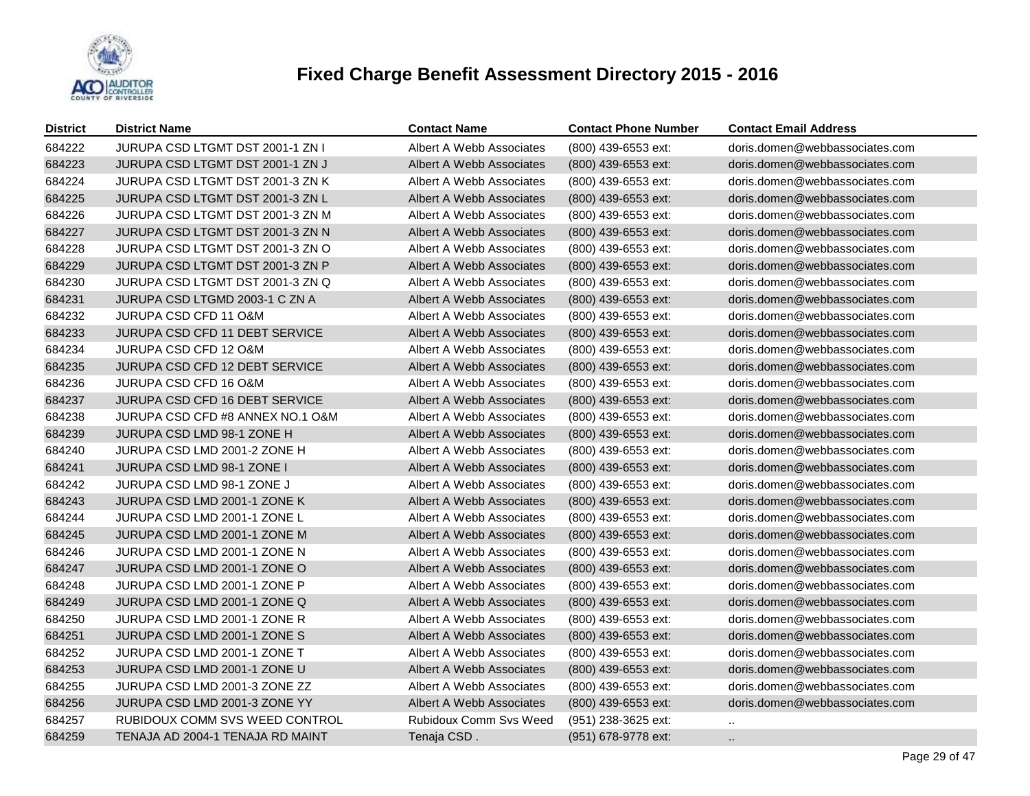# Fixed Charge Benefit Assessment Directory 2015 - 2016

| District | District Name | Contact Name | Contact Phone Number | Contact Email Address |
|---|---|---|---|---|
| 684222 | JURUPA CSD LTGMT DST 2001-1 ZN I | Albert A Webb Associates | (800) 439-6553 ext: | doris.domen@webbassociates.com |
| 684223 | JURUPA CSD LTGMT DST 2001-1 ZN J | Albert A Webb Associates | (800) 439-6553 ext: | doris.domen@webbassociates.com |
| 684224 | JURUPA CSD LTGMT DST 2001-3 ZN K | Albert A Webb Associates | (800) 439-6553 ext: | doris.domen@webbassociates.com |
| 684225 | JURUPA CSD LTGMT DST 2001-3 ZN L | Albert A Webb Associates | (800) 439-6553 ext: | doris.domen@webbassociates.com |
| 684226 | JURUPA CSD LTGMT DST 2001-3 ZN M | Albert A Webb Associates | (800) 439-6553 ext: | doris.domen@webbassociates.com |
| 684227 | JURUPA CSD LTGMT DST 2001-3 ZN N | Albert A Webb Associates | (800) 439-6553 ext: | doris.domen@webbassociates.com |
| 684228 | JURUPA CSD LTGMT DST 2001-3 ZN O | Albert A Webb Associates | (800) 439-6553 ext: | doris.domen@webbassociates.com |
| 684229 | JURUPA CSD LTGMT DST 2001-3 ZN P | Albert A Webb Associates | (800) 439-6553 ext: | doris.domen@webbassociates.com |
| 684230 | JURUPA CSD LTGMT DST 2001-3 ZN Q | Albert A Webb Associates | (800) 439-6553 ext: | doris.domen@webbassociates.com |
| 684231 | JURUPA CSD LTGMD 2003-1 C ZN A | Albert A Webb Associates | (800) 439-6553 ext: | doris.domen@webbassociates.com |
| 684232 | JURUPA CSD CFD 11 O&M | Albert A Webb Associates | (800) 439-6553 ext: | doris.domen@webbassociates.com |
| 684233 | JURUPA CSD CFD 11 DEBT SERVICE | Albert A Webb Associates | (800) 439-6553 ext: | doris.domen@webbassociates.com |
| 684234 | JURUPA CSD CFD 12 O&M | Albert A Webb Associates | (800) 439-6553 ext: | doris.domen@webbassociates.com |
| 684235 | JURUPA CSD CFD 12 DEBT SERVICE | Albert A Webb Associates | (800) 439-6553 ext: | doris.domen@webbassociates.com |
| 684236 | JURUPA CSD CFD 16 O&M | Albert A Webb Associates | (800) 439-6553 ext: | doris.domen@webbassociates.com |
| 684237 | JURUPA CSD CFD 16 DEBT SERVICE | Albert A Webb Associates | (800) 439-6553 ext: | doris.domen@webbassociates.com |
| 684238 | JURUPA CSD CFD #8 ANNEX NO.1 O&M | Albert A Webb Associates | (800) 439-6553 ext: | doris.domen@webbassociates.com |
| 684239 | JURUPA CSD LMD 98-1 ZONE H | Albert A Webb Associates | (800) 439-6553 ext: | doris.domen@webbassociates.com |
| 684240 | JURUPA CSD LMD 2001-2 ZONE H | Albert A Webb Associates | (800) 439-6553 ext: | doris.domen@webbassociates.com |
| 684241 | JURUPA CSD LMD 98-1 ZONE I | Albert A Webb Associates | (800) 439-6553 ext: | doris.domen@webbassociates.com |
| 684242 | JURUPA CSD LMD 98-1 ZONE J | Albert A Webb Associates | (800) 439-6553 ext: | doris.domen@webbassociates.com |
| 684243 | JURUPA CSD LMD 2001-1 ZONE K | Albert A Webb Associates | (800) 439-6553 ext: | doris.domen@webbassociates.com |
| 684244 | JURUPA CSD LMD 2001-1 ZONE L | Albert A Webb Associates | (800) 439-6553 ext: | doris.domen@webbassociates.com |
| 684245 | JURUPA CSD LMD 2001-1 ZONE M | Albert A Webb Associates | (800) 439-6553 ext: | doris.domen@webbassociates.com |
| 684246 | JURUPA CSD LMD 2001-1 ZONE N | Albert A Webb Associates | (800) 439-6553 ext: | doris.domen@webbassociates.com |
| 684247 | JURUPA CSD LMD 2001-1 ZONE O | Albert A Webb Associates | (800) 439-6553 ext: | doris.domen@webbassociates.com |
| 684248 | JURUPA CSD LMD 2001-1 ZONE P | Albert A Webb Associates | (800) 439-6553 ext: | doris.domen@webbassociates.com |
| 684249 | JURUPA CSD LMD 2001-1 ZONE Q | Albert A Webb Associates | (800) 439-6553 ext: | doris.domen@webbassociates.com |
| 684250 | JURUPA CSD LMD 2001-1 ZONE R | Albert A Webb Associates | (800) 439-6553 ext: | doris.domen@webbassociates.com |
| 684251 | JURUPA CSD LMD 2001-1 ZONE S | Albert A Webb Associates | (800) 439-6553 ext: | doris.domen@webbassociates.com |
| 684252 | JURUPA CSD LMD 2001-1 ZONE T | Albert A Webb Associates | (800) 439-6553 ext: | doris.domen@webbassociates.com |
| 684253 | JURUPA CSD LMD 2001-1 ZONE U | Albert A Webb Associates | (800) 439-6553 ext: | doris.domen@webbassociates.com |
| 684255 | JURUPA CSD LMD 2001-3 ZONE ZZ | Albert A Webb Associates | (800) 439-6553 ext: | doris.domen@webbassociates.com |
| 684256 | JURUPA CSD LMD 2001-3 ZONE YY | Albert A Webb Associates | (800) 439-6553 ext: | doris.domen@webbassociates.com |
| 684257 | RUBIDOUX COMM SVS WEED CONTROL | Rubidoux Comm Svs Weed | (951) 238-3625 ext: | .. |
| 684259 | TENAJA AD 2004-1 TENAJA RD MAINT | Tenaja CSD . | (951) 678-9778 ext: | .. |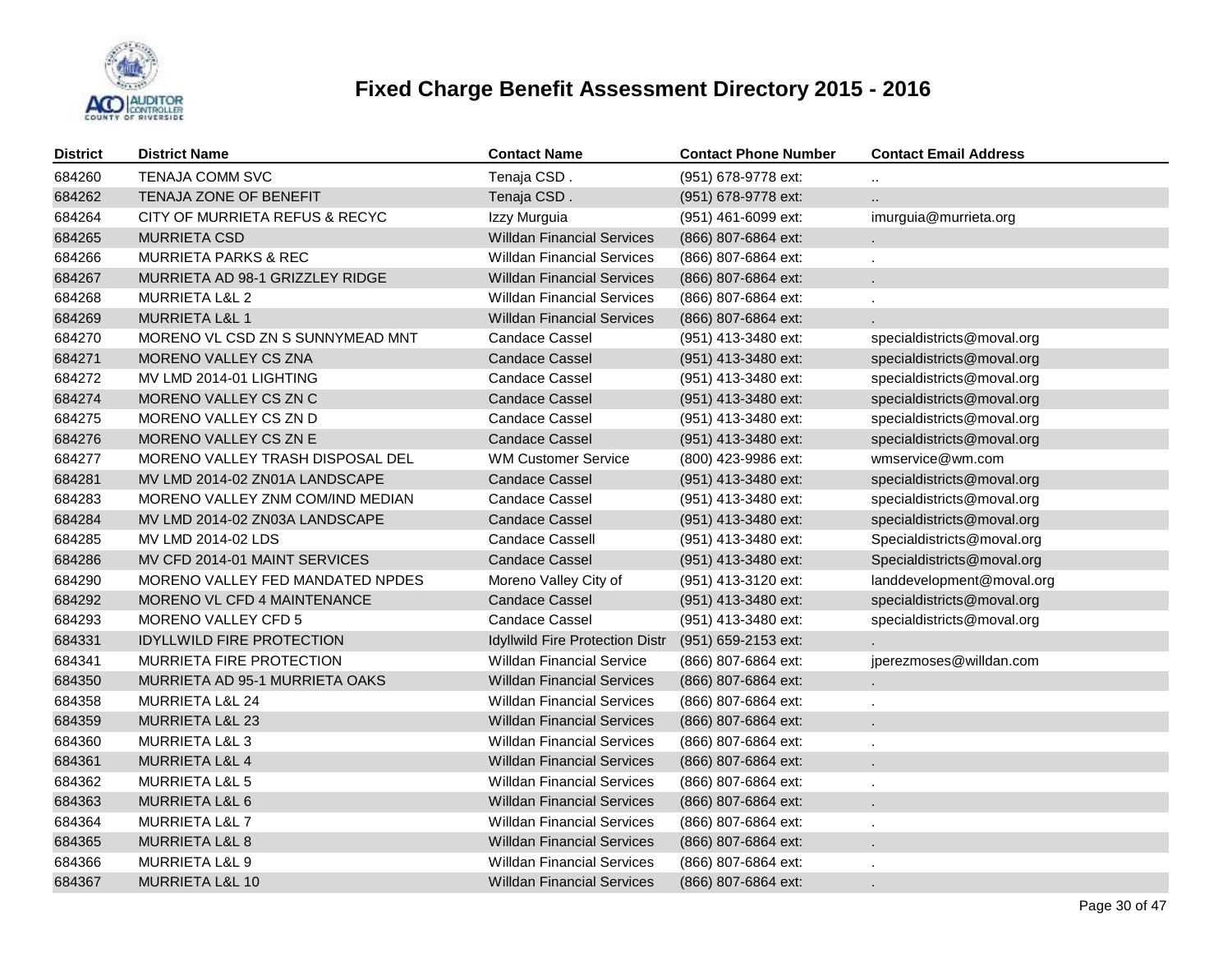# Fixed Charge Benefit Assessment Directory 2015 - 2016

| District | District Name | Contact Name | Contact Phone Number | Contact Email Address |
|---|---|---|---|---|
| 684260 | TENAJA COMM SVC | Tenaja CSD . | (951) 678-9778 ext: | .. |
| 684262 | TENAJA ZONE OF BENEFIT | Tenaja CSD . | (951) 678-9778 ext: | .. |
| 684264 | CITY OF MURRIETA REFUS & RECYC | Izzy Murguia | (951) 461-6099 ext: | imurguia@murrieta.org |
| 684265 | MURRIETA CSD | Willdan Financial Services | (866) 807-6864 ext: | . |
| 684266 | MURRIETA PARKS & REC | Willdan Financial Services | (866) 807-6864 ext: | . |
| 684267 | MURRIETA AD 98-1 GRIZZLEY RIDGE | Willdan Financial Services | (866) 807-6864 ext: | . |
| 684268 | MURRIETA L&L 2 | Willdan Financial Services | (866) 807-6864 ext: | . |
| 684269 | MURRIETA L&L 1 | Willdan Financial Services | (866) 807-6864 ext: | . |
| 684270 | MORENO VL CSD ZN S SUNNYMEAD MNT | Candace Cassel | (951) 413-3480 ext: | specialdistricts@moval.org |
| 684271 | MORENO VALLEY CS ZNA | Candace Cassel | (951) 413-3480 ext: | specialdistricts@moval.org |
| 684272 | MV LMD 2014-01 LIGHTING | Candace Cassel | (951) 413-3480 ext: | specialdistricts@moval.org |
| 684274 | MORENO VALLEY CS ZN C | Candace Cassel | (951) 413-3480 ext: | specialdistricts@moval.org |
| 684275 | MORENO VALLEY CS ZN D | Candace Cassel | (951) 413-3480 ext: | specialdistricts@moval.org |
| 684276 | MORENO VALLEY CS ZN E | Candace Cassel | (951) 413-3480 ext: | specialdistricts@moval.org |
| 684277 | MORENO VALLEY TRASH DISPOSAL DEL | WM Customer Service | (800) 423-9986 ext: | wmservice@wm.com |
| 684281 | MV LMD 2014-02 ZN01A LANDSCAPE | Candace Cassel | (951) 413-3480 ext: | specialdistricts@moval.org |
| 684283 | MORENO VALLEY ZNM COM/IND MEDIAN | Candace Cassel | (951) 413-3480 ext: | specialdistricts@moval.org |
| 684284 | MV LMD 2014-02 ZN03A LANDSCAPE | Candace Cassel | (951) 413-3480 ext: | specialdistricts@moval.org |
| 684285 | MV LMD 2014-02 LDS | Candace Cassell | (951) 413-3480 ext: | Specialdistricts@moval.org |
| 684286 | MV CFD 2014-01 MAINT SERVICES | Candace Cassel | (951) 413-3480 ext: | Specialdistricts@moval.org |
| 684290 | MORENO VALLEY FED MANDATED NPDES | Moreno Valley City of | (951) 413-3120 ext: | landdevelopment@moval.org |
| 684292 | MORENO VL CFD 4 MAINTENANCE | Candace Cassel | (951) 413-3480 ext: | specialdistricts@moval.org |
| 684293 | MORENO VALLEY CFD 5 | Candace Cassel | (951) 413-3480 ext: | specialdistricts@moval.org |
| 684331 | IDYLLWILD FIRE PROTECTION | Idyllwild Fire Protection Distr | (951) 659-2153 ext: | . |
| 684341 | MURRIETA FIRE PROTECTION | Willdan Financial Service | (866) 807-6864 ext: | jperezmoses@willdan.com |
| 684350 | MURRIETA AD 95-1 MURRIETA OAKS | Willdan Financial Services | (866) 807-6864 ext: | . |
| 684358 | MURRIETA L&L 24 | Willdan Financial Services | (866) 807-6864 ext: | . |
| 684359 | MURRIETA L&L 23 | Willdan Financial Services | (866) 807-6864 ext: | . |
| 684360 | MURRIETA L&L 3 | Willdan Financial Services | (866) 807-6864 ext: | . |
| 684361 | MURRIETA L&L 4 | Willdan Financial Services | (866) 807-6864 ext: | . |
| 684362 | MURRIETA L&L 5 | Willdan Financial Services | (866) 807-6864 ext: | . |
| 684363 | MURRIETA L&L 6 | Willdan Financial Services | (866) 807-6864 ext: | . |
| 684364 | MURRIETA L&L 7 | Willdan Financial Services | (866) 807-6864 ext: | . |
| 684365 | MURRIETA L&L 8 | Willdan Financial Services | (866) 807-6864 ext: | . |
| 684366 | MURRIETA L&L 9 | Willdan Financial Services | (866) 807-6864 ext: | . |
| 684367 | MURRIETA L&L 10 | Willdan Financial Services | (866) 807-6864 ext: | . |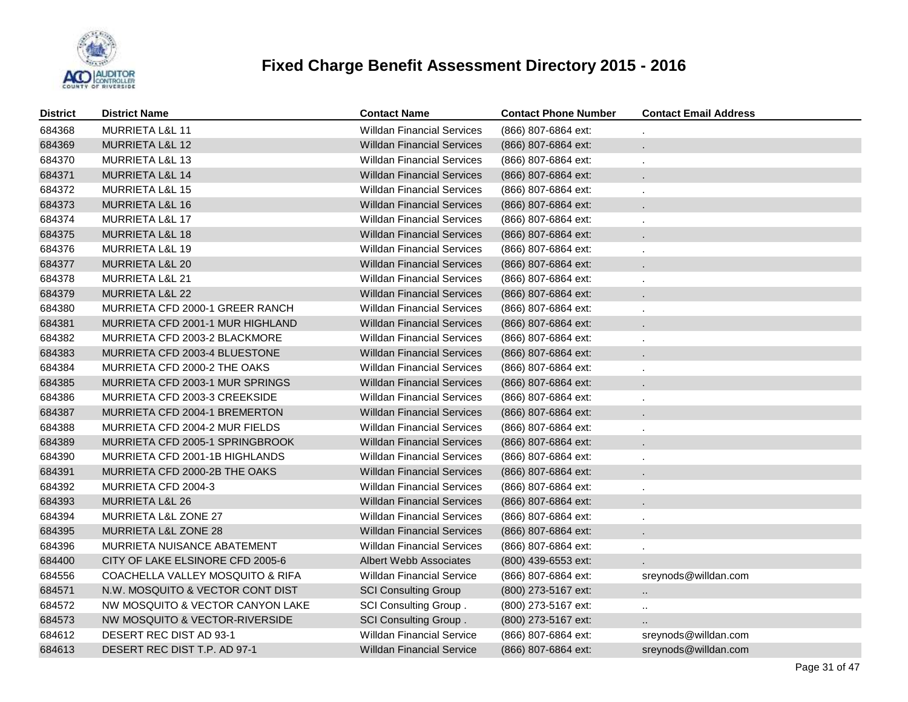# Fixed Charge Benefit Assessment Directory 2015 - 2016

| District | District Name | Contact Name | Contact Phone Number | Contact Email Address |
|---|---|---|---|---|
| 684368 | MURRIETA L&L 11 | Willdan Financial Services | (866) 807-6864 ext: | . |
| 684369 | MURRIETA L&L 12 | Willdan Financial Services | (866) 807-6864 ext: | . |
| 684370 | MURRIETA L&L 13 | Willdan Financial Services | (866) 807-6864 ext: | . |
| 684371 | MURRIETA L&L 14 | Willdan Financial Services | (866) 807-6864 ext: | . |
| 684372 | MURRIETA L&L 15 | Willdan Financial Services | (866) 807-6864 ext: | . |
| 684373 | MURRIETA L&L 16 | Willdan Financial Services | (866) 807-6864 ext: | . |
| 684374 | MURRIETA L&L 17 | Willdan Financial Services | (866) 807-6864 ext: | . |
| 684375 | MURRIETA L&L 18 | Willdan Financial Services | (866) 807-6864 ext: | . |
| 684376 | MURRIETA L&L 19 | Willdan Financial Services | (866) 807-6864 ext: | . |
| 684377 | MURRIETA L&L 20 | Willdan Financial Services | (866) 807-6864 ext: | . |
| 684378 | MURRIETA L&L 21 | Willdan Financial Services | (866) 807-6864 ext: | . |
| 684379 | MURRIETA L&L 22 | Willdan Financial Services | (866) 807-6864 ext: | . |
| 684380 | MURRIETA CFD 2000-1 GREER RANCH | Willdan Financial Services | (866) 807-6864 ext: | . |
| 684381 | MURRIETA CFD 2001-1 MUR HIGHLAND | Willdan Financial Services | (866) 807-6864 ext: | . |
| 684382 | MURRIETA CFD 2003-2 BLACKMORE | Willdan Financial Services | (866) 807-6864 ext: | . |
| 684383 | MURRIETA CFD 2003-4 BLUESTONE | Willdan Financial Services | (866) 807-6864 ext: | . |
| 684384 | MURRIETA CFD 2000-2 THE OAKS | Willdan Financial Services | (866) 807-6864 ext: | . |
| 684385 | MURRIETA CFD 2003-1 MUR SPRINGS | Willdan Financial Services | (866) 807-6864 ext: | . |
| 684386 | MURRIETA CFD 2003-3 CREEKSIDE | Willdan Financial Services | (866) 807-6864 ext: | . |
| 684387 | MURRIETA CFD 2004-1 BREMERTON | Willdan Financial Services | (866) 807-6864 ext: | . |
| 684388 | MURRIETA CFD 2004-2 MUR FIELDS | Willdan Financial Services | (866) 807-6864 ext: | . |
| 684389 | MURRIETA CFD 2005-1 SPRINGBROOK | Willdan Financial Services | (866) 807-6864 ext: | . |
| 684390 | MURRIETA CFD 2001-1B HIGHLANDS | Willdan Financial Services | (866) 807-6864 ext: | . |
| 684391 | MURRIETA CFD 2000-2B THE OAKS | Willdan Financial Services | (866) 807-6864 ext: | . |
| 684392 | MURRIETA CFD 2004-3 | Willdan Financial Services | (866) 807-6864 ext: | . |
| 684393 | MURRIETA L&L 26 | Willdan Financial Services | (866) 807-6864 ext: | . |
| 684394 | MURRIETA L&L ZONE 27 | Willdan Financial Services | (866) 807-6864 ext: | . |
| 684395 | MURRIETA L&L ZONE 28 | Willdan Financial Services | (866) 807-6864 ext: | . |
| 684396 | MURRIETA NUISANCE ABATEMENT | Willdan Financial Services | (866) 807-6864 ext: | . |
| 684400 | CITY OF LAKE ELSINORE CFD 2005-6 | Albert Webb Associates | (800) 439-6553 ext: | . |
| 684556 | COACHELLA VALLEY MOSQUITO & RIFA | Willdan Financial Service | (866) 807-6864 ext: | sreynods@willdan.com |
| 684571 | N.W. MOSQUITO & VECTOR CONT DIST | SCI Consulting Group | (800) 273-5167 ext: | .. |
| 684572 | NW MOSQUITO & VECTOR CANYON LAKE | SCI Consulting Group . | (800) 273-5167 ext: | .. |
| 684573 | NW MOSQUITO & VECTOR-RIVERSIDE | SCI Consulting Group . | (800) 273-5167 ext: | .. |
| 684612 | DESERT REC DIST AD 93-1 | Willdan Financial Service | (866) 807-6864 ext: | sreynods@willdan.com |
| 684613 | DESERT REC DIST T.P. AD 97-1 | Willdan Financial Service | (866) 807-6864 ext: | sreynods@willdan.com |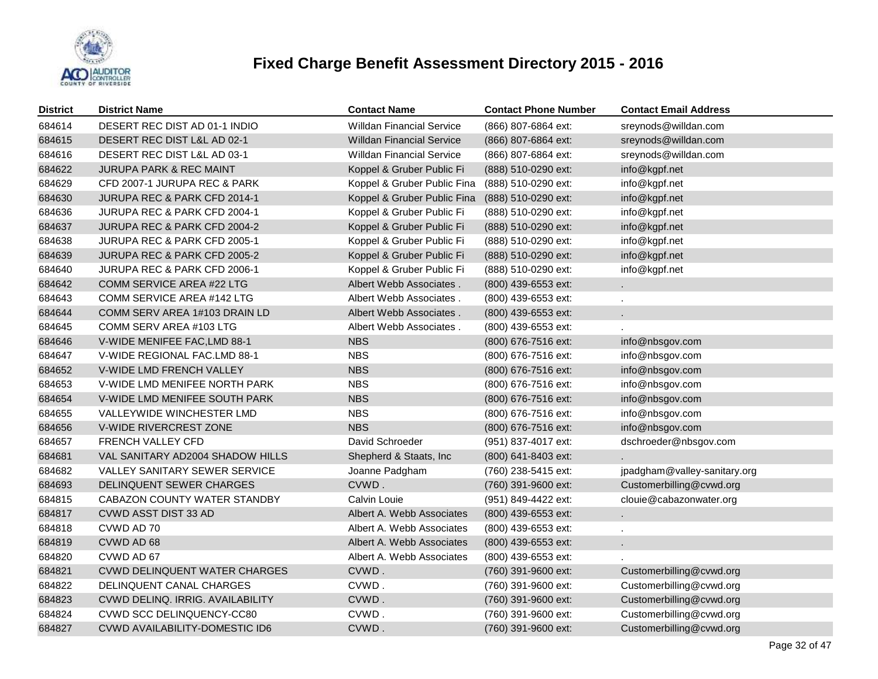# Fixed Charge Benefit Assessment Directory 2015 - 2016

| District | District Name | Contact Name | Contact Phone Number | Contact Email Address |
|---|---|---|---|---|
| 684614 | DESERT REC DIST AD 01-1 INDIO | Willdan Financial Service | (866) 807-6864 ext: | sreynods@willdan.com |
| 684615 | DESERT REC DIST L&L AD 02-1 | Willdan Financial Service | (866) 807-6864 ext: | sreynods@willdan.com |
| 684616 | DESERT REC DIST L&L AD 03-1 | Willdan Financial Service | (866) 807-6864 ext: | sreynods@willdan.com |
| 684622 | JURUPA PARK & REC MAINT | Koppel & Gruber Public Fi | (888) 510-0290 ext: | info@kgpf.net |
| 684629 | CFD 2007-1 JURUPA REC & PARK | Koppel & Gruber Public Fina | (888) 510-0290 ext: | info@kgpf.net |
| 684630 | JURUPA REC & PARK CFD 2014-1 | Koppel & Gruber Public Fina | (888) 510-0290 ext: | info@kgpf.net |
| 684636 | JURUPA REC & PARK CFD 2004-1 | Koppel & Gruber Public Fi | (888) 510-0290 ext: | info@kgpf.net |
| 684637 | JURUPA REC & PARK CFD 2004-2 | Koppel & Gruber Public Fi | (888) 510-0290 ext: | info@kgpf.net |
| 684638 | JURUPA REC & PARK CFD 2005-1 | Koppel & Gruber Public Fi | (888) 510-0290 ext: | info@kgpf.net |
| 684639 | JURUPA REC & PARK CFD 2005-2 | Koppel & Gruber Public Fi | (888) 510-0290 ext: | info@kgpf.net |
| 684640 | JURUPA REC & PARK CFD 2006-1 | Koppel & Gruber Public Fi | (888) 510-0290 ext: | info@kgpf.net |
| 684642 | COMM SERVICE AREA #22 LTG | Albert Webb Associates . | (800) 439-6553 ext: | . |
| 684643 | COMM SERVICE AREA #142 LTG | Albert Webb Associates . | (800) 439-6553 ext: | . |
| 684644 | COMM SERV AREA 1#103 DRAIN LD | Albert Webb Associates . | (800) 439-6553 ext: | . |
| 684645 | COMM SERV AREA #103 LTG | Albert Webb Associates . | (800) 439-6553 ext: | . |
| 684646 | V-WIDE MENIFEE FAC,LMD 88-1 | NBS | (800) 676-7516 ext: | info@nbsgov.com |
| 684647 | V-WIDE REGIONAL FAC.LMD 88-1 | NBS | (800) 676-7516 ext: | info@nbsgov.com |
| 684652 | V-WIDE LMD FRENCH VALLEY | NBS | (800) 676-7516 ext: | info@nbsgov.com |
| 684653 | V-WIDE LMD MENIFEE NORTH PARK | NBS | (800) 676-7516 ext: | info@nbsgov.com |
| 684654 | V-WIDE LMD MENIFEE SOUTH PARK | NBS | (800) 676-7516 ext: | info@nbsgov.com |
| 684655 | VALLEYWIDE WINCHESTER LMD | NBS | (800) 676-7516 ext: | info@nbsgov.com |
| 684656 | V-WIDE RIVERCREST ZONE | NBS | (800) 676-7516 ext: | info@nbsgov.com |
| 684657 | FRENCH VALLEY CFD | David Schroeder | (951) 837-4017 ext: | dschroeder@nbsgov.com |
| 684681 | VAL SANITARY AD2004 SHADOW HILLS | Shepherd & Staats, Inc | (800) 641-8403 ext: | . |
| 684682 | VALLEY SANITARY SEWER SERVICE | Joanne Padgham | (760) 238-5415 ext: | jpadgham@valley-sanitary.org |
| 684693 | DELINQUENT SEWER CHARGES | CVWD . | (760) 391-9600 ext: | Customerbilling@cvwd.org |
| 684815 | CABAZON COUNTY WATER STANDBY | Calvin Louie | (951) 849-4422 ext: | clouie@cabazonwater.org |
| 684817 | CVWD ASST DIST 33 AD | Albert A. Webb Associates | (800) 439-6553 ext: | . |
| 684818 | CVWD AD 70 | Albert A. Webb Associates | (800) 439-6553 ext: | . |
| 684819 | CVWD AD 68 | Albert A. Webb Associates | (800) 439-6553 ext: | . |
| 684820 | CVWD AD 67 | Albert A. Webb Associates | (800) 439-6553 ext: | . |
| 684821 | CVWD DELINQUENT WATER CHARGES | CVWD . | (760) 391-9600 ext: | Customerbilling@cvwd.org |
| 684822 | DELINQUENT CANAL CHARGES | CVWD . | (760) 391-9600 ext: | Customerbilling@cvwd.org |
| 684823 | CVWD DELINQ. IRRIG. AVAILABILITY | CVWD . | (760) 391-9600 ext: | Customerbilling@cvwd.org |
| 684824 | CVWD SCC DELINQUENCY-CC80 | CVWD . | (760) 391-9600 ext: | Customerbilling@cvwd.org |
| 684827 | CVWD AVAILABILITY-DOMESTIC ID6 | CVWD . | (760) 391-9600 ext: | Customerbilling@cvwd.org |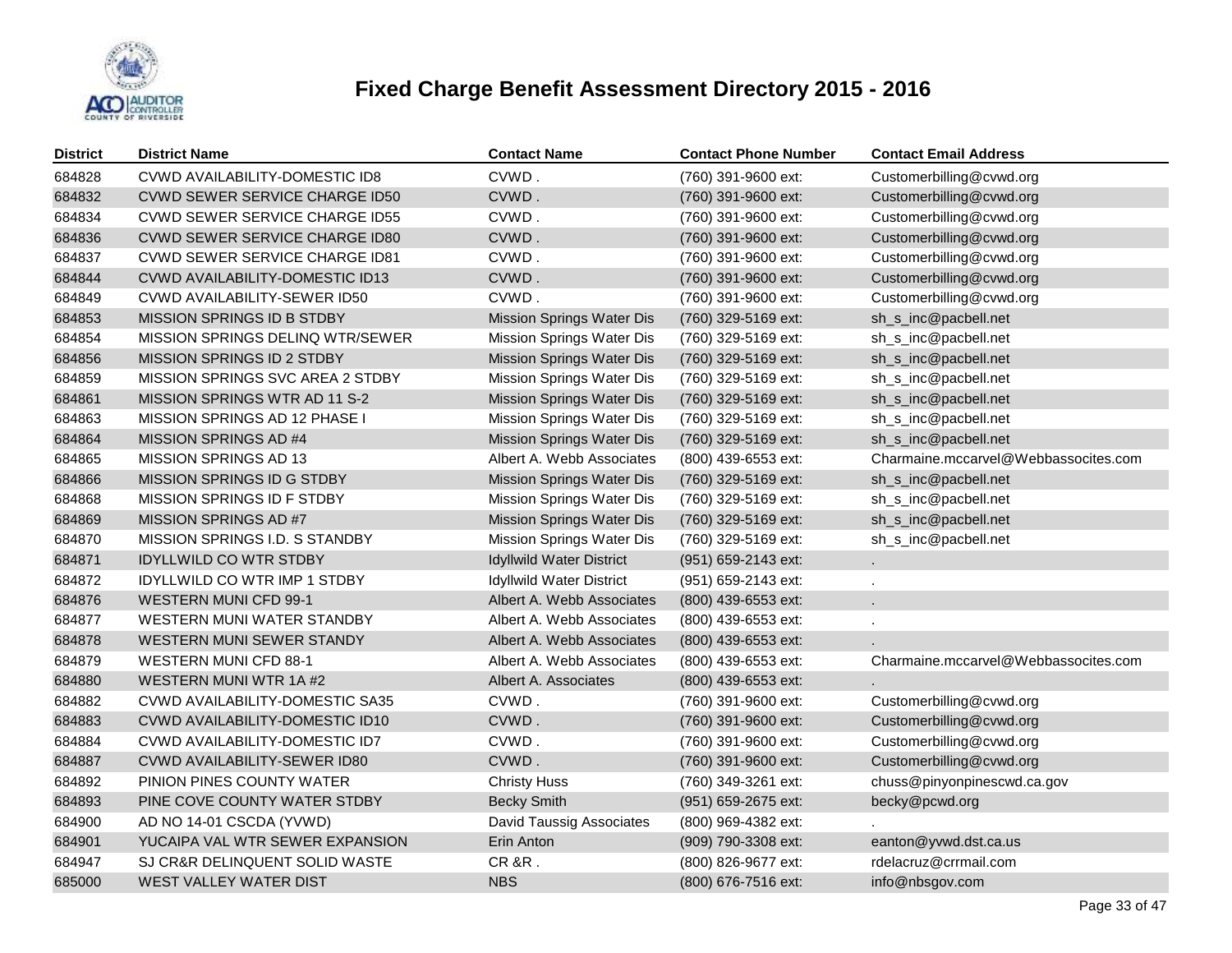# Fixed Charge Benefit Assessment Directory 2015 - 2016

| District | District Name | Contact Name | Contact Phone Number | Contact Email Address |
|---|---|---|---|---|
| 684828 | CVWD AVAILABILITY-DOMESTIC ID8 | CVWD . | (760) 391-9600 ext: | Customerbilling@cvwd.org |
| 684832 | CVWD SEWER SERVICE CHARGE ID50 | CVWD . | (760) 391-9600 ext: | Customerbilling@cvwd.org |
| 684834 | CVWD SEWER SERVICE CHARGE ID55 | CVWD . | (760) 391-9600 ext: | Customerbilling@cvwd.org |
| 684836 | CVWD SEWER SERVICE CHARGE ID80 | CVWD . | (760) 391-9600 ext: | Customerbilling@cvwd.org |
| 684837 | CVWD SEWER SERVICE CHARGE ID81 | CVWD . | (760) 391-9600 ext: | Customerbilling@cvwd.org |
| 684844 | CVWD AVAILABILITY-DOMESTIC ID13 | CVWD . | (760) 391-9600 ext: | Customerbilling@cvwd.org |
| 684849 | CVWD AVAILABILITY-SEWER ID50 | CVWD . | (760) 391-9600 ext: | Customerbilling@cvwd.org |
| 684853 | MISSION SPRINGS ID B STDBY | Mission Springs Water Dis | (760) 329-5169 ext: | sh_s_inc@pacbell.net |
| 684854 | MISSION SPRINGS DELINQ WTR/SEWER | Mission Springs Water Dis | (760) 329-5169 ext: | sh_s_inc@pacbell.net |
| 684856 | MISSION SPRINGS ID 2 STDBY | Mission Springs Water Dis | (760) 329-5169 ext: | sh_s_inc@pacbell.net |
| 684859 | MISSION SPRINGS SVC AREA 2 STDBY | Mission Springs Water Dis | (760) 329-5169 ext: | sh_s_inc@pacbell.net |
| 684861 | MISSION SPRINGS WTR AD 11 S-2 | Mission Springs Water Dis | (760) 329-5169 ext: | sh_s_inc@pacbell.net |
| 684863 | MISSION SPRINGS AD 12 PHASE I | Mission Springs Water Dis | (760) 329-5169 ext: | sh_s_inc@pacbell.net |
| 684864 | MISSION SPRINGS AD #4 | Mission Springs Water Dis | (760) 329-5169 ext: | sh_s_inc@pacbell.net |
| 684865 | MISSION SPRINGS AD 13 | Albert A. Webb Associates | (800) 439-6553 ext: | Charmaine.mccarvel@Webbassocites.com |
| 684866 | MISSION SPRINGS ID G STDBY | Mission Springs Water Dis | (760) 329-5169 ext: | sh_s_inc@pacbell.net |
| 684868 | MISSION SPRINGS ID F STDBY | Mission Springs Water Dis | (760) 329-5169 ext: | sh_s_inc@pacbell.net |
| 684869 | MISSION SPRINGS AD #7 | Mission Springs Water Dis | (760) 329-5169 ext: | sh_s_inc@pacbell.net |
| 684870 | MISSION SPRINGS I.D. S STANDBY | Mission Springs Water Dis | (760) 329-5169 ext: | sh_s_inc@pacbell.net |
| 684871 | IDYLLWILD CO WTR STDBY | Idyllwild Water District | (951) 659-2143 ext: | . |
| 684872 | IDYLLWILD CO WTR IMP 1 STDBY | Idyllwild Water District | (951) 659-2143 ext: | . |
| 684876 | WESTERN MUNI CFD 99-1 | Albert A. Webb Associates | (800) 439-6553 ext: | . |
| 684877 | WESTERN MUNI WATER STANDBY | Albert A. Webb Associates | (800) 439-6553 ext: | . |
| 684878 | WESTERN MUNI SEWER STANDY | Albert A. Webb Associates | (800) 439-6553 ext: | . |
| 684879 | WESTERN MUNI CFD 88-1 | Albert A. Webb Associates | (800) 439-6553 ext: | Charmaine.mccarvel@Webbassocites.com |
| 684880 | WESTERN MUNI WTR 1A #2 | Albert A. Associates | (800) 439-6553 ext: | . |
| 684882 | CVWD AVAILABILITY-DOMESTIC SA35 | CVWD . | (760) 391-9600 ext: | Customerbilling@cvwd.org |
| 684883 | CVWD AVAILABILITY-DOMESTIC ID10 | CVWD . | (760) 391-9600 ext: | Customerbilling@cvwd.org |
| 684884 | CVWD AVAILABILITY-DOMESTIC ID7 | CVWD . | (760) 391-9600 ext: | Customerbilling@cvwd.org |
| 684887 | CVWD AVAILABILITY-SEWER ID80 | CVWD . | (760) 391-9600 ext: | Customerbilling@cvwd.org |
| 684892 | PINION PINES COUNTY WATER | Christy Huss | (760) 349-3261 ext: | chuss@pinyonpinescwd.ca.gov |
| 684893 | PINE COVE COUNTY WATER STDBY | Becky Smith | (951) 659-2675 ext: | becky@pcwd.org |
| 684900 | AD NO 14-01 CSCDA (YVWD) | David Taussig Associates | (800) 969-4382 ext: | . |
| 684901 | YUCAIPA VAL WTR SEWER EXPANSION | Erin Anton | (909) 790-3308 ext: | eanton@yvwd.dst.ca.us |
| 684947 | SJ CR&R DELINQUENT SOLID WASTE | CR &R . | (800) 826-9677 ext: | rdelacruz@crrmail.com |
| 685000 | WEST VALLEY WATER DIST | NBS | (800) 676-7516 ext: | info@nbsgov.com |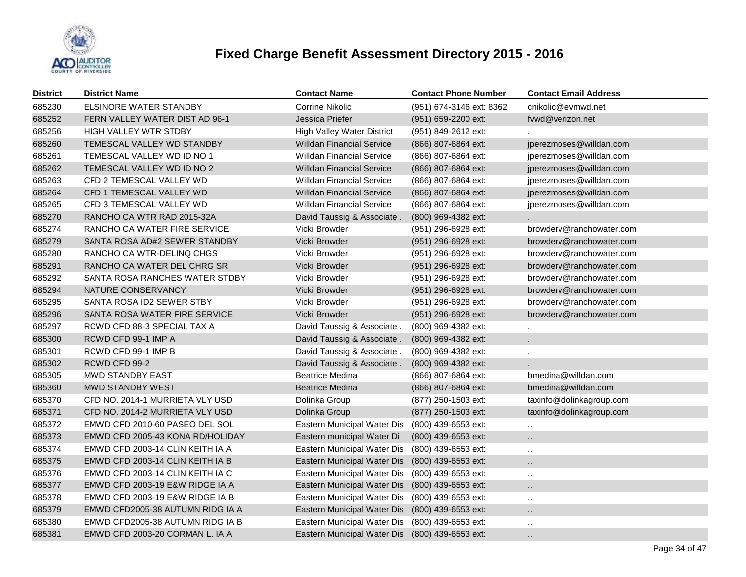# Fixed Charge Benefit Assessment Directory 2015 - 2016

| District | District Name | Contact Name | Contact Phone Number | Contact Email Address |
|---|---|---|---|---|
| 685230 | ELSINORE WATER STANDBY | Corrine Nikolic | (951) 674-3146 ext: 8362 | cnikolic@evmwd.net |
| 685252 | FERN VALLEY WATER DIST AD 96-1 | Jessica Priefer | (951) 659-2200 ext: | fvwd@verizon.net |
| 685256 | HIGH VALLEY WTR STDBY | High Valley Water District | (951) 849-2612 ext: | . |
| 685260 | TEMESCAL VALLEY WD STANDBY | Willdan Financial Service | (866) 807-6864 ext: | jperezmoses@willdan.com |
| 685261 | TEMESCAL VALLEY WD ID NO 1 | Willdan Financial Service | (866) 807-6864 ext: | jperezmoses@willdan.com |
| 685262 | TEMESCAL VALLEY WD ID NO 2 | Willdan Financial Service | (866) 807-6864 ext: | jperezmoses@willdan.com |
| 685263 | CFD 2 TEMESCAL VALLEY WD | Willdan Financial Service | (866) 807-6864 ext: | jperezmoses@willdan.com |
| 685264 | CFD 1 TEMESCAL VALLEY WD | Willdan Financial Service | (866) 807-6864 ext: | jperezmoses@willdan.com |
| 685265 | CFD 3 TEMESCAL VALLEY WD | Willdan Financial Service | (866) 807-6864 ext: | jperezmoses@willdan.com |
| 685270 | RANCHO CA WTR RAD 2015-32A | David Taussig & Associate . | (800) 969-4382 ext: | . |
| 685274 | RANCHO CA WATER FIRE SERVICE | Vicki Browder | (951) 296-6928 ext: | browderv@ranchowater.com |
| 685279 | SANTA ROSA AD#2 SEWER STANDBY | Vicki Browder | (951) 296-6928 ext: | browderv@ranchowater.com |
| 685280 | RANCHO CA WTR-DELINQ CHGS | Vicki Browder | (951) 296-6928 ext: | browderv@ranchowater.com |
| 685291 | RANCHO CA WATER DEL CHRG SR | Vicki Browder | (951) 296-6928 ext: | browderv@ranchowater.com |
| 685292 | SANTA ROSA RANCHES WATER STDBY | Vicki Browder | (951) 296-6928 ext: | browderv@ranchowater.com |
| 685294 | NATURE CONSERVANCY | Vicki Browder | (951) 296-6928 ext: | browderv@ranchowater.com |
| 685295 | SANTA ROSA ID2 SEWER STBY | Vicki Browder | (951) 296-6928 ext: | browderv@ranchowater.com |
| 685296 | SANTA ROSA WATER FIRE SERVICE | Vicki Browder | (951) 296-6928 ext: | browderv@ranchowater.com |
| 685297 | RCWD CFD 88-3 SPECIAL TAX A | David Taussig & Associate . | (800) 969-4382 ext: | . |
| 685300 | RCWD CFD 99-1 IMP A | David Taussig & Associate . | (800) 969-4382 ext: | . |
| 685301 | RCWD CFD 99-1 IMP B | David Taussig & Associate . | (800) 969-4382 ext: | . |
| 685302 | RCWD CFD 99-2 | David Taussig & Associate . | (800) 969-4382 ext: | . |
| 685305 | MWD STANDBY EAST | Beatrice Medina | (866) 807-6864 ext: | bmedina@willdan.com |
| 685360 | MWD STANDBY WEST | Beatrice Medina | (866) 807-6864 ext: | bmedina@willdan.com |
| 685370 | CFD NO. 2014-1 MURRIETA VLY USD | Dolinka Group | (877) 250-1503 ext: | taxinfo@dolinkagroup.com |
| 685371 | CFD NO. 2014-2 MURRIETA VLY USD | Dolinka Group | (877) 250-1503 ext: | taxinfo@dolinkagroup.com |
| 685372 | EMWD CFD 2010-60 PASEO DEL SOL | Eastern Municipal Water Dis | (800) 439-6553 ext: | .. |
| 685373 | EMWD CFD 2005-43 KONA RD/HOLIDAY | Eastern municipal Water Di | (800) 439-6553 ext: | .. |
| 685374 | EMWD CFD 2003-14 CLIN KEITH IA A | Eastern Municipal Water Dis | (800) 439-6553 ext: | .. |
| 685375 | EMWD CFD 2003-14 CLIN KEITH IA B | Eastern Municipal Water Dis | (800) 439-6553 ext: | .. |
| 685376 | EMWD CFD 2003-14 CLIN KEITH IA C | Eastern Municipal Water Dis | (800) 439-6553 ext: | .. |
| 685377 | EMWD CFD 2003-19 E&W RIDGE IA A | Eastern Municipal Water Dis | (800) 439-6553 ext: | .. |
| 685378 | EMWD CFD 2003-19 E&W RIDGE IA B | Eastern Municipal Water Dis | (800) 439-6553 ext: | .. |
| 685379 | EMWD CFD2005-38 AUTUMN RIDG IA A | Eastern Municipal Water Dis | (800) 439-6553 ext: | .. |
| 685380 | EMWD CFD2005-38 AUTUMN RIDG IA B | Eastern Municipal Water Dis | (800) 439-6553 ext: | .. |
| 685381 | EMWD CFD 2003-20 CORMAN L. IA A | Eastern Municipal Water Dis | (800) 439-6553 ext: | .. |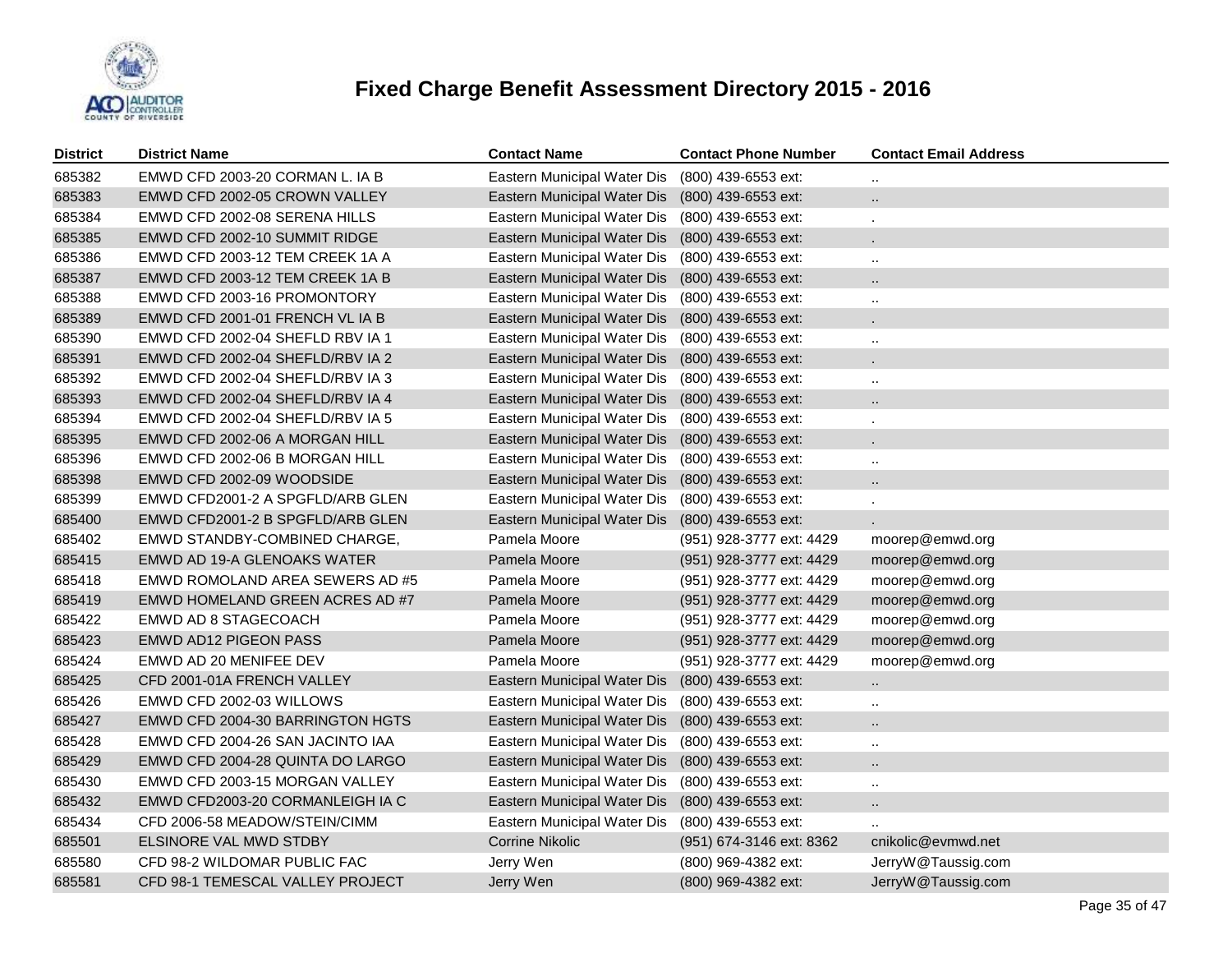# Fixed Charge Benefit Assessment Directory 2015 - 2016

| District | District Name | Contact Name | Contact Phone Number | Contact Email Address |
|---|---|---|---|---|
| 685382 | EMWD CFD 2003-20 CORMAN L. IA B | Eastern Municipal Water Dis | (800) 439-6553 ext: | .. |
| 685383 | EMWD CFD 2002-05 CROWN VALLEY | Eastern Municipal Water Dis | (800) 439-6553 ext: | .. |
| 685384 | EMWD CFD 2002-08 SERENA HILLS | Eastern Municipal Water Dis | (800) 439-6553 ext: | . |
| 685385 | EMWD CFD 2002-10 SUMMIT RIDGE | Eastern Municipal Water Dis | (800) 439-6553 ext: | . |
| 685386 | EMWD CFD 2003-12 TEM CREEK 1A A | Eastern Municipal Water Dis | (800) 439-6553 ext: | .. |
| 685387 | EMWD CFD 2003-12 TEM CREEK 1A B | Eastern Municipal Water Dis | (800) 439-6553 ext: | .. |
| 685388 | EMWD CFD 2003-16 PROMONTORY | Eastern Municipal Water Dis | (800) 439-6553 ext: | .. |
| 685389 | EMWD CFD 2001-01 FRENCH VL IA B | Eastern Municipal Water Dis | (800) 439-6553 ext: | . |
| 685390 | EMWD CFD 2002-04 SHEFLD RBV IA 1 | Eastern Municipal Water Dis | (800) 439-6553 ext: | .. |
| 685391 | EMWD CFD 2002-04 SHEFLD/RBV IA 2 | Eastern Municipal Water Dis | (800) 439-6553 ext: | . |
| 685392 | EMWD CFD 2002-04 SHEFLD/RBV IA 3 | Eastern Municipal Water Dis | (800) 439-6553 ext: | .. |
| 685393 | EMWD CFD 2002-04 SHEFLD/RBV IA 4 | Eastern Municipal Water Dis | (800) 439-6553 ext: | .. |
| 685394 | EMWD CFD 2002-04 SHEFLD/RBV IA 5 | Eastern Municipal Water Dis | (800) 439-6553 ext: | . |
| 685395 | EMWD CFD 2002-06 A MORGAN HILL | Eastern Municipal Water Dis | (800) 439-6553 ext: | . |
| 685396 | EMWD CFD 2002-06 B MORGAN HILL | Eastern Municipal Water Dis | (800) 439-6553 ext: | .. |
| 685398 | EMWD CFD 2002-09 WOODSIDE | Eastern Municipal Water Dis | (800) 439-6553 ext: | .. |
| 685399 | EMWD CFD2001-2 A SPGFLD/ARB GLEN | Eastern Municipal Water Dis | (800) 439-6553 ext: | . |
| 685400 | EMWD CFD2001-2 B SPGFLD/ARB GLEN | Eastern Municipal Water Dis | (800) 439-6553 ext: | . |
| 685402 | EMWD STANDBY-COMBINED CHARGE, | Pamela Moore | (951) 928-3777 ext: 4429 | moorep@emwd.org |
| 685415 | EMWD AD 19-A GLENOAKS WATER | Pamela Moore | (951) 928-3777 ext: 4429 | moorep@emwd.org |
| 685418 | EMWD ROMOLAND AREA SEWERS AD #5 | Pamela Moore | (951) 928-3777 ext: 4429 | moorep@emwd.org |
| 685419 | EMWD HOMELAND GREEN ACRES AD #7 | Pamela Moore | (951) 928-3777 ext: 4429 | moorep@emwd.org |
| 685422 | EMWD AD 8 STAGECOACH | Pamela Moore | (951) 928-3777 ext: 4429 | moorep@emwd.org |
| 685423 | EMWD AD12 PIGEON PASS | Pamela Moore | (951) 928-3777 ext: 4429 | moorep@emwd.org |
| 685424 | EMWD AD 20 MENIFEE DEV | Pamela Moore | (951) 928-3777 ext: 4429 | moorep@emwd.org |
| 685425 | CFD 2001-01A FRENCH VALLEY | Eastern Municipal Water Dis | (800) 439-6553 ext: | .. |
| 685426 | EMWD CFD 2002-03 WILLOWS | Eastern Municipal Water Dis | (800) 439-6553 ext: | .. |
| 685427 | EMWD CFD 2004-30 BARRINGTON HGTS | Eastern Municipal Water Dis | (800) 439-6553 ext: | .. |
| 685428 | EMWD CFD 2004-26 SAN JACINTO IAA | Eastern Municipal Water Dis | (800) 439-6553 ext: | .. |
| 685429 | EMWD CFD 2004-28 QUINTA DO LARGO | Eastern Municipal Water Dis | (800) 439-6553 ext: | .. |
| 685430 | EMWD CFD 2003-15 MORGAN VALLEY | Eastern Municipal Water Dis | (800) 439-6553 ext: | .. |
| 685432 | EMWD CFD2003-20 CORMANLEIGH IA C | Eastern Municipal Water Dis | (800) 439-6553 ext: | .. |
| 685434 | CFD 2006-58 MEADOW/STEIN/CIMM | Eastern Municipal Water Dis | (800) 439-6553 ext: | .. |
| 685501 | ELSINORE VAL MWD STDBY | Corrine Nikolic | (951) 674-3146 ext: 8362 | cnikolic@evmwd.net |
| 685580 | CFD 98-2 WILDOMAR PUBLIC FAC | Jerry Wen | (800) 969-4382 ext: | JerryW@Taussig.com |
| 685581 | CFD 98-1 TEMESCAL VALLEY PROJECT | Jerry Wen | (800) 969-4382 ext: | JerryW@Taussig.com |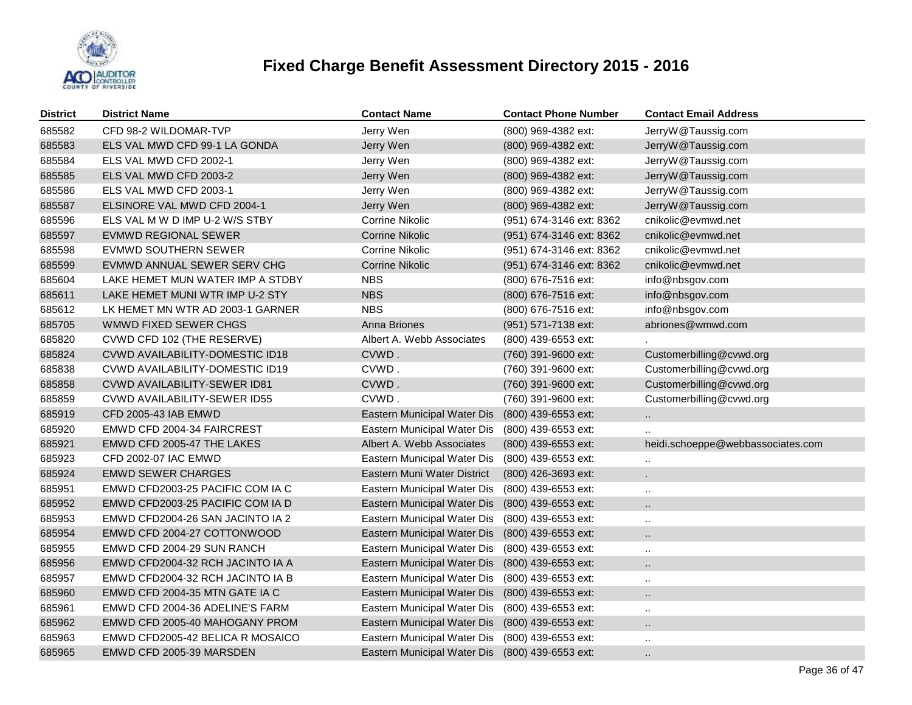# Fixed Charge Benefit Assessment Directory 2015 - 2016

| District | District Name | Contact Name | Contact Phone Number | Contact Email Address |
|---|---|---|---|---|
| 685582 | CFD 98-2 WILDOMAR-TVP | Jerry Wen | (800) 969-4382 ext: | JerryW@Taussig.com |
| 685583 | ELS VAL MWD CFD 99-1 LA GONDA | Jerry Wen | (800) 969-4382 ext: | JerryW@Taussig.com |
| 685584 | ELS VAL MWD CFD 2002-1 | Jerry Wen | (800) 969-4382 ext: | JerryW@Taussig.com |
| 685585 | ELS VAL MWD CFD 2003-2 | Jerry Wen | (800) 969-4382 ext: | JerryW@Taussig.com |
| 685586 | ELS VAL MWD CFD 2003-1 | Jerry Wen | (800) 969-4382 ext: | JerryW@Taussig.com |
| 685587 | ELSINORE VAL MWD CFD 2004-1 | Jerry Wen | (800) 969-4382 ext: | JerryW@Taussig.com |
| 685596 | ELS VAL M W D IMP U-2 W/S STBY | Corrine Nikolic | (951) 674-3146 ext: 8362 | cnikolic@evmwd.net |
| 685597 | EVMWD REGIONAL SEWER | Corrine Nikolic | (951) 674-3146 ext: 8362 | cnikolic@evmwd.net |
| 685598 | EVMWD SOUTHERN SEWER | Corrine Nikolic | (951) 674-3146 ext: 8362 | cnikolic@evmwd.net |
| 685599 | EVMWD ANNUAL SEWER SERV CHG | Corrine Nikolic | (951) 674-3146 ext: 8362 | cnikolic@evmwd.net |
| 685604 | LAKE HEMET MUN WATER IMP A STDBY | NBS | (800) 676-7516 ext: | info@nbsgov.com |
| 685611 | LAKE HEMET MUNI WTR IMP U-2 STY | NBS | (800) 676-7516 ext: | info@nbsgov.com |
| 685612 | LK HEMET MN WTR AD 2003-1 GARNER | NBS | (800) 676-7516 ext: | info@nbsgov.com |
| 685705 | WMWD FIXED SEWER CHGS | Anna Briones | (951) 571-7138 ext: | abriones@wmwd.com |
| 685820 | CVWD CFD 102 (THE RESERVE) | Albert A. Webb Associates | (800) 439-6553 ext: | . |
| 685824 | CVWD AVAILABILITY-DOMESTIC ID18 | CVWD . | (760) 391-9600 ext: | Customerbilling@cvwd.org |
| 685838 | CVWD AVAILABILITY-DOMESTIC ID19 | CVWD . | (760) 391-9600 ext: | Customerbilling@cvwd.org |
| 685858 | CVWD AVAILABILITY-SEWER ID81 | CVWD . | (760) 391-9600 ext: | Customerbilling@cvwd.org |
| 685859 | CVWD AVAILABILITY-SEWER ID55 | CVWD . | (760) 391-9600 ext: | Customerbilling@cvwd.org |
| 685919 | CFD 2005-43 IAB EMWD | Eastern Municipal Water Dis | (800) 439-6553 ext: | .. |
| 685920 | EMWD CFD 2004-34 FAIRCREST | Eastern Municipal Water Dis | (800) 439-6553 ext: | .. |
| 685921 | EMWD CFD 2005-47 THE LAKES | Albert A. Webb Associates | (800) 439-6553 ext: | heidi.schoeppe@webbassociates.com |
| 685923 | CFD 2002-07 IAC EMWD | Eastern Municipal Water Dis | (800) 439-6553 ext: | .. |
| 685924 | EMWD SEWER CHARGES | Eastern Muni Water District | (800) 426-3693 ext: | . |
| 685951 | EMWD CFD2003-25 PACIFIC COM IA C | Eastern Municipal Water Dis | (800) 439-6553 ext: | .. |
| 685952 | EMWD CFD2003-25 PACIFIC COM IA D | Eastern Municipal Water Dis | (800) 439-6553 ext: | .. |
| 685953 | EMWD CFD2004-26 SAN JACINTO IA 2 | Eastern Municipal Water Dis | (800) 439-6553 ext: | .. |
| 685954 | EMWD CFD 2004-27 COTTONWOOD | Eastern Municipal Water Dis | (800) 439-6553 ext: | .. |
| 685955 | EMWD CFD 2004-29 SUN RANCH | Eastern Municipal Water Dis | (800) 439-6553 ext: | .. |
| 685956 | EMWD CFD2004-32 RCH JACINTO IA A | Eastern Municipal Water Dis | (800) 439-6553 ext: | .. |
| 685957 | EMWD CFD2004-32 RCH JACINTO IA B | Eastern Municipal Water Dis | (800) 439-6553 ext: | .. |
| 685960 | EMWD CFD 2004-35 MTN GATE IA C | Eastern Municipal Water Dis | (800) 439-6553 ext: | .. |
| 685961 | EMWD CFD 2004-36 ADELINE'S FARM | Eastern Municipal Water Dis | (800) 439-6553 ext: | .. |
| 685962 | EMWD CFD 2005-40 MAHOGANY PROM | Eastern Municipal Water Dis | (800) 439-6553 ext: | .. |
| 685963 | EMWD CFD2005-42 BELICA R MOSAICO | Eastern Municipal Water Dis | (800) 439-6553 ext: | .. |
| 685965 | EMWD CFD 2005-39 MARSDEN | Eastern Municipal Water Dis | (800) 439-6553 ext: | .. |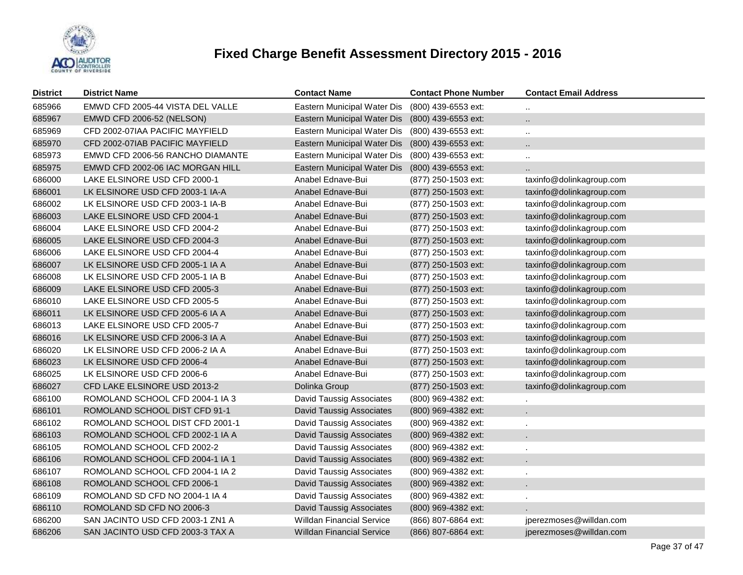# Fixed Charge Benefit Assessment Directory 2015 - 2016

| District | District Name | Contact Name | Contact Phone Number | Contact Email Address |
|---|---|---|---|---|
| 685966 | EMWD CFD 2005-44 VISTA DEL VALLE | Eastern Municipal Water Dis | (800) 439-6553 ext: | .. |
| 685967 | EMWD CFD 2006-52 (NELSON) | Eastern Municipal Water Dis | (800) 439-6553 ext: | .. |
| 685969 | CFD 2002-07IAA PACIFIC MAYFIELD | Eastern Municipal Water Dis | (800) 439-6553 ext: | .. |
| 685970 | CFD 2002-07IAB PACIFIC MAYFIELD | Eastern Municipal Water Dis | (800) 439-6553 ext: | .. |
| 685973 | EMWD CFD 2006-56 RANCHO DIAMANTE | Eastern Municipal Water Dis | (800) 439-6553 ext: | .. |
| 685975 | EMWD CFD 2002-06 IAC MORGAN HILL | Eastern Municipal Water Dis | (800) 439-6553 ext: | .. |
| 686000 | LAKE ELSINORE USD CFD 2000-1 | Anabel Ednave-Bui | (877) 250-1503 ext: | taxinfo@dolinkagroup.com |
| 686001 | LK ELSINORE USD CFD 2003-1 IA-A | Anabel Ednave-Bui | (877) 250-1503 ext: | taxinfo@dolinkagroup.com |
| 686002 | LK ELSINORE USD CFD 2003-1 IA-B | Anabel Ednave-Bui | (877) 250-1503 ext: | taxinfo@dolinkagroup.com |
| 686003 | LAKE ELSINORE USD CFD 2004-1 | Anabel Ednave-Bui | (877) 250-1503 ext: | taxinfo@dolinkagroup.com |
| 686004 | LAKE ELSINORE USD CFD 2004-2 | Anabel Ednave-Bui | (877) 250-1503 ext: | taxinfo@dolinkagroup.com |
| 686005 | LAKE ELSINORE USD CFD 2004-3 | Anabel Ednave-Bui | (877) 250-1503 ext: | taxinfo@dolinkagroup.com |
| 686006 | LAKE ELSINORE USD CFD 2004-4 | Anabel Ednave-Bui | (877) 250-1503 ext: | taxinfo@dolinkagroup.com |
| 686007 | LK ELSINORE USD CFD 2005-1 IA A | Anabel Ednave-Bui | (877) 250-1503 ext: | taxinfo@dolinkagroup.com |
| 686008 | LK ELSINORE USD CFD 2005-1 IA B | Anabel Ednave-Bui | (877) 250-1503 ext: | taxinfo@dolinkagroup.com |
| 686009 | LAKE ELSINORE USD CFD 2005-3 | Anabel Ednave-Bui | (877) 250-1503 ext: | taxinfo@dolinkagroup.com |
| 686010 | LAKE ELSINORE USD CFD 2005-5 | Anabel Ednave-Bui | (877) 250-1503 ext: | taxinfo@dolinkagroup.com |
| 686011 | LK ELSINORE USD CFD 2005-6 IA A | Anabel Ednave-Bui | (877) 250-1503 ext: | taxinfo@dolinkagroup.com |
| 686013 | LAKE ELSINORE USD CFD 2005-7 | Anabel Ednave-Bui | (877) 250-1503 ext: | taxinfo@dolinkagroup.com |
| 686016 | LK ELSINORE USD CFD 2006-3 IA A | Anabel Ednave-Bui | (877) 250-1503 ext: | taxinfo@dolinkagroup.com |
| 686020 | LK ELSINORE USD CFD 2006-2 IA A | Anabel Ednave-Bui | (877) 250-1503 ext: | taxinfo@dolinkagroup.com |
| 686023 | LK ELSINORE USD CFD 2006-4 | Anabel Ednave-Bui | (877) 250-1503 ext: | taxinfo@dolinkagroup.com |
| 686025 | LK ELSINORE USD CFD 2006-6 | Anabel Ednave-Bui | (877) 250-1503 ext: | taxinfo@dolinkagroup.com |
| 686027 | CFD LAKE ELSINORE USD 2013-2 | Dolinka Group | (877) 250-1503 ext: | taxinfo@dolinkagroup.com |
| 686100 | ROMOLAND SCHOOL CFD 2004-1 IA 3 | David Taussig Associates | (800) 969-4382 ext: | . |
| 686101 | ROMOLAND SCHOOL DIST CFD 91-1 | David Taussig Associates | (800) 969-4382 ext: | . |
| 686102 | ROMOLAND SCHOOL DIST CFD 2001-1 | David Taussig Associates | (800) 969-4382 ext: | . |
| 686103 | ROMOLAND SCHOOL CFD 2002-1 IA A | David Taussig Associates | (800) 969-4382 ext: | . |
| 686105 | ROMOLAND SCHOOL CFD 2002-2 | David Taussig Associates | (800) 969-4382 ext: | . |
| 686106 | ROMOLAND SCHOOL CFD 2004-1 IA 1 | David Taussig Associates | (800) 969-4382 ext: | . |
| 686107 | ROMOLAND SCHOOL CFD 2004-1 IA 2 | David Taussig Associates | (800) 969-4382 ext: | . |
| 686108 | ROMOLAND SCHOOL CFD 2006-1 | David Taussig Associates | (800) 969-4382 ext: | . |
| 686109 | ROMOLAND SD CFD NO 2004-1 IA 4 | David Taussig Associates | (800) 969-4382 ext: | . |
| 686110 | ROMOLAND SD CFD NO 2006-3 | David Taussig Associates | (800) 969-4382 ext: | . |
| 686200 | SAN JACINTO USD CFD 2003-1 ZN1 A | Willdan Financial Service | (866) 807-6864 ext: | jperezmoses@willdan.com |
| 686206 | SAN JACINTO USD CFD 2003-3 TAX A | Willdan Financial Service | (866) 807-6864 ext: | jperezmoses@willdan.com |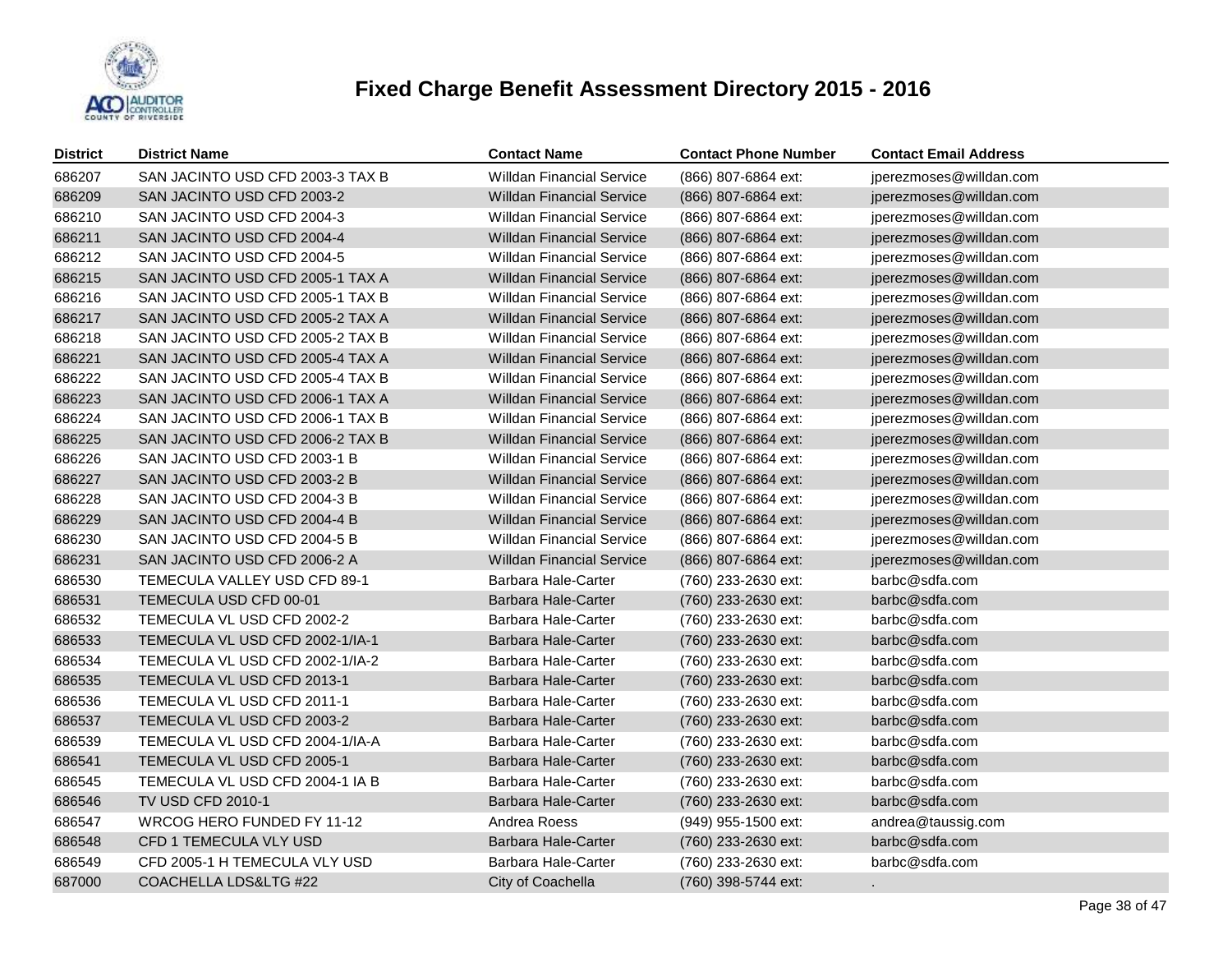# Fixed Charge Benefit Assessment Directory 2015 - 2016

| District | District Name | Contact Name | Contact Phone Number | Contact Email Address |
|---|---|---|---|---|
| 686207 | SAN JACINTO USD CFD 2003-3 TAX B | Willdan Financial Service | (866) 807-6864 ext: | jperezmoses@willdan.com |
| 686209 | SAN JACINTO USD CFD 2003-2 | Willdan Financial Service | (866) 807-6864 ext: | jperezmoses@willdan.com |
| 686210 | SAN JACINTO USD CFD 2004-3 | Willdan Financial Service | (866) 807-6864 ext: | jperezmoses@willdan.com |
| 686211 | SAN JACINTO USD CFD 2004-4 | Willdan Financial Service | (866) 807-6864 ext: | jperezmoses@willdan.com |
| 686212 | SAN JACINTO USD CFD 2004-5 | Willdan Financial Service | (866) 807-6864 ext: | jperezmoses@willdan.com |
| 686215 | SAN JACINTO USD CFD 2005-1 TAX A | Willdan Financial Service | (866) 807-6864 ext: | jperezmoses@willdan.com |
| 686216 | SAN JACINTO USD CFD 2005-1 TAX B | Willdan Financial Service | (866) 807-6864 ext: | jperezmoses@willdan.com |
| 686217 | SAN JACINTO USD CFD 2005-2 TAX A | Willdan Financial Service | (866) 807-6864 ext: | jperezmoses@willdan.com |
| 686218 | SAN JACINTO USD CFD 2005-2 TAX B | Willdan Financial Service | (866) 807-6864 ext: | jperezmoses@willdan.com |
| 686221 | SAN JACINTO USD CFD 2005-4 TAX A | Willdan Financial Service | (866) 807-6864 ext: | jperezmoses@willdan.com |
| 686222 | SAN JACINTO USD CFD 2005-4 TAX B | Willdan Financial Service | (866) 807-6864 ext: | jperezmoses@willdan.com |
| 686223 | SAN JACINTO USD CFD 2006-1 TAX A | Willdan Financial Service | (866) 807-6864 ext: | jperezmoses@willdan.com |
| 686224 | SAN JACINTO USD CFD 2006-1 TAX B | Willdan Financial Service | (866) 807-6864 ext: | jperezmoses@willdan.com |
| 686225 | SAN JACINTO USD CFD 2006-2 TAX B | Willdan Financial Service | (866) 807-6864 ext: | jperezmoses@willdan.com |
| 686226 | SAN JACINTO USD CFD 2003-1 B | Willdan Financial Service | (866) 807-6864 ext: | jperezmoses@willdan.com |
| 686227 | SAN JACINTO USD CFD 2003-2 B | Willdan Financial Service | (866) 807-6864 ext: | jperezmoses@willdan.com |
| 686228 | SAN JACINTO USD CFD 2004-3 B | Willdan Financial Service | (866) 807-6864 ext: | jperezmoses@willdan.com |
| 686229 | SAN JACINTO USD CFD 2004-4 B | Willdan Financial Service | (866) 807-6864 ext: | jperezmoses@willdan.com |
| 686230 | SAN JACINTO USD CFD 2004-5 B | Willdan Financial Service | (866) 807-6864 ext: | jperezmoses@willdan.com |
| 686231 | SAN JACINTO USD CFD 2006-2 A | Willdan Financial Service | (866) 807-6864 ext: | jperezmoses@willdan.com |
| 686530 | TEMECULA VALLEY USD CFD 89-1 | Barbara Hale-Carter | (760) 233-2630 ext: | barbc@sdfa.com |
| 686531 | TEMECULA USD CFD 00-01 | Barbara Hale-Carter | (760) 233-2630 ext: | barbc@sdfa.com |
| 686532 | TEMECULA VL USD CFD 2002-2 | Barbara Hale-Carter | (760) 233-2630 ext: | barbc@sdfa.com |
| 686533 | TEMECULA VL USD CFD 2002-1/IA-1 | Barbara Hale-Carter | (760) 233-2630 ext: | barbc@sdfa.com |
| 686534 | TEMECULA VL USD CFD 2002-1/IA-2 | Barbara Hale-Carter | (760) 233-2630 ext: | barbc@sdfa.com |
| 686535 | TEMECULA VL USD CFD 2013-1 | Barbara Hale-Carter | (760) 233-2630 ext: | barbc@sdfa.com |
| 686536 | TEMECULA VL USD CFD 2011-1 | Barbara Hale-Carter | (760) 233-2630 ext: | barbc@sdfa.com |
| 686537 | TEMECULA VL USD CFD 2003-2 | Barbara Hale-Carter | (760) 233-2630 ext: | barbc@sdfa.com |
| 686539 | TEMECULA VL USD CFD 2004-1/IA-A | Barbara Hale-Carter | (760) 233-2630 ext: | barbc@sdfa.com |
| 686541 | TEMECULA VL USD CFD 2005-1 | Barbara Hale-Carter | (760) 233-2630 ext: | barbc@sdfa.com |
| 686545 | TEMECULA VL USD CFD 2004-1 IA B | Barbara Hale-Carter | (760) 233-2630 ext: | barbc@sdfa.com |
| 686546 | TV USD CFD 2010-1 | Barbara Hale-Carter | (760) 233-2630 ext: | barbc@sdfa.com |
| 686547 | WRCOG HERO FUNDED FY 11-12 | Andrea Roess | (949) 955-1500 ext: | andrea@taussig.com |
| 686548 | CFD 1 TEMECULA VLY USD | Barbara Hale-Carter | (760) 233-2630 ext: | barbc@sdfa.com |
| 686549 | CFD 2005-1 H TEMECULA VLY USD | Barbara Hale-Carter | (760) 233-2630 ext: | barbc@sdfa.com |
| 687000 | COACHELLA LDS&LTG #22 | City of Coachella | (760) 398-5744 ext: | . |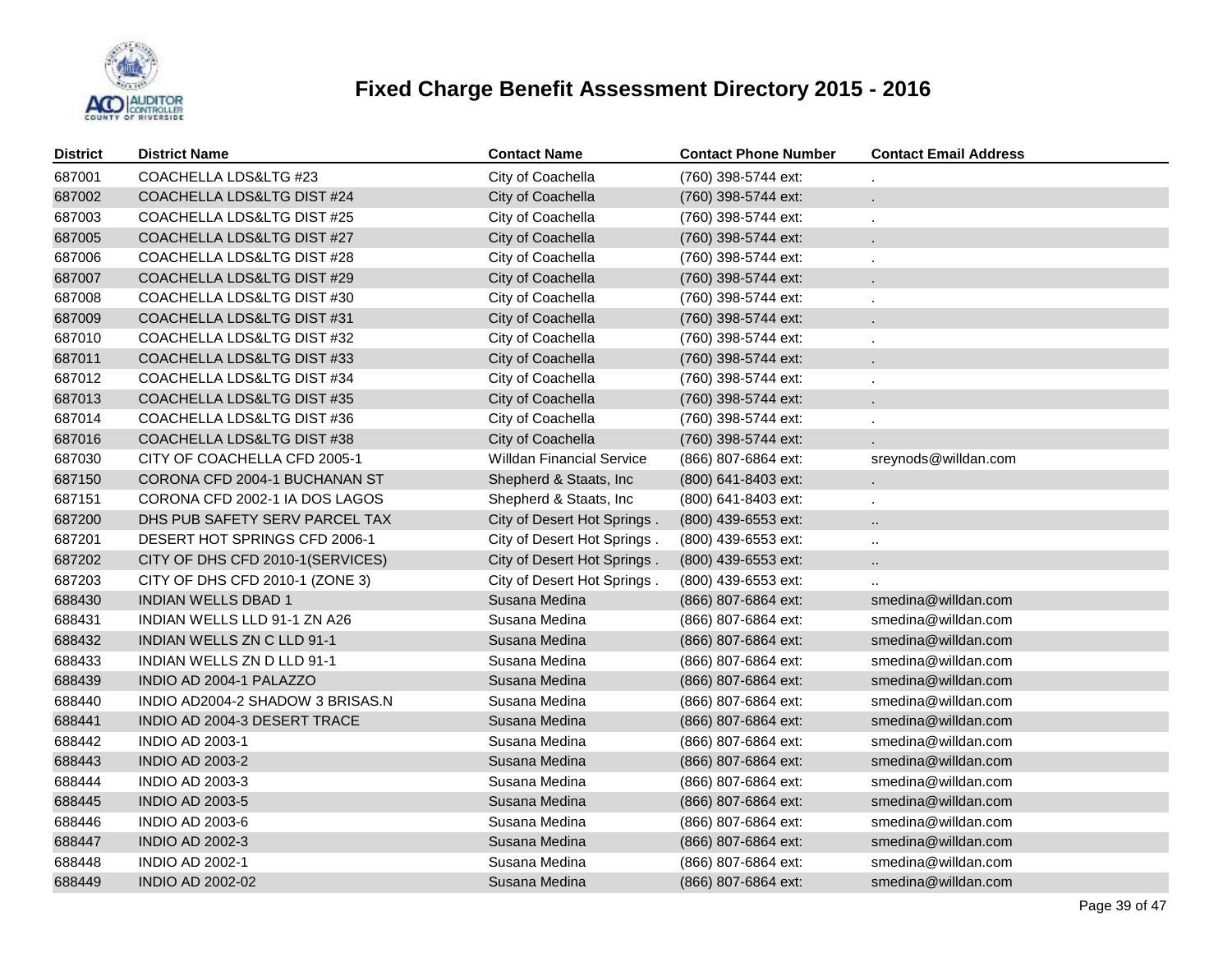# Fixed Charge Benefit Assessment Directory 2015 - 2016

| District | District Name | Contact Name | Contact Phone Number | Contact Email Address |
|---|---|---|---|---|
| 687001 | COACHELLA LDS&LTG #23 | City of Coachella | (760) 398-5744 ext: | . |
| 687002 | COACHELLA LDS&LTG DIST #24 | City of Coachella | (760) 398-5744 ext: | . |
| 687003 | COACHELLA LDS&LTG DIST #25 | City of Coachella | (760) 398-5744 ext: | . |
| 687005 | COACHELLA LDS&LTG DIST #27 | City of Coachella | (760) 398-5744 ext: | . |
| 687006 | COACHELLA LDS&LTG DIST #28 | City of Coachella | (760) 398-5744 ext: | . |
| 687007 | COACHELLA LDS&LTG DIST #29 | City of Coachella | (760) 398-5744 ext: | . |
| 687008 | COACHELLA LDS&LTG DIST #30 | City of Coachella | (760) 398-5744 ext: | . |
| 687009 | COACHELLA LDS&LTG DIST #31 | City of Coachella | (760) 398-5744 ext: | . |
| 687010 | COACHELLA LDS&LTG DIST #32 | City of Coachella | (760) 398-5744 ext: | . |
| 687011 | COACHELLA LDS&LTG DIST #33 | City of Coachella | (760) 398-5744 ext: | . |
| 687012 | COACHELLA LDS&LTG DIST #34 | City of Coachella | (760) 398-5744 ext: | . |
| 687013 | COACHELLA LDS&LTG DIST #35 | City of Coachella | (760) 398-5744 ext: | . |
| 687014 | COACHELLA LDS&LTG DIST #36 | City of Coachella | (760) 398-5744 ext: | . |
| 687016 | COACHELLA LDS&LTG DIST #38 | City of Coachella | (760) 398-5744 ext: | . |
| 687030 | CITY OF COACHELLA CFD 2005-1 | Willdan Financial Service | (866) 807-6864 ext: | sreynods@willdan.com |
| 687150 | CORONA CFD 2004-1 BUCHANAN ST | Shepherd & Staats, Inc | (800) 641-8403 ext: | . |
| 687151 | CORONA CFD 2002-1 IA DOS LAGOS | Shepherd & Staats, Inc | (800) 641-8403 ext: | . |
| 687200 | DHS PUB SAFETY SERV PARCEL TAX | City of Desert Hot Springs . | (800) 439-6553 ext: | .. |
| 687201 | DESERT HOT SPRINGS CFD 2006-1 | City of Desert Hot Springs . | (800) 439-6553 ext: | .. |
| 687202 | CITY OF DHS CFD 2010-1(SERVICES) | City of Desert Hot Springs . | (800) 439-6553 ext: | .. |
| 687203 | CITY OF DHS CFD 2010-1 (ZONE 3) | City of Desert Hot Springs . | (800) 439-6553 ext: | .. |
| 688430 | INDIAN WELLS DBAD 1 | Susana Medina | (866) 807-6864 ext: | smedina@willdan.com |
| 688431 | INDIAN WELLS LLD 91-1 ZN A26 | Susana Medina | (866) 807-6864 ext: | smedina@willdan.com |
| 688432 | INDIAN WELLS ZN C LLD 91-1 | Susana Medina | (866) 807-6864 ext: | smedina@willdan.com |
| 688433 | INDIAN WELLS ZN D LLD 91-1 | Susana Medina | (866) 807-6864 ext: | smedina@willdan.com |
| 688439 | INDIO AD 2004-1 PALAZZO | Susana Medina | (866) 807-6864 ext: | smedina@willdan.com |
| 688440 | INDIO AD2004-2 SHADOW 3 BRISAS.N | Susana Medina | (866) 807-6864 ext: | smedina@willdan.com |
| 688441 | INDIO AD 2004-3 DESERT TRACE | Susana Medina | (866) 807-6864 ext: | smedina@willdan.com |
| 688442 | INDIO AD 2003-1 | Susana Medina | (866) 807-6864 ext: | smedina@willdan.com |
| 688443 | INDIO AD 2003-2 | Susana Medina | (866) 807-6864 ext: | smedina@willdan.com |
| 688444 | INDIO AD 2003-3 | Susana Medina | (866) 807-6864 ext: | smedina@willdan.com |
| 688445 | INDIO AD 2003-5 | Susana Medina | (866) 807-6864 ext: | smedina@willdan.com |
| 688446 | INDIO AD 2003-6 | Susana Medina | (866) 807-6864 ext: | smedina@willdan.com |
| 688447 | INDIO AD 2002-3 | Susana Medina | (866) 807-6864 ext: | smedina@willdan.com |
| 688448 | INDIO AD 2002-1 | Susana Medina | (866) 807-6864 ext: | smedina@willdan.com |
| 688449 | INDIO AD 2002-02 | Susana Medina | (866) 807-6864 ext: | smedina@willdan.com |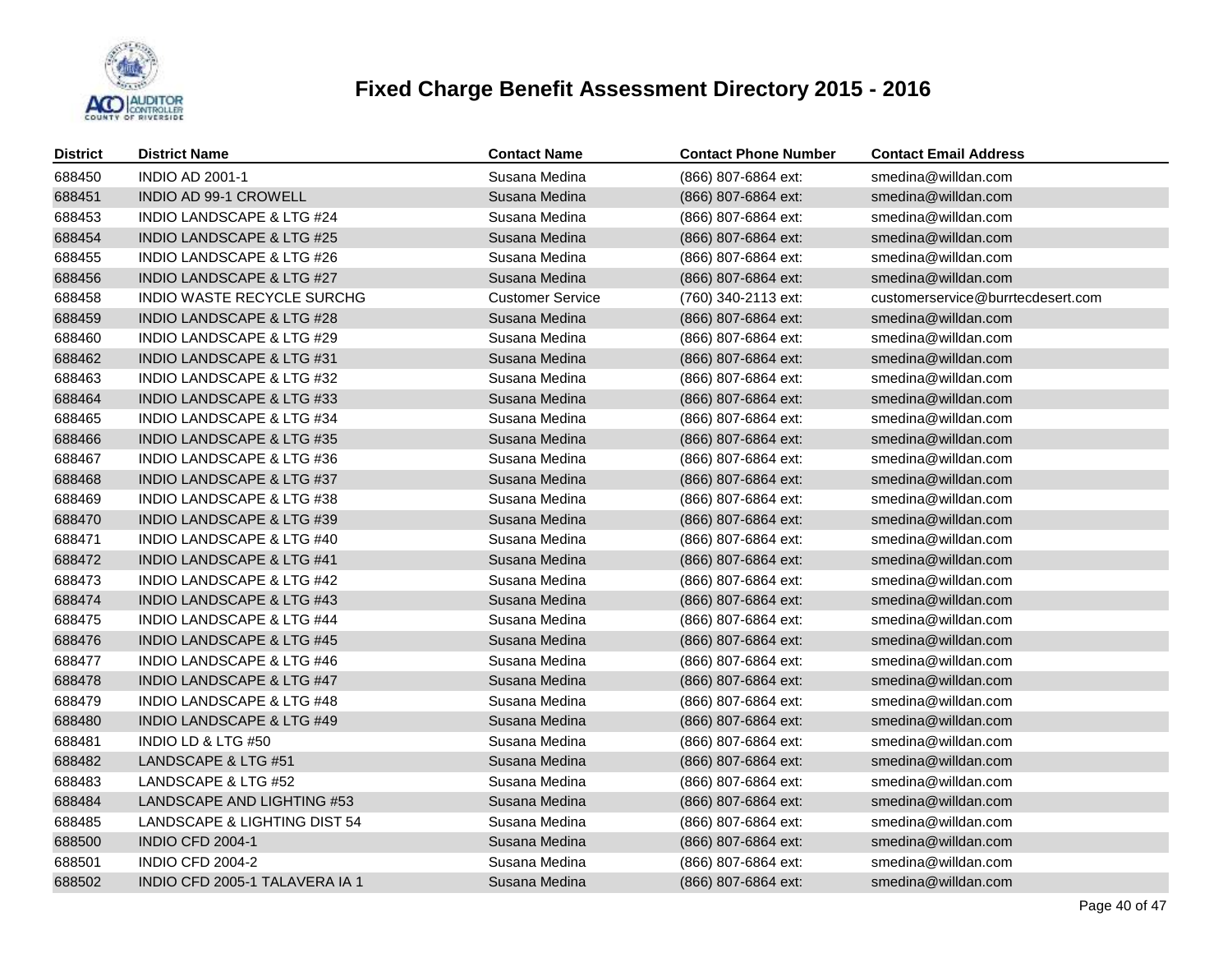# Fixed Charge Benefit Assessment Directory 2015 - 2016

| District | District Name | Contact Name | Contact Phone Number | Contact Email Address |
|---|---|---|---|---|
| 688450 | INDIO AD 2001-1 | Susana Medina | (866) 807-6864 ext: | smedina@willdan.com |
| 688451 | INDIO AD 99-1 CROWELL | Susana Medina | (866) 807-6864 ext: | smedina@willdan.com |
| 688453 | INDIO LANDSCAPE & LTG #24 | Susana Medina | (866) 807-6864 ext: | smedina@willdan.com |
| 688454 | INDIO LANDSCAPE & LTG #25 | Susana Medina | (866) 807-6864 ext: | smedina@willdan.com |
| 688455 | INDIO LANDSCAPE & LTG #26 | Susana Medina | (866) 807-6864 ext: | smedina@willdan.com |
| 688456 | INDIO LANDSCAPE & LTG #27 | Susana Medina | (866) 807-6864 ext: | smedina@willdan.com |
| 688458 | INDIO WASTE RECYCLE SURCHG | Customer Service | (760) 340-2113 ext: | customerservice@burrtecdesert.com |
| 688459 | INDIO LANDSCAPE & LTG #28 | Susana Medina | (866) 807-6864 ext: | smedina@willdan.com |
| 688460 | INDIO LANDSCAPE & LTG #29 | Susana Medina | (866) 807-6864 ext: | smedina@willdan.com |
| 688462 | INDIO LANDSCAPE & LTG #31 | Susana Medina | (866) 807-6864 ext: | smedina@willdan.com |
| 688463 | INDIO LANDSCAPE & LTG #32 | Susana Medina | (866) 807-6864 ext: | smedina@willdan.com |
| 688464 | INDIO LANDSCAPE & LTG #33 | Susana Medina | (866) 807-6864 ext: | smedina@willdan.com |
| 688465 | INDIO LANDSCAPE & LTG #34 | Susana Medina | (866) 807-6864 ext: | smedina@willdan.com |
| 688466 | INDIO LANDSCAPE & LTG #35 | Susana Medina | (866) 807-6864 ext: | smedina@willdan.com |
| 688467 | INDIO LANDSCAPE & LTG #36 | Susana Medina | (866) 807-6864 ext: | smedina@willdan.com |
| 688468 | INDIO LANDSCAPE & LTG #37 | Susana Medina | (866) 807-6864 ext: | smedina@willdan.com |
| 688469 | INDIO LANDSCAPE & LTG #38 | Susana Medina | (866) 807-6864 ext: | smedina@willdan.com |
| 688470 | INDIO LANDSCAPE & LTG #39 | Susana Medina | (866) 807-6864 ext: | smedina@willdan.com |
| 688471 | INDIO LANDSCAPE & LTG #40 | Susana Medina | (866) 807-6864 ext: | smedina@willdan.com |
| 688472 | INDIO LANDSCAPE & LTG #41 | Susana Medina | (866) 807-6864 ext: | smedina@willdan.com |
| 688473 | INDIO LANDSCAPE & LTG #42 | Susana Medina | (866) 807-6864 ext: | smedina@willdan.com |
| 688474 | INDIO LANDSCAPE & LTG #43 | Susana Medina | (866) 807-6864 ext: | smedina@willdan.com |
| 688475 | INDIO LANDSCAPE & LTG #44 | Susana Medina | (866) 807-6864 ext: | smedina@willdan.com |
| 688476 | INDIO LANDSCAPE & LTG #45 | Susana Medina | (866) 807-6864 ext: | smedina@willdan.com |
| 688477 | INDIO LANDSCAPE & LTG #46 | Susana Medina | (866) 807-6864 ext: | smedina@willdan.com |
| 688478 | INDIO LANDSCAPE & LTG #47 | Susana Medina | (866) 807-6864 ext: | smedina@willdan.com |
| 688479 | INDIO LANDSCAPE & LTG #48 | Susana Medina | (866) 807-6864 ext: | smedina@willdan.com |
| 688480 | INDIO LANDSCAPE & LTG #49 | Susana Medina | (866) 807-6864 ext: | smedina@willdan.com |
| 688481 | INDIO LD & LTG #50 | Susana Medina | (866) 807-6864 ext: | smedina@willdan.com |
| 688482 | LANDSCAPE & LTG #51 | Susana Medina | (866) 807-6864 ext: | smedina@willdan.com |
| 688483 | LANDSCAPE & LTG #52 | Susana Medina | (866) 807-6864 ext: | smedina@willdan.com |
| 688484 | LANDSCAPE AND LIGHTING #53 | Susana Medina | (866) 807-6864 ext: | smedina@willdan.com |
| 688485 | LANDSCAPE & LIGHTING DIST 54 | Susana Medina | (866) 807-6864 ext: | smedina@willdan.com |
| 688500 | INDIO CFD 2004-1 | Susana Medina | (866) 807-6864 ext: | smedina@willdan.com |
| 688501 | INDIO CFD 2004-2 | Susana Medina | (866) 807-6864 ext: | smedina@willdan.com |
| 688502 | INDIO CFD 2005-1 TALAVERA IA 1 | Susana Medina | (866) 807-6864 ext: | smedina@willdan.com |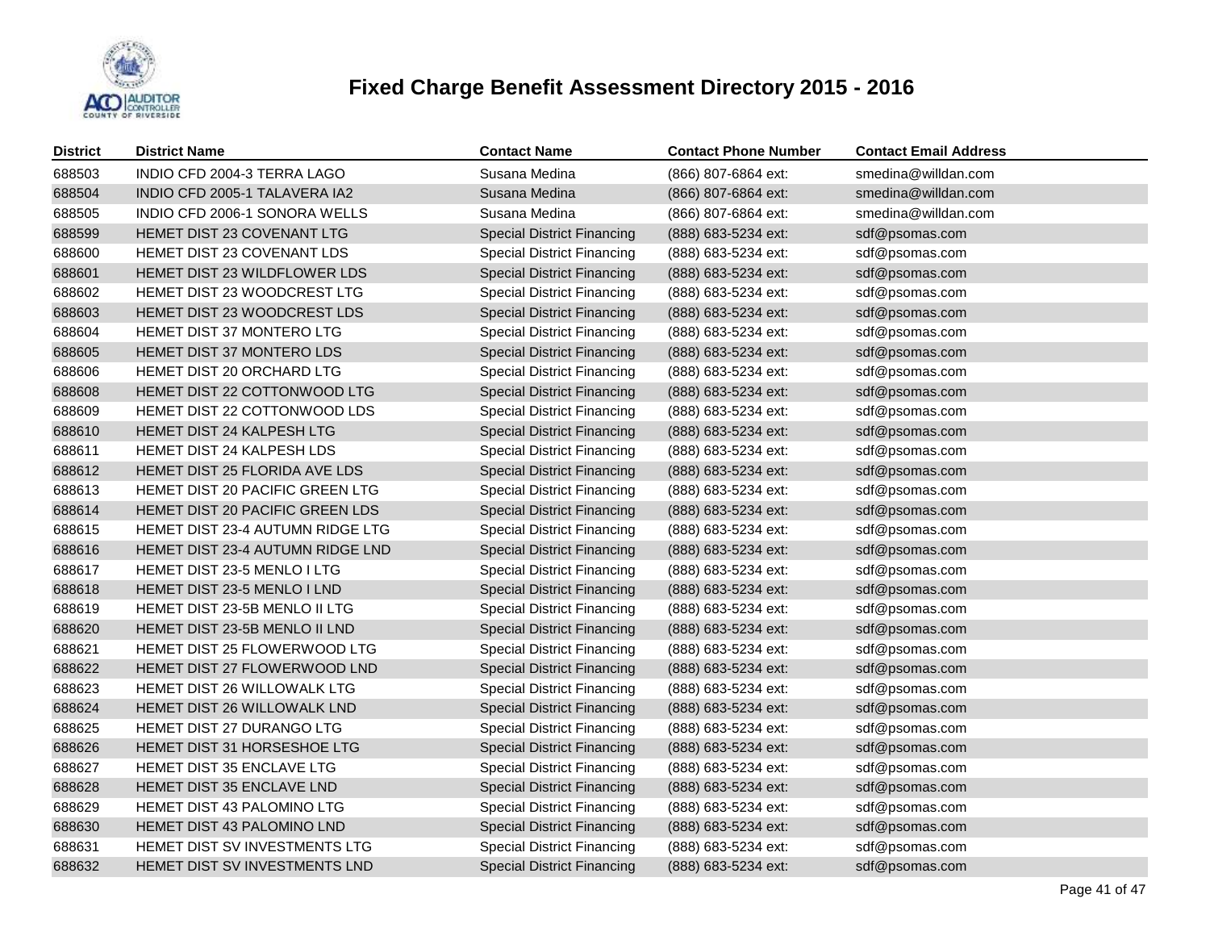# Fixed Charge Benefit Assessment Directory 2015 - 2016

| District | District Name | Contact Name | Contact Phone Number | Contact Email Address |
|---|---|---|---|---|
| 688503 | INDIO CFD 2004-3 TERRA LAGO | Susana Medina | (866) 807-6864 ext: | smedina@willdan.com |
| 688504 | INDIO CFD 2005-1 TALAVERA IA2 | Susana Medina | (866) 807-6864 ext: | smedina@willdan.com |
| 688505 | INDIO CFD 2006-1 SONORA WELLS | Susana Medina | (866) 807-6864 ext: | smedina@willdan.com |
| 688599 | HEMET DIST 23 COVENANT LTG | Special District Financing | (888) 683-5234 ext: | sdf@psomas.com |
| 688600 | HEMET DIST 23 COVENANT LDS | Special District Financing | (888) 683-5234 ext: | sdf@psomas.com |
| 688601 | HEMET DIST 23 WILDFLOWER LDS | Special District Financing | (888) 683-5234 ext: | sdf@psomas.com |
| 688602 | HEMET DIST 23 WOODCREST LTG | Special District Financing | (888) 683-5234 ext: | sdf@psomas.com |
| 688603 | HEMET DIST 23 WOODCREST LDS | Special District Financing | (888) 683-5234 ext: | sdf@psomas.com |
| 688604 | HEMET DIST 37 MONTERO LTG | Special District Financing | (888) 683-5234 ext: | sdf@psomas.com |
| 688605 | HEMET DIST 37 MONTERO LDS | Special District Financing | (888) 683-5234 ext: | sdf@psomas.com |
| 688606 | HEMET DIST 20 ORCHARD LTG | Special District Financing | (888) 683-5234 ext: | sdf@psomas.com |
| 688608 | HEMET DIST 22 COTTONWOOD LTG | Special District Financing | (888) 683-5234 ext: | sdf@psomas.com |
| 688609 | HEMET DIST 22 COTTONWOOD LDS | Special District Financing | (888) 683-5234 ext: | sdf@psomas.com |
| 688610 | HEMET DIST 24 KALPESH LTG | Special District Financing | (888) 683-5234 ext: | sdf@psomas.com |
| 688611 | HEMET DIST 24 KALPESH LDS | Special District Financing | (888) 683-5234 ext: | sdf@psomas.com |
| 688612 | HEMET DIST 25 FLORIDA AVE LDS | Special District Financing | (888) 683-5234 ext: | sdf@psomas.com |
| 688613 | HEMET DIST 20 PACIFIC GREEN LTG | Special District Financing | (888) 683-5234 ext: | sdf@psomas.com |
| 688614 | HEMET DIST 20 PACIFIC GREEN LDS | Special District Financing | (888) 683-5234 ext: | sdf@psomas.com |
| 688615 | HEMET DIST 23-4 AUTUMN RIDGE LTG | Special District Financing | (888) 683-5234 ext: | sdf@psomas.com |
| 688616 | HEMET DIST 23-4 AUTUMN RIDGE LND | Special District Financing | (888) 683-5234 ext: | sdf@psomas.com |
| 688617 | HEMET DIST 23-5 MENLO I LTG | Special District Financing | (888) 683-5234 ext: | sdf@psomas.com |
| 688618 | HEMET DIST 23-5 MENLO I LND | Special District Financing | (888) 683-5234 ext: | sdf@psomas.com |
| 688619 | HEMET DIST 23-5B MENLO II LTG | Special District Financing | (888) 683-5234 ext: | sdf@psomas.com |
| 688620 | HEMET DIST 23-5B MENLO II LND | Special District Financing | (888) 683-5234 ext: | sdf@psomas.com |
| 688621 | HEMET DIST 25 FLOWERWOOD LTG | Special District Financing | (888) 683-5234 ext: | sdf@psomas.com |
| 688622 | HEMET DIST 27 FLOWERWOOD LND | Special District Financing | (888) 683-5234 ext: | sdf@psomas.com |
| 688623 | HEMET DIST 26 WILLOWALK LTG | Special District Financing | (888) 683-5234 ext: | sdf@psomas.com |
| 688624 | HEMET DIST 26 WILLOWALK LND | Special District Financing | (888) 683-5234 ext: | sdf@psomas.com |
| 688625 | HEMET DIST 27 DURANGO LTG | Special District Financing | (888) 683-5234 ext: | sdf@psomas.com |
| 688626 | HEMET DIST 31 HORSESHOE LTG | Special District Financing | (888) 683-5234 ext: | sdf@psomas.com |
| 688627 | HEMET DIST 35 ENCLAVE LTG | Special District Financing | (888) 683-5234 ext: | sdf@psomas.com |
| 688628 | HEMET DIST 35 ENCLAVE LND | Special District Financing | (888) 683-5234 ext: | sdf@psomas.com |
| 688629 | HEMET DIST 43 PALOMINO LTG | Special District Financing | (888) 683-5234 ext: | sdf@psomas.com |
| 688630 | HEMET DIST 43 PALOMINO LND | Special District Financing | (888) 683-5234 ext: | sdf@psomas.com |
| 688631 | HEMET DIST SV INVESTMENTS LTG | Special District Financing | (888) 683-5234 ext: | sdf@psomas.com |
| 688632 | HEMET DIST SV INVESTMENTS LND | Special District Financing | (888) 683-5234 ext: | sdf@psomas.com |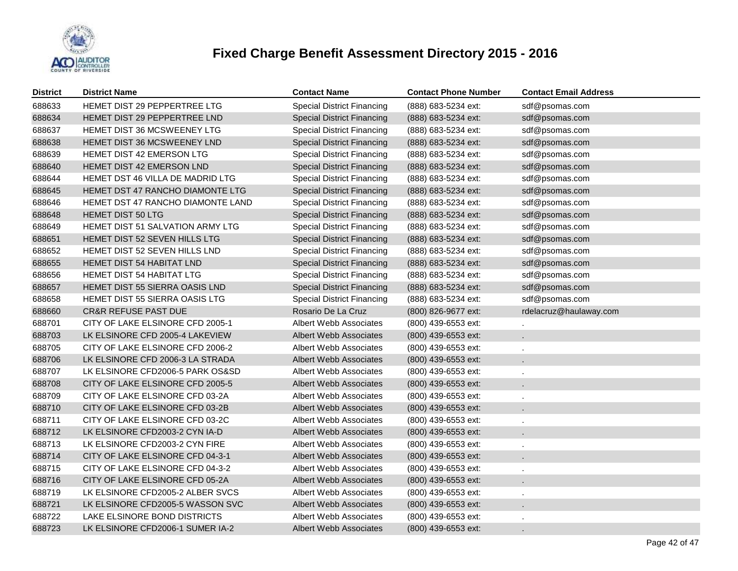# Fixed Charge Benefit Assessment Directory 2015 - 2016

| District | District Name | Contact Name | Contact Phone Number | Contact Email Address |
|---|---|---|---|---|
| 688633 | HEMET DIST 29 PEPPERTREE LTG | Special District Financing | (888) 683-5234 ext: | sdf@psomas.com |
| 688634 | HEMET DIST 29 PEPPERTREE LND | Special District Financing | (888) 683-5234 ext: | sdf@psomas.com |
| 688637 | HEMET DIST 36 MCSWEENEY LTG | Special District Financing | (888) 683-5234 ext: | sdf@psomas.com |
| 688638 | HEMET DIST 36 MCSWEENEY LND | Special District Financing | (888) 683-5234 ext: | sdf@psomas.com |
| 688639 | HEMET DIST 42 EMERSON LTG | Special District Financing | (888) 683-5234 ext: | sdf@psomas.com |
| 688640 | HEMET DIST 42 EMERSON LND | Special District Financing | (888) 683-5234 ext: | sdf@psomas.com |
| 688644 | HEMET DST 46 VILLA DE MADRID LTG | Special District Financing | (888) 683-5234 ext: | sdf@psomas.com |
| 688645 | HEMET DST 47 RANCHO DIAMONTE LTG | Special District Financing | (888) 683-5234 ext: | sdf@psomas.com |
| 688646 | HEMET DST 47 RANCHO DIAMONTE LAND | Special District Financing | (888) 683-5234 ext: | sdf@psomas.com |
| 688648 | HEMET DIST 50 LTG | Special District Financing | (888) 683-5234 ext: | sdf@psomas.com |
| 688649 | HEMET DIST 51 SALVATION ARMY LTG | Special District Financing | (888) 683-5234 ext: | sdf@psomas.com |
| 688651 | HEMET DIST 52 SEVEN HILLS LTG | Special District Financing | (888) 683-5234 ext: | sdf@psomas.com |
| 688652 | HEMET DIST 52 SEVEN HILLS LND | Special District Financing | (888) 683-5234 ext: | sdf@psomas.com |
| 688655 | HEMET DIST 54 HABITAT LND | Special District Financing | (888) 683-5234 ext: | sdf@psomas.com |
| 688656 | HEMET DIST 54 HABITAT LTG | Special District Financing | (888) 683-5234 ext: | sdf@psomas.com |
| 688657 | HEMET DIST 55 SIERRA OASIS LND | Special District Financing | (888) 683-5234 ext: | sdf@psomas.com |
| 688658 | HEMET DIST 55 SIERRA OASIS LTG | Special District Financing | (888) 683-5234 ext: | sdf@psomas.com |
| 688660 | CR&R REFUSE PAST DUE | Rosario De La Cruz | (800) 826-9677 ext: | rdelacruz@haulaway.com |
| 688701 | CITY OF LAKE ELSINORE CFD 2005-1 | Albert Webb Associates | (800) 439-6553 ext: | . |
| 688703 | LK ELSINORE CFD 2005-4 LAKEVIEW | Albert Webb Associates | (800) 439-6553 ext: | . |
| 688705 | CITY OF LAKE ELSINORE CFD 2006-2 | Albert Webb Associates | (800) 439-6553 ext: | . |
| 688706 | LK ELSINORE CFD 2006-3 LA STRADA | Albert Webb Associates | (800) 439-6553 ext: | . |
| 688707 | LK ELSINORE CFD2006-5 PARK OS&SD | Albert Webb Associates | (800) 439-6553 ext: | . |
| 688708 | CITY OF LAKE ELSINORE CFD 2005-5 | Albert Webb Associates | (800) 439-6553 ext: | . |
| 688709 | CITY OF LAKE ELSINORE CFD 03-2A | Albert Webb Associates | (800) 439-6553 ext: | . |
| 688710 | CITY OF LAKE ELSINORE CFD 03-2B | Albert Webb Associates | (800) 439-6553 ext: | . |
| 688711 | CITY OF LAKE ELSINORE CFD 03-2C | Albert Webb Associates | (800) 439-6553 ext: | . |
| 688712 | LK ELSINORE CFD2003-2 CYN IA-D | Albert Webb Associates | (800) 439-6553 ext: | . |
| 688713 | LK ELSINORE CFD2003-2 CYN FIRE | Albert Webb Associates | (800) 439-6553 ext: | . |
| 688714 | CITY OF LAKE ELSINORE CFD 04-3-1 | Albert Webb Associates | (800) 439-6553 ext: | . |
| 688715 | CITY OF LAKE ELSINORE CFD 04-3-2 | Albert Webb Associates | (800) 439-6553 ext: | . |
| 688716 | CITY OF LAKE ELSINORE CFD 05-2A | Albert Webb Associates | (800) 439-6553 ext: | . |
| 688719 | LK ELSINORE CFD2005-2 ALBER SVCS | Albert Webb Associates | (800) 439-6553 ext: | . |
| 688721 | LK ELSINORE CFD2005-5 WASSON SVC | Albert Webb Associates | (800) 439-6553 ext: | . |
| 688722 | LAKE ELSINORE BOND DISTRICTS | Albert Webb Associates | (800) 439-6553 ext: | . |
| 688723 | LK ELSINORE CFD2006-1 SUMER IA-2 | Albert Webb Associates | (800) 439-6553 ext: | . |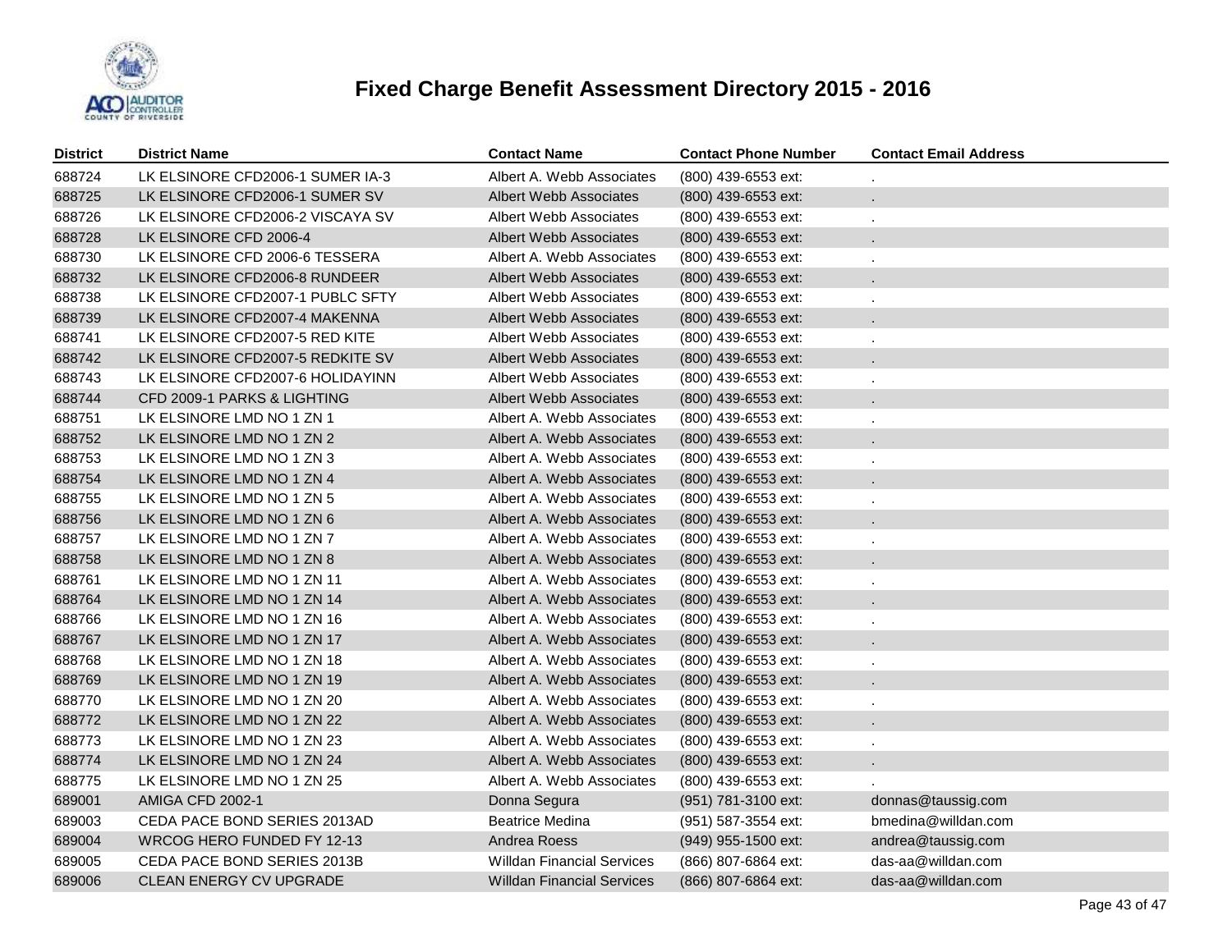# Fixed Charge Benefit Assessment Directory 2015 - 2016

| District | District Name | Contact Name | Contact Phone Number | Contact Email Address |
|---|---|---|---|---|
| 688724 | LK ELSINORE CFD2006-1 SUMER IA-3 | Albert A. Webb Associates | (800) 439-6553 ext: | . |
| 688725 | LK ELSINORE CFD2006-1 SUMER SV | Albert Webb Associates | (800) 439-6553 ext: | . |
| 688726 | LK ELSINORE CFD2006-2 VISCAYA SV | Albert Webb Associates | (800) 439-6553 ext: | . |
| 688728 | LK ELSINORE CFD 2006-4 | Albert Webb Associates | (800) 439-6553 ext: | . |
| 688730 | LK ELSINORE CFD 2006-6 TESSERA | Albert A. Webb Associates | (800) 439-6553 ext: | . |
| 688732 | LK ELSINORE CFD2006-8 RUNDEER | Albert Webb Associates | (800) 439-6553 ext: | . |
| 688738 | LK ELSINORE CFD2007-1 PUBLC SFTY | Albert Webb Associates | (800) 439-6553 ext: | . |
| 688739 | LK ELSINORE CFD2007-4 MAKENNA | Albert Webb Associates | (800) 439-6553 ext: | . |
| 688741 | LK ELSINORE CFD2007-5 RED KITE | Albert Webb Associates | (800) 439-6553 ext: | . |
| 688742 | LK ELSINORE CFD2007-5 REDKITE SV | Albert Webb Associates | (800) 439-6553 ext: | . |
| 688743 | LK ELSINORE CFD2007-6 HOLIDAYINN | Albert Webb Associates | (800) 439-6553 ext: | . |
| 688744 | CFD 2009-1 PARKS & LIGHTING | Albert Webb Associates | (800) 439-6553 ext: | . |
| 688751 | LK ELSINORE LMD NO 1 ZN 1 | Albert A. Webb Associates | (800) 439-6553 ext: | . |
| 688752 | LK ELSINORE LMD NO 1 ZN 2 | Albert A. Webb Associates | (800) 439-6553 ext: | . |
| 688753 | LK ELSINORE LMD NO 1 ZN 3 | Albert A. Webb Associates | (800) 439-6553 ext: | . |
| 688754 | LK ELSINORE LMD NO 1 ZN 4 | Albert A. Webb Associates | (800) 439-6553 ext: | . |
| 688755 | LK ELSINORE LMD NO 1 ZN 5 | Albert A. Webb Associates | (800) 439-6553 ext: | . |
| 688756 | LK ELSINORE LMD NO 1 ZN 6 | Albert A. Webb Associates | (800) 439-6553 ext: | . |
| 688757 | LK ELSINORE LMD NO 1 ZN 7 | Albert A. Webb Associates | (800) 439-6553 ext: | . |
| 688758 | LK ELSINORE LMD NO 1 ZN 8 | Albert A. Webb Associates | (800) 439-6553 ext: | . |
| 688761 | LK ELSINORE LMD NO 1 ZN 11 | Albert A. Webb Associates | (800) 439-6553 ext: | . |
| 688764 | LK ELSINORE LMD NO 1 ZN 14 | Albert A. Webb Associates | (800) 439-6553 ext: | . |
| 688766 | LK ELSINORE LMD NO 1 ZN 16 | Albert A. Webb Associates | (800) 439-6553 ext: | . |
| 688767 | LK ELSINORE LMD NO 1 ZN 17 | Albert A. Webb Associates | (800) 439-6553 ext: | . |
| 688768 | LK ELSINORE LMD NO 1 ZN 18 | Albert A. Webb Associates | (800) 439-6553 ext: | . |
| 688769 | LK ELSINORE LMD NO 1 ZN 19 | Albert A. Webb Associates | (800) 439-6553 ext: | . |
| 688770 | LK ELSINORE LMD NO 1 ZN 20 | Albert A. Webb Associates | (800) 439-6553 ext: | . |
| 688772 | LK ELSINORE LMD NO 1 ZN 22 | Albert A. Webb Associates | (800) 439-6553 ext: | . |
| 688773 | LK ELSINORE LMD NO 1 ZN 23 | Albert A. Webb Associates | (800) 439-6553 ext: | . |
| 688774 | LK ELSINORE LMD NO 1 ZN 24 | Albert A. Webb Associates | (800) 439-6553 ext: | . |
| 688775 | LK ELSINORE LMD NO 1 ZN 25 | Albert A. Webb Associates | (800) 439-6553 ext: | . |
| 689001 | AMIGA CFD 2002-1 | Donna Segura | (951) 781-3100 ext: | donnas@taussig.com |
| 689003 | CEDA PACE BOND SERIES 2013AD | Beatrice Medina | (951) 587-3554 ext: | bmedina@willdan.com |
| 689004 | WRCOG HERO FUNDED FY 12-13 | Andrea Roess | (949) 955-1500 ext: | andrea@taussig.com |
| 689005 | CEDA PACE BOND SERIES 2013B | Willdan Financial Services | (866) 807-6864 ext: | das-aa@willdan.com |
| 689006 | CLEAN ENERGY CV UPGRADE | Willdan Financial Services | (866) 807-6864 ext: | das-aa@willdan.com |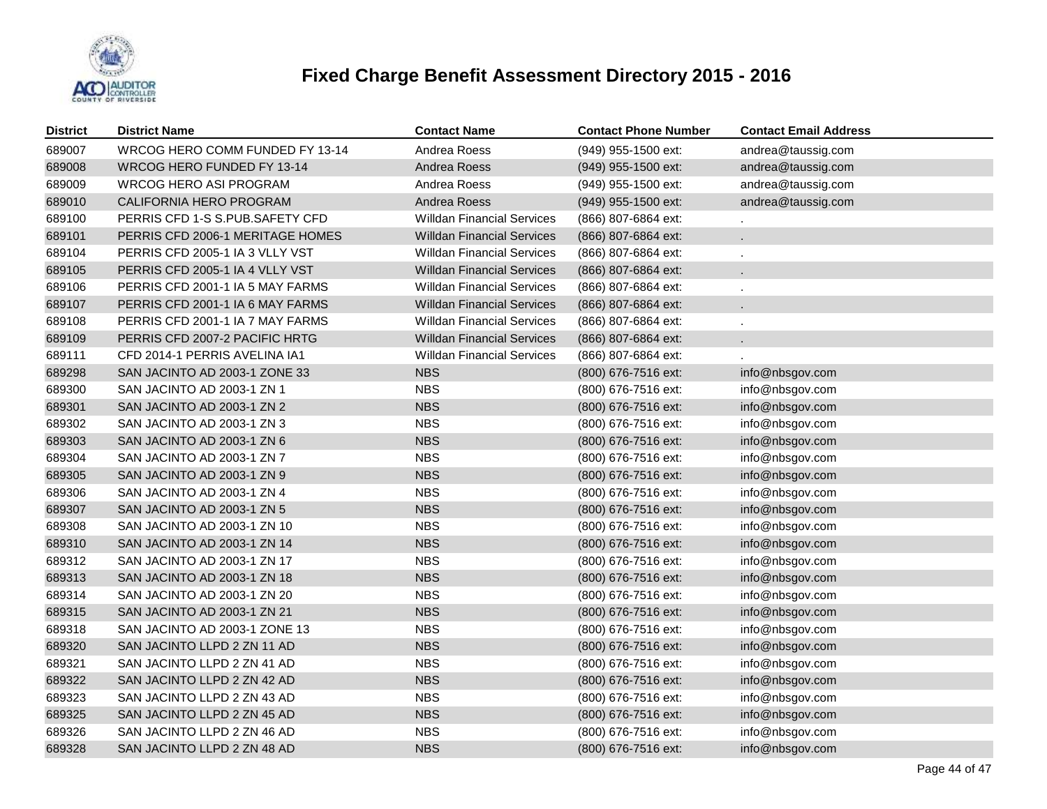# Fixed Charge Benefit Assessment Directory 2015 - 2016

| District | District Name | Contact Name | Contact Phone Number | Contact Email Address |
|---|---|---|---|---|
| 689007 | WRCOG HERO COMM FUNDED FY 13-14 | Andrea Roess | (949) 955-1500 ext: | andrea@taussig.com |
| 689008 | WRCOG HERO FUNDED FY 13-14 | Andrea Roess | (949) 955-1500 ext: | andrea@taussig.com |
| 689009 | WRCOG HERO ASI PROGRAM | Andrea Roess | (949) 955-1500 ext: | andrea@taussig.com |
| 689010 | CALIFORNIA HERO PROGRAM | Andrea Roess | (949) 955-1500 ext: | andrea@taussig.com |
| 689100 | PERRIS CFD 1-S S.PUB.SAFETY CFD | Willdan Financial Services | (866) 807-6864 ext: | . |
| 689101 | PERRIS CFD 2006-1 MERITAGE HOMES | Willdan Financial Services | (866) 807-6864 ext: | . |
| 689104 | PERRIS CFD 2005-1 IA 3 VLLY VST | Willdan Financial Services | (866) 807-6864 ext: | . |
| 689105 | PERRIS CFD 2005-1 IA 4 VLLY VST | Willdan Financial Services | (866) 807-6864 ext: | . |
| 689106 | PERRIS CFD 2001-1 IA 5 MAY FARMS | Willdan Financial Services | (866) 807-6864 ext: | . |
| 689107 | PERRIS CFD 2001-1 IA 6 MAY FARMS | Willdan Financial Services | (866) 807-6864 ext: | . |
| 689108 | PERRIS CFD 2001-1 IA 7 MAY FARMS | Willdan Financial Services | (866) 807-6864 ext: | . |
| 689109 | PERRIS CFD 2007-2 PACIFIC HRTG | Willdan Financial Services | (866) 807-6864 ext: | . |
| 689111 | CFD 2014-1 PERRIS AVELINA IA1 | Willdan Financial Services | (866) 807-6864 ext: | . |
| 689298 | SAN JACINTO AD 2003-1 ZONE 33 | NBS | (800) 676-7516 ext: | info@nbsgov.com |
| 689300 | SAN JACINTO AD 2003-1 ZN 1 | NBS | (800) 676-7516 ext: | info@nbsgov.com |
| 689301 | SAN JACINTO AD 2003-1 ZN 2 | NBS | (800) 676-7516 ext: | info@nbsgov.com |
| 689302 | SAN JACINTO AD 2003-1 ZN 3 | NBS | (800) 676-7516 ext: | info@nbsgov.com |
| 689303 | SAN JACINTO AD 2003-1 ZN 6 | NBS | (800) 676-7516 ext: | info@nbsgov.com |
| 689304 | SAN JACINTO AD 2003-1 ZN 7 | NBS | (800) 676-7516 ext: | info@nbsgov.com |
| 689305 | SAN JACINTO AD 2003-1 ZN 9 | NBS | (800) 676-7516 ext: | info@nbsgov.com |
| 689306 | SAN JACINTO AD 2003-1 ZN 4 | NBS | (800) 676-7516 ext: | info@nbsgov.com |
| 689307 | SAN JACINTO AD 2003-1 ZN 5 | NBS | (800) 676-7516 ext: | info@nbsgov.com |
| 689308 | SAN JACINTO AD 2003-1 ZN 10 | NBS | (800) 676-7516 ext: | info@nbsgov.com |
| 689310 | SAN JACINTO AD 2003-1 ZN 14 | NBS | (800) 676-7516 ext: | info@nbsgov.com |
| 689312 | SAN JACINTO AD 2003-1 ZN 17 | NBS | (800) 676-7516 ext: | info@nbsgov.com |
| 689313 | SAN JACINTO AD 2003-1 ZN 18 | NBS | (800) 676-7516 ext: | info@nbsgov.com |
| 689314 | SAN JACINTO AD 2003-1 ZN 20 | NBS | (800) 676-7516 ext: | info@nbsgov.com |
| 689315 | SAN JACINTO AD 2003-1 ZN 21 | NBS | (800) 676-7516 ext: | info@nbsgov.com |
| 689318 | SAN JACINTO AD 2003-1 ZONE 13 | NBS | (800) 676-7516 ext: | info@nbsgov.com |
| 689320 | SAN JACINTO LLPD 2 ZN 11 AD | NBS | (800) 676-7516 ext: | info@nbsgov.com |
| 689321 | SAN JACINTO LLPD 2 ZN 41 AD | NBS | (800) 676-7516 ext: | info@nbsgov.com |
| 689322 | SAN JACINTO LLPD 2 ZN 42 AD | NBS | (800) 676-7516 ext: | info@nbsgov.com |
| 689323 | SAN JACINTO LLPD 2 ZN 43 AD | NBS | (800) 676-7516 ext: | info@nbsgov.com |
| 689325 | SAN JACINTO LLPD 2 ZN 45 AD | NBS | (800) 676-7516 ext: | info@nbsgov.com |
| 689326 | SAN JACINTO LLPD 2 ZN 46 AD | NBS | (800) 676-7516 ext: | info@nbsgov.com |
| 689328 | SAN JACINTO LLPD 2 ZN 48 AD | NBS | (800) 676-7516 ext: | info@nbsgov.com |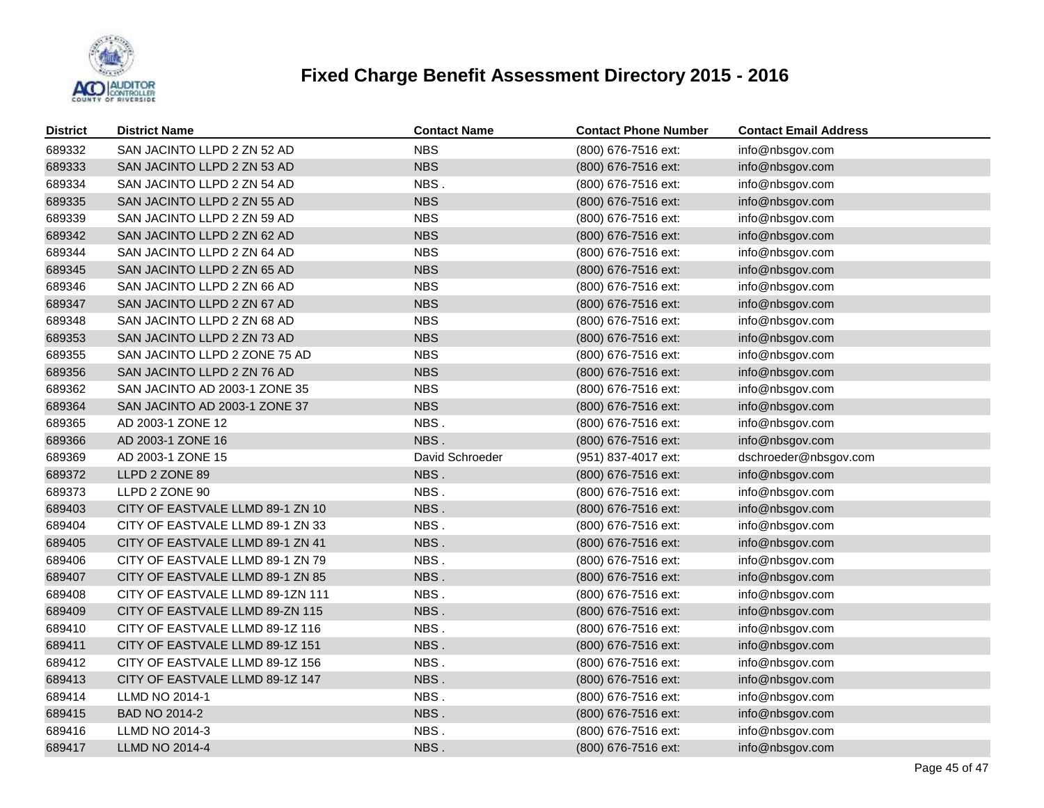# Fixed Charge Benefit Assessment Directory 2015 - 2016

| District | District Name | Contact Name | Contact Phone Number | Contact Email Address |
|---|---|---|---|---|
| 689332 | SAN JACINTO LLPD 2 ZN 52 AD | NBS | (800) 676-7516 ext: | info@nbsgov.com |
| 689333 | SAN JACINTO LLPD 2 ZN 53 AD | NBS | (800) 676-7516 ext: | info@nbsgov.com |
| 689334 | SAN JACINTO LLPD 2 ZN 54 AD | NBS . | (800) 676-7516 ext: | info@nbsgov.com |
| 689335 | SAN JACINTO LLPD 2 ZN 55 AD | NBS | (800) 676-7516 ext: | info@nbsgov.com |
| 689339 | SAN JACINTO LLPD 2 ZN 59 AD | NBS | (800) 676-7516 ext: | info@nbsgov.com |
| 689342 | SAN JACINTO LLPD 2 ZN 62 AD | NBS | (800) 676-7516 ext: | info@nbsgov.com |
| 689344 | SAN JACINTO LLPD 2 ZN 64 AD | NBS | (800) 676-7516 ext: | info@nbsgov.com |
| 689345 | SAN JACINTO LLPD 2 ZN 65 AD | NBS | (800) 676-7516 ext: | info@nbsgov.com |
| 689346 | SAN JACINTO LLPD 2 ZN 66 AD | NBS | (800) 676-7516 ext: | info@nbsgov.com |
| 689347 | SAN JACINTO LLPD 2 ZN 67 AD | NBS | (800) 676-7516 ext: | info@nbsgov.com |
| 689348 | SAN JACINTO LLPD 2 ZN 68 AD | NBS | (800) 676-7516 ext: | info@nbsgov.com |
| 689353 | SAN JACINTO LLPD 2 ZN 73 AD | NBS | (800) 676-7516 ext: | info@nbsgov.com |
| 689355 | SAN JACINTO LLPD 2 ZONE 75 AD | NBS | (800) 676-7516 ext: | info@nbsgov.com |
| 689356 | SAN JACINTO LLPD 2 ZN 76 AD | NBS | (800) 676-7516 ext: | info@nbsgov.com |
| 689362 | SAN JACINTO AD 2003-1 ZONE 35 | NBS | (800) 676-7516 ext: | info@nbsgov.com |
| 689364 | SAN JACINTO AD 2003-1 ZONE 37 | NBS | (800) 676-7516 ext: | info@nbsgov.com |
| 689365 | AD 2003-1 ZONE 12 | NBS . | (800) 676-7516 ext: | info@nbsgov.com |
| 689366 | AD 2003-1 ZONE 16 | NBS . | (800) 676-7516 ext: | info@nbsgov.com |
| 689369 | AD 2003-1 ZONE 15 | David Schroeder | (951) 837-4017 ext: | dschroeder@nbsgov.com |
| 689372 | LLPD 2 ZONE 89 | NBS . | (800) 676-7516 ext: | info@nbsgov.com |
| 689373 | LLPD 2 ZONE 90 | NBS . | (800) 676-7516 ext: | info@nbsgov.com |
| 689403 | CITY OF EASTVALE LLMD 89-1 ZN 10 | NBS . | (800) 676-7516 ext: | info@nbsgov.com |
| 689404 | CITY OF EASTVALE LLMD 89-1 ZN 33 | NBS . | (800) 676-7516 ext: | info@nbsgov.com |
| 689405 | CITY OF EASTVALE LLMD 89-1 ZN 41 | NBS . | (800) 676-7516 ext: | info@nbsgov.com |
| 689406 | CITY OF EASTVALE LLMD 89-1 ZN 79 | NBS . | (800) 676-7516 ext: | info@nbsgov.com |
| 689407 | CITY OF EASTVALE LLMD 89-1 ZN 85 | NBS . | (800) 676-7516 ext: | info@nbsgov.com |
| 689408 | CITY OF EASTVALE LLMD 89-1ZN 111 | NBS . | (800) 676-7516 ext: | info@nbsgov.com |
| 689409 | CITY OF EASTVALE LLMD 89-ZN 115 | NBS . | (800) 676-7516 ext: | info@nbsgov.com |
| 689410 | CITY OF EASTVALE LLMD 89-1Z 116 | NBS . | (800) 676-7516 ext: | info@nbsgov.com |
| 689411 | CITY OF EASTVALE LLMD 89-1Z 151 | NBS . | (800) 676-7516 ext: | info@nbsgov.com |
| 689412 | CITY OF EASTVALE LLMD 89-1Z 156 | NBS . | (800) 676-7516 ext: | info@nbsgov.com |
| 689413 | CITY OF EASTVALE LLMD 89-1Z 147 | NBS . | (800) 676-7516 ext: | info@nbsgov.com |
| 689414 | LLMD NO 2014-1 | NBS . | (800) 676-7516 ext: | info@nbsgov.com |
| 689415 | BAD NO 2014-2 | NBS . | (800) 676-7516 ext: | info@nbsgov.com |
| 689416 | LLMD NO 2014-3 | NBS . | (800) 676-7516 ext: | info@nbsgov.com |
| 689417 | LLMD NO 2014-4 | NBS . | (800) 676-7516 ext: | info@nbsgov.com |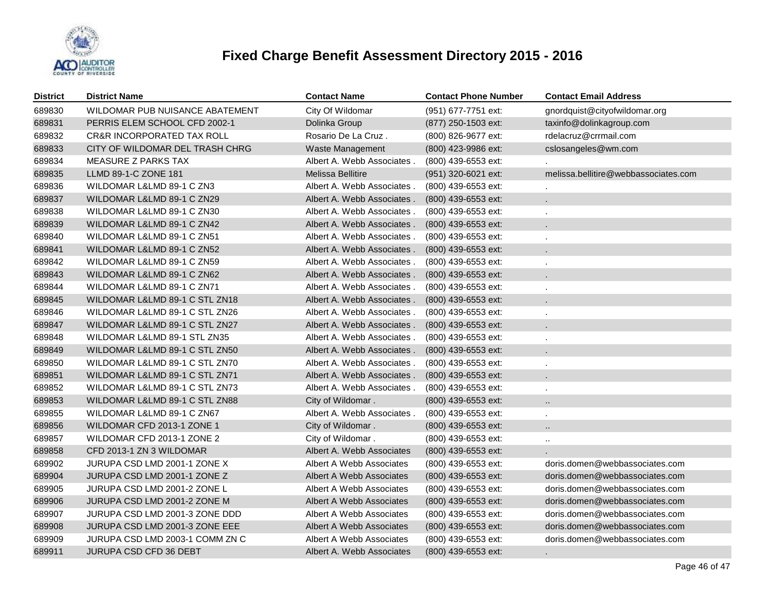# Fixed Charge Benefit Assessment Directory 2015 - 2016

| District | District Name | Contact Name | Contact Phone Number | Contact Email Address |
|---|---|---|---|---|
| 689830 | WILDOMAR PUB NUISANCE ABATEMENT | City Of Wildomar | (951) 677-7751 ext: | gnordquist@cityofwildomar.org |
| 689831 | PERRIS ELEM SCHOOL CFD 2002-1 | Dolinka Group | (877) 250-1503 ext: | taxinfo@dolinkagroup.com |
| 689832 | CR&R INCORPORATED TAX ROLL | Rosario De La Cruz . | (800) 826-9677 ext: | rdelacruz@crrmail.com |
| 689833 | CITY OF WILDOMAR DEL TRASH CHRG | Waste Management | (800) 423-9986 ext: | cslosangeles@wm.com |
| 689834 | MEASURE Z PARKS TAX | Albert A. Webb Associates . | (800) 439-6553 ext: | . |
| 689835 | LLMD 89-1-C ZONE 181 | Melissa Bellitire | (951) 320-6021 ext: | melissa.bellitire@webbassociates.com |
| 689836 | WILDOMAR L&LMD 89-1 C ZN3 | Albert A. Webb Associates . | (800) 439-6553 ext: | . |
| 689837 | WILDOMAR L&LMD 89-1 C ZN29 | Albert A. Webb Associates . | (800) 439-6553 ext: | . |
| 689838 | WILDOMAR L&LMD 89-1 C ZN30 | Albert A. Webb Associates . | (800) 439-6553 ext: | . |
| 689839 | WILDOMAR L&LMD 89-1 C ZN42 | Albert A. Webb Associates . | (800) 439-6553 ext: | . |
| 689840 | WILDOMAR L&LMD 89-1 C ZN51 | Albert A. Webb Associates . | (800) 439-6553 ext: | . |
| 689841 | WILDOMAR L&LMD 89-1 C ZN52 | Albert A. Webb Associates . | (800) 439-6553 ext: | . |
| 689842 | WILDOMAR L&LMD 89-1 C ZN59 | Albert A. Webb Associates . | (800) 439-6553 ext: | . |
| 689843 | WILDOMAR L&LMD 89-1 C ZN62 | Albert A. Webb Associates . | (800) 439-6553 ext: | . |
| 689844 | WILDOMAR L&LMD 89-1 C ZN71 | Albert A. Webb Associates . | (800) 439-6553 ext: | . |
| 689845 | WILDOMAR L&LMD 89-1 C STL ZN18 | Albert A. Webb Associates . | (800) 439-6553 ext: | . |
| 689846 | WILDOMAR L&LMD 89-1 C STL ZN26 | Albert A. Webb Associates . | (800) 439-6553 ext: | . |
| 689847 | WILDOMAR L&LMD 89-1 C STL ZN27 | Albert A. Webb Associates . | (800) 439-6553 ext: | . |
| 689848 | WILDOMAR L&LMD 89-1 STL ZN35 | Albert A. Webb Associates . | (800) 439-6553 ext: | . |
| 689849 | WILDOMAR L&LMD 89-1 C STL ZN50 | Albert A. Webb Associates . | (800) 439-6553 ext: | . |
| 689850 | WILDOMAR L&LMD 89-1 C STL ZN70 | Albert A. Webb Associates . | (800) 439-6553 ext: | . |
| 689851 | WILDOMAR L&LMD 89-1 C STL ZN71 | Albert A. Webb Associates . | (800) 439-6553 ext: | . |
| 689852 | WILDOMAR L&LMD 89-1 C STL ZN73 | Albert A. Webb Associates . | (800) 439-6553 ext: | . |
| 689853 | WILDOMAR L&LMD 89-1 C STL ZN88 | City of Wildomar . | (800) 439-6553 ext: | .. |
| 689855 | WILDOMAR L&LMD 89-1 C ZN67 | Albert A. Webb Associates . | (800) 439-6553 ext: | . |
| 689856 | WILDOMAR CFD 2013-1 ZONE 1 | City of Wildomar . | (800) 439-6553 ext: | .. |
| 689857 | WILDOMAR CFD 2013-1 ZONE 2 | City of Wildomar . | (800) 439-6553 ext: | .. |
| 689858 | CFD 2013-1 ZN 3 WILDOMAR | Albert A. Webb Associates | (800) 439-6553 ext: | . |
| 689902 | JURUPA CSD LMD 2001-1 ZONE X | Albert A Webb Associates | (800) 439-6553 ext: | doris.domen@webbassociates.com |
| 689904 | JURUPA CSD LMD 2001-1 ZONE Z | Albert A Webb Associates | (800) 439-6553 ext: | doris.domen@webbassociates.com |
| 689905 | JURUPA CSD LMD 2001-2 ZONE L | Albert A Webb Associates | (800) 439-6553 ext: | doris.domen@webbassociates.com |
| 689906 | JURUPA CSD LMD 2001-2 ZONE M | Albert A Webb Associates | (800) 439-6553 ext: | doris.domen@webbassociates.com |
| 689907 | JURUPA CSD LMD 2001-3 ZONE DDD | Albert A Webb Associates | (800) 439-6553 ext: | doris.domen@webbassociates.com |
| 689908 | JURUPA CSD LMD 2001-3 ZONE EEE | Albert A Webb Associates | (800) 439-6553 ext: | doris.domen@webbassociates.com |
| 689909 | JURUPA CSD LMD 2003-1 COMM ZN C | Albert A Webb Associates | (800) 439-6553 ext: | doris.domen@webbassociates.com |
| 689911 | JURUPA CSD CFD 36 DEBT | Albert A. Webb Associates | (800) 439-6553 ext: | . |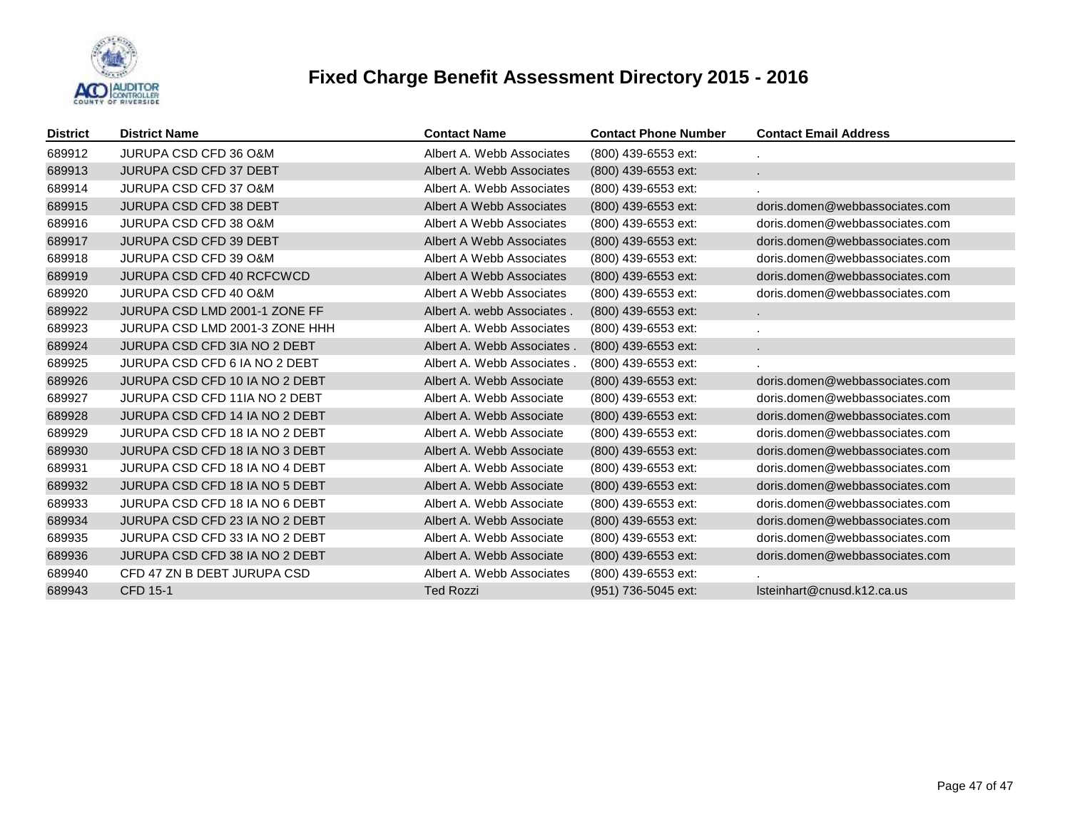# Fixed Charge Benefit Assessment Directory 2015 - 2016

| District | District Name | Contact Name | Contact Phone Number | Contact Email Address |
|---|---|---|---|---|
| 689912 | JURUPA CSD CFD 36 O&M | Albert A. Webb Associates | (800) 439-6553 ext: | . |
| 689913 | JURUPA CSD CFD 37 DEBT | Albert A. Webb Associates | (800) 439-6553 ext: | . |
| 689914 | JURUPA CSD CFD 37 O&M | Albert A. Webb Associates | (800) 439-6553 ext: | . |
| 689915 | JURUPA CSD CFD 38 DEBT | Albert A Webb Associates | (800) 439-6553 ext: | doris.domen@webbassociates.com |
| 689916 | JURUPA CSD CFD 38 O&M | Albert A Webb Associates | (800) 439-6553 ext: | doris.domen@webbassociates.com |
| 689917 | JURUPA CSD CFD 39 DEBT | Albert A Webb Associates | (800) 439-6553 ext: | doris.domen@webbassociates.com |
| 689918 | JURUPA CSD CFD 39 O&M | Albert A Webb Associates | (800) 439-6553 ext: | doris.domen@webbassociates.com |
| 689919 | JURUPA CSD CFD 40 RCFCWCD | Albert A Webb Associates | (800) 439-6553 ext: | doris.domen@webbassociates.com |
| 689920 | JURUPA CSD CFD 40 O&M | Albert A Webb Associates | (800) 439-6553 ext: | doris.domen@webbassociates.com |
| 689922 | JURUPA CSD LMD 2001-1 ZONE FF | Albert A. webb Associates . | (800) 439-6553 ext: | . |
| 689923 | JURUPA CSD LMD 2001-3 ZONE HHH | Albert A. Webb Associates | (800) 439-6553 ext: | . |
| 689924 | JURUPA CSD CFD 3IA NO 2 DEBT | Albert A. Webb Associates . | (800) 439-6553 ext: | . |
| 689925 | JURUPA CSD CFD 6 IA NO 2 DEBT | Albert A. Webb Associates . | (800) 439-6553 ext: | . |
| 689926 | JURUPA CSD CFD 10 IA NO 2 DEBT | Albert A. Webb Associate | (800) 439-6553 ext: | doris.domen@webbassociates.com |
| 689927 | JURUPA CSD CFD 11IA NO 2 DEBT | Albert A. Webb Associate | (800) 439-6553 ext: | doris.domen@webbassociates.com |
| 689928 | JURUPA CSD CFD 14 IA NO 2 DEBT | Albert A. Webb Associate | (800) 439-6553 ext: | doris.domen@webbassociates.com |
| 689929 | JURUPA CSD CFD 18 IA NO 2 DEBT | Albert A. Webb Associate | (800) 439-6553 ext: | doris.domen@webbassociates.com |
| 689930 | JURUPA CSD CFD 18 IA NO 3 DEBT | Albert A. Webb Associate | (800) 439-6553 ext: | doris.domen@webbassociates.com |
| 689931 | JURUPA CSD CFD 18 IA NO 4 DEBT | Albert A. Webb Associate | (800) 439-6553 ext: | doris.domen@webbassociates.com |
| 689932 | JURUPA CSD CFD 18 IA NO 5 DEBT | Albert A. Webb Associate | (800) 439-6553 ext: | doris.domen@webbassociates.com |
| 689933 | JURUPA CSD CFD 18 IA NO 6 DEBT | Albert A. Webb Associate | (800) 439-6553 ext: | doris.domen@webbassociates.com |
| 689934 | JURUPA CSD CFD 23 IA NO 2 DEBT | Albert A. Webb Associate | (800) 439-6553 ext: | doris.domen@webbassociates.com |
| 689935 | JURUPA CSD CFD 33 IA NO 2 DEBT | Albert A. Webb Associate | (800) 439-6553 ext: | doris.domen@webbassociates.com |
| 689936 | JURUPA CSD CFD 38 IA NO 2 DEBT | Albert A. Webb Associate | (800) 439-6553 ext: | doris.domen@webbassociates.com |
| 689940 | CFD 47 ZN B DEBT JURUPA CSD | Albert A. Webb Associates | (800) 439-6553 ext: | . |
| 689943 | CFD 15-1 | Ted Rozzi | (951) 736-5045 ext: | lsteinhart@cnusd.k12.ca.us |